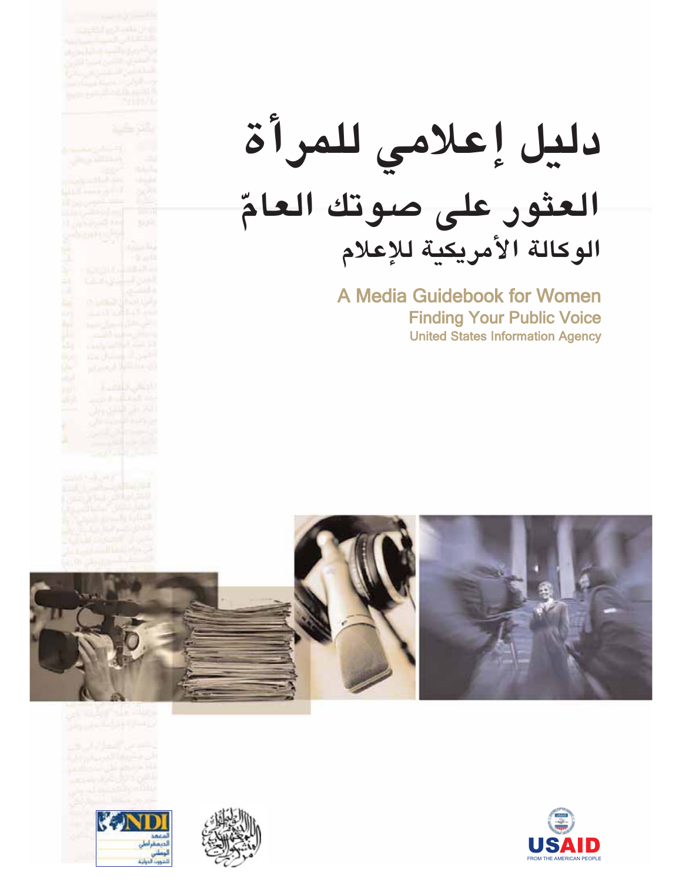# دليل إعلامي للمرأة

## العثور على صوتك العامّ

### الوكالة الأمريكية للإعلام

# A Media Guidebook for Women

## Finding Your Public Voice

### United States Information Agency

NDI المعهد الديمقراطي الوطني للشؤون الدولية

USAID
FROM THE AMERICAN PEOPLE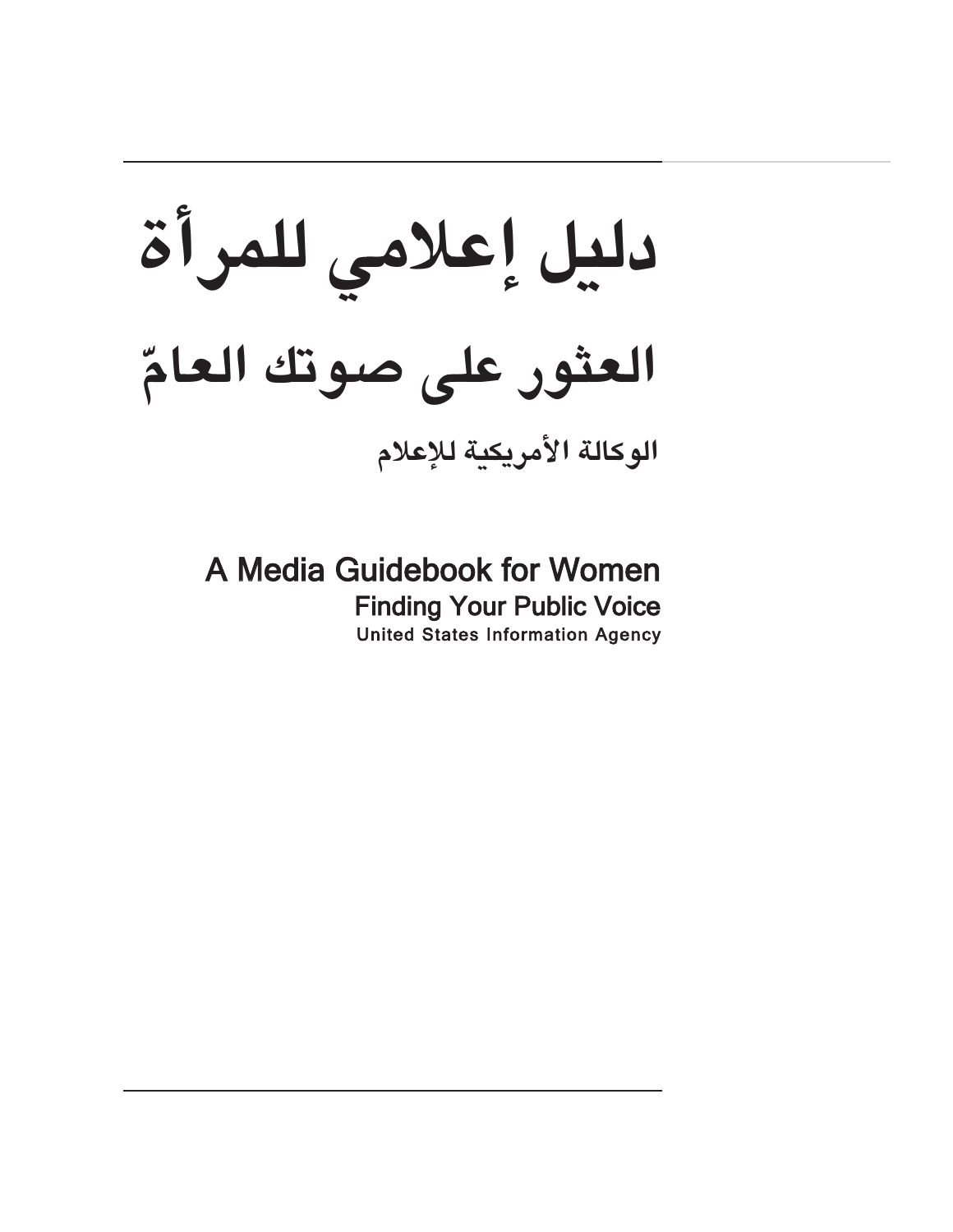# دليل إعلامي للمرأة

## العثور على صوتك العامّ

### الوكالة الأمريكية للإعلام

# A Media Guidebook for Women

## Finding Your Public Voice

### United States Information Agency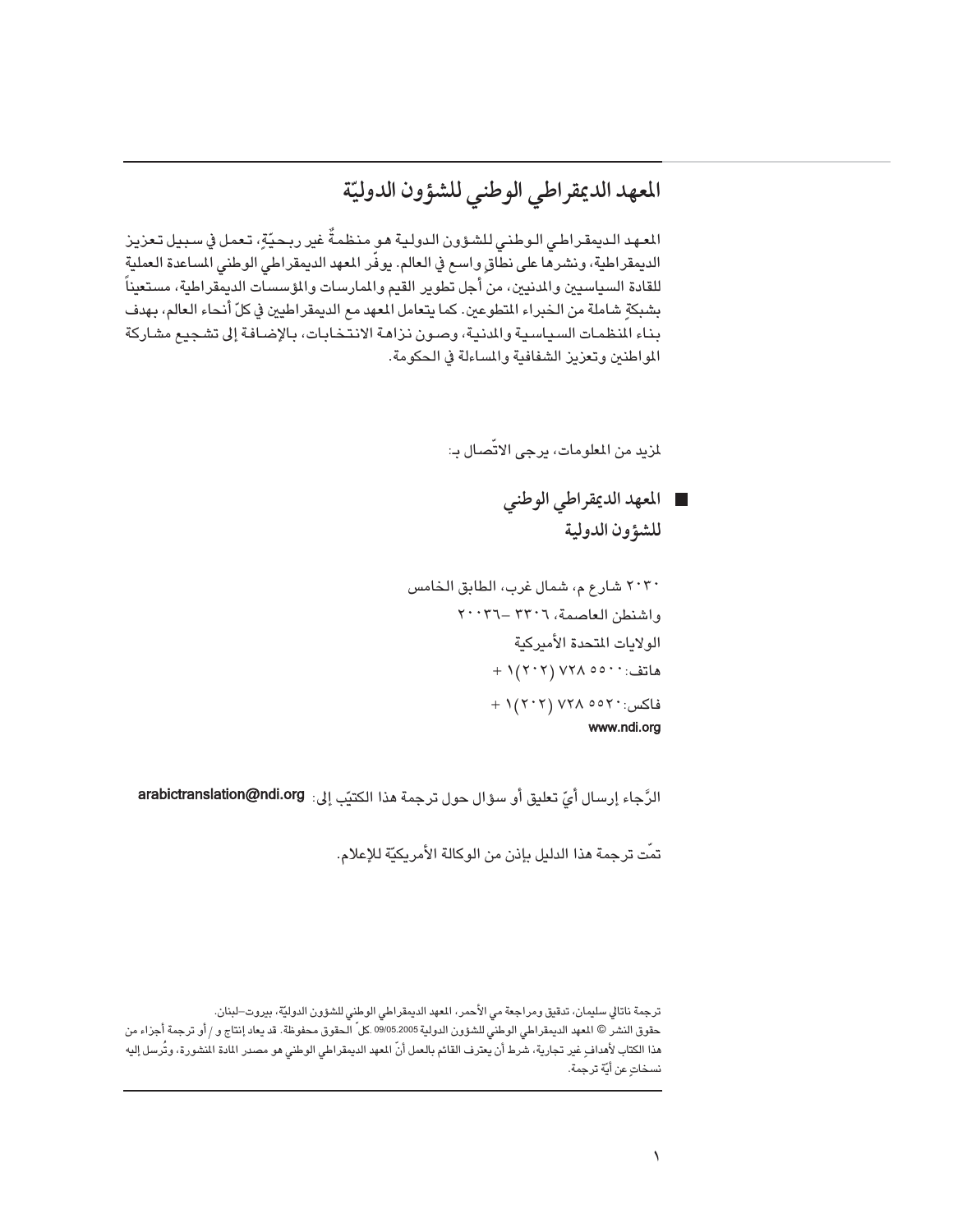# المعهد الديمقراطي الوطني للشؤون الدوليّة

المعهد الديمقراطي الوطني للشؤون الدولية هو منظمةٌ غير ربحيّةٍ، تعمل في سبيل تعزيز الديمقراطية، ونشرها على نطاقٍ واسع في العالم. يوفّر المعهد الديمقراطي الوطني المساعدة العملية للقادة السياسيين والمدنيين، من أجل تطوير القيم والممارسات والمؤسسات الديمقراطية، مستعيناً بشبكةٍ شاملة من الخبراء المتطوعين. كما يتعامل المعهد مع الديمقراطيين في كلّ أنحاء العالم، بهدف بناء المنظمات السياسية والمدنية، وصون نزاهة الانتخابات، بالإضافة إلى تشجيع مشاركة المواطنين وتعزيز الشفافية والمساءلة في الحكومة.

لمزيد من المعلومات، يرجى الاتّصال بـ:

- **المعهد الديمقراطي الوطني للشؤون الدولية**

٢٠٣٠ شارع م، شمال غرب، الطابق الخامس
واشنطن العاصمة، ٣٣٠٦ –٢٠٠٣٦
الولايات المتحدة الأميركية
هاتف: ٥٥٠٠ ٧٢٨ (٢٠٢) ١ +
فاكس: ٥٥٢٠ ٧٢٨ (٢٠٢) ١ +
**www.ndi.org**

الرَّجاء إرسال أيّ تعليق أو سؤال حول ترجمة هذا الكتيّب إلى: **arabictranslation@ndi.org**

تمّت ترجمة هذا الدليل بإذن من الوكالة الأمريكيّة للإعلام.

ترجمة ناتالي سليمان، تدقيق ومراجعة مي الأحمر، المعهد الديمقراطي الوطني للشؤون الدوليّة، بيروت–لبنان.
حقوق النشر © المعهد الديمقراطي الوطني للشؤون الدولية 09/05.2005. كلّ الحقوق محفوظة. قد يعاد إنتاج و / أو ترجمة أجزاء من هذا الكتاب لأهداف غير تجارية، شرط أن يعترف القائم بالعمل أنّ المعهد الديمقراطي الوطني هو مصدر المادة المنشورة، وتُرسل إليه نسخاتٍ عن أيّة ترجمة.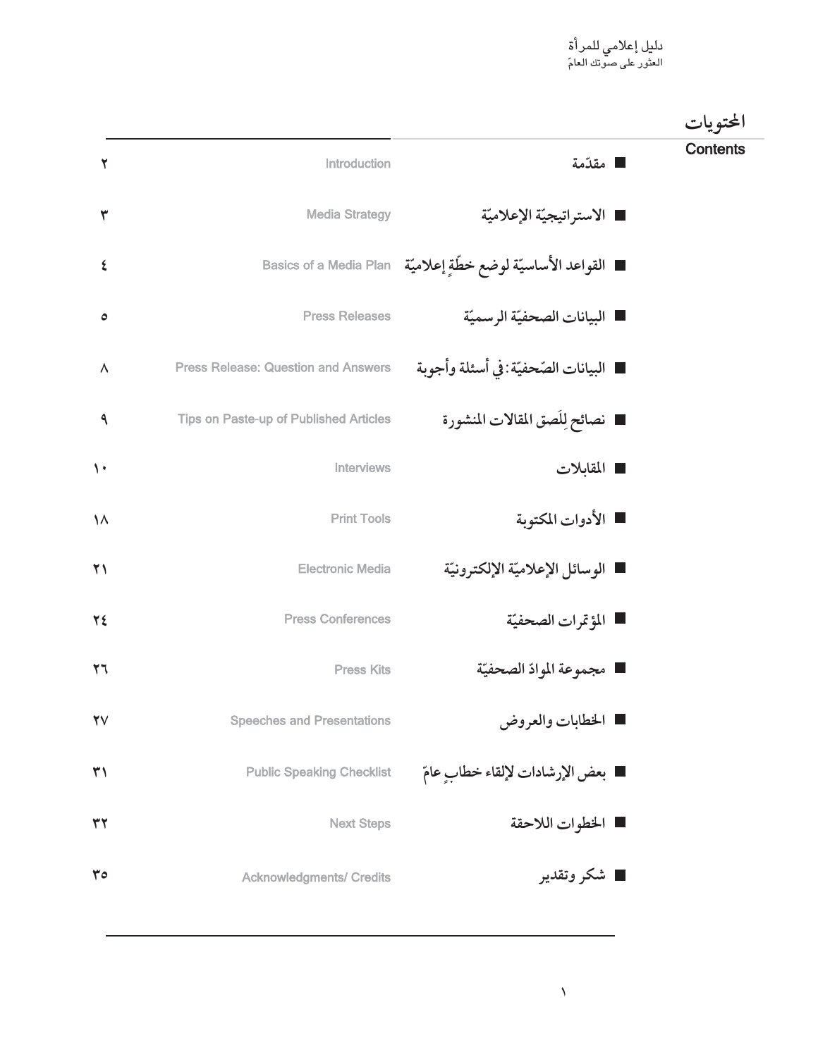# المحتويات

## Contents

| | | |
|---|---|---|
| ■ مقدّمة | Introduction | ٢ |
| ■ الاستراتيجيّة الإعلاميّة | Media Strategy | ٣ |
| ■ القواعد الأساسيّة لوضع خطّةٍ إعلاميّة | Basics of a Media Plan | ٤ |
| ■ البيانات الصحفيّة الرسميّة | Press Releases | ٥ |
| ■ البيانات الصّحفيّة: في أسئلة وأجوبة | Press Release: Question and Answers | ٨ |
| ■ نصائح لِلَصق المقالات المنشورة | Tips on Paste-up of Published Articles | ٩ |
| ■ المقابلات | Interviews | ١٠ |
| ■ الأدوات المكتوبة | Print Tools | ١٨ |
| ■ الوسائل الإعلاميّة الإلكترونيّة | Electronic Media | ٢١ |
| ■ المؤتمرات الصحفيّة | Press Conferences | ٢٤ |
| ■ مجموعة الموادّ الصحفيّة | Press Kits | ٢٦ |
| ■ الخطابات والعروض | Speeches and Presentations | ٢٧ |
| ■ بعض الإرشادات لإلقاء خطابٍ عامّ | Public Speaking Checklist | ٣١ |
| ■ الخطوات اللاحقة | Next Steps | ٣٢ |
| ■ شكر وتقدير | Acknowledgments/ Credits | ٣٥ |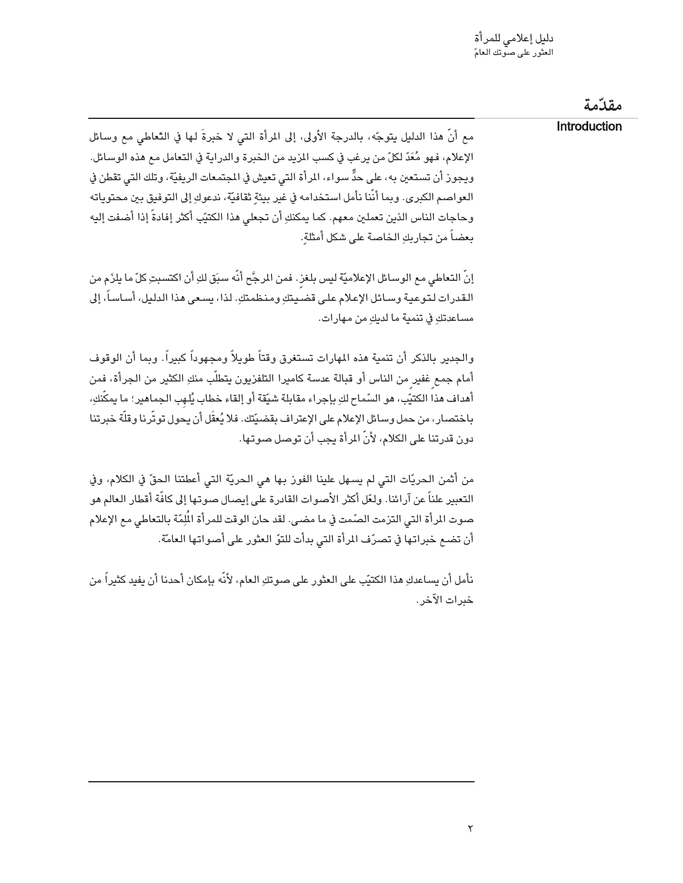## مقدّمة

### Introduction

مع أنّ هذا الدليل يتوجّه، بالدرجة الأولى، إلى المرأة التي لا خبرةَ لها في التّعاطي مع وسائل الإعلام، فهو مُعَدّ لكلّ من يرغب في كسب المزيد من الخبرة والدراية في التعامل مع هذه الوسائل. ويجوز أن تستعين به، على حدٍّ سواء، المرأة التي تعيش في المجتمعات الريفيّة، وتلك التي تقطن في العواصم الكبرى. وبما أنّنا نأمل استخدامه في غير بيئةٍ ثقافيّة، ندعوكِ إلى التوفيق بين محتوياته وحاجات الناس الذين تعملين معهم. كما يمكنكِ أن تجعلي هذا الكتيّب أكثر إفادةً إذا أضفت إليه بعضاً من تجاربكِ الخاصة على شكل أمثلةٍ.

إنّ التعاطي مع الوسائل الإعلاميّة ليس بلغز. فمن المرجّح أنّه سبَق لكِ أن اكتسبتِ كلّ ما يلزَم من القدرات لتوعية وسائل الإعلام على قضيتكِ ومنظمتكِ. لذا، يسعى هذا الدليل، أساساً، إلى مساعدتكِ في تنمية ما لديكِ من مهارات.

والجدير بالذكر أن تنمية هذه المهارات تستغرق وقتاً طويلاً ومجهوداً كبيراً. وبما أن الوقوف أمام جمعٍ غفيرٍ من الناس أو قبالة عدسة كاميرا التلفزيون يتطلّب منكِ الكثير من الجرأة، فمن أهداف هذا الكتيّب، هو السّماح لكِ بإجراء مقابلة شيّقة أو إلقاء خطاب يُلهِب الجماهير؛ ما يمكّنكِ، باختصار، من حمل وسائل الإعلام على الإعتراف بقضيّتك. فلا يُعقَل أن يحول توتّرنا وقلّة خبرتنا دون قدرتنا على الكلام، لأنّ المرأة يجب أن توصل صوتها.

من أثمن الحريّات التي لم يسهل علينا الفوز بها هي الحريّة التي أعطتنا الحقّ في الكلام، وفي التعبير علناً عن آرائنا. ولعلّ أكثر الأصوات القادرة على إيصال صوتها إلى كافّة أقطار العالم هو صوت المرأة التي التزمت الصّمت في ما مضى. لقد حان الوقت للمرأة المُلِمّة بالتعاطي مع الإعلام أن تضع خبراتها في تصرّف المرأة التي بدأت للتوّ العثور على أصواتها العامّة.

نأمل أن يساعدكِ هذا الكتيّب على العثور على صوتكِ العام، لأنّه بإمكان أحدنا أن يفيد كثيراً من خبرات الآخر.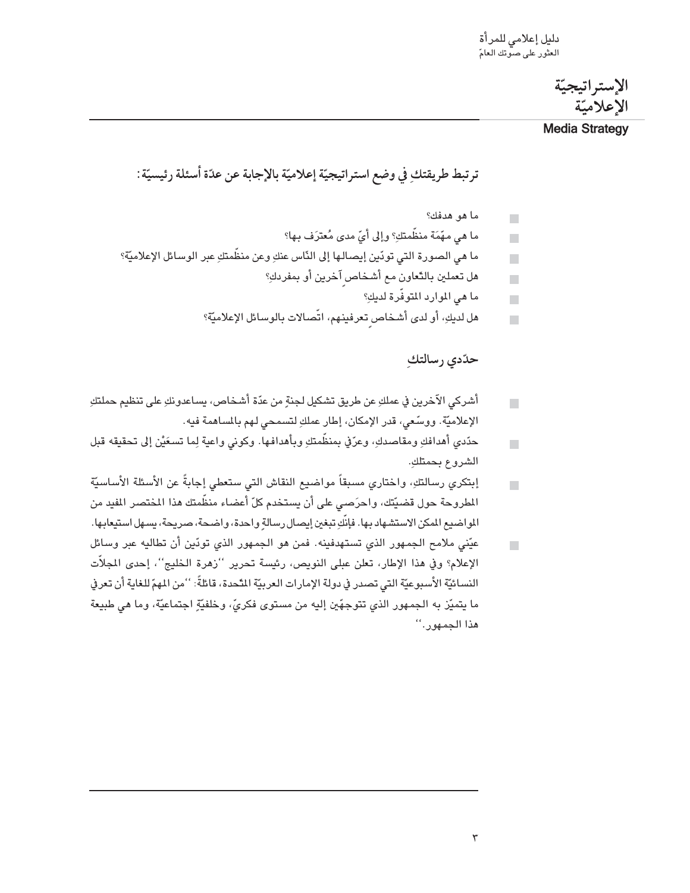# الإستراتيجيّة الإعلاميّة

**Media Strategy**

**ترتبط طريقتكِ في وضع استراتيجيّة إعلاميّة بالإجابة عن عدّة أسئلة رئيسيّة:**

- ما هو هدفك؟
- ما هي مهمّة منظّمتكِ؟ وإلى أيّ مدى مُعترَف بها؟
- ما هي الصورة التي تودّين إيصالها إلى النّاس عنكِ وعن منظّمتكِ عبر الوسائل الإعلاميّة؟
- هل تعملين بالتّعاون مع أشخاص آخرين أو بمفردكِ؟
- ما هي الموارد المتوفّرة لديكِ؟
- هل لديكِ، أو لدى أشخاص تعرفينهم، اتّصالات بالوسائل الإعلاميّة؟

## حدّدي رسالتكِ

- أشركي الآخرين في عملكِ عن طريق تشكيل لجنةٍ من عدّة أشخاص، يساعدونكِ على تنظيم حملتكِ الإعلاميّة. ووسّعي، قدر الإمكان، إطار عملكِ لتسمحي لهم بالمساهمة فيه.
- حدّدي أهدافكِ ومقاصدكِ، وعرّفي بمنظّمتكِ وبأهدافها. وكوني واعية لِما تسعَيْن إلى تحقيقه قبل الشروع بحملتكِ.
- إبتكري رسالتكِ، واختاري مسبقاً مواضيع النقاش التي ستعطي إجابةً عن الأسئلة الأساسيّة المطروحة حول قضيّتك، واحرَصي على أن يستخدم كلّ أعضاء منظّمتك هذا المختصر المفيد من المواضيع الممكن الاستشهاد بها. فإنّكِ تبغين إيصال رسالةٍ واحدة، واضحة، صريحة، يسهل استيعابها.
- عيّني ملامح الجمهور الذي تستهدفينه. فمن هو الجمهور الذي تودّين أن تطاليه عبر وسائل الإعلام؟ وفي هذا الإطار، تعلن عبلى النويص، رئيسة تحرير ''زهرة الخليج''، إحدى المجلاّت النسائيّة الأسبوعيّة التي تصدر في دولة الإمارات العربيّة المتّحدة، قائلةً: ''من المهمّ للغاية أن تعرفي ما يتميّز به الجمهور الذي تتوجّهين إليه من مستوى فكريّ، وخلفيّةٍ اجتماعيّة، وما هي طبيعة هذا الجمهور.''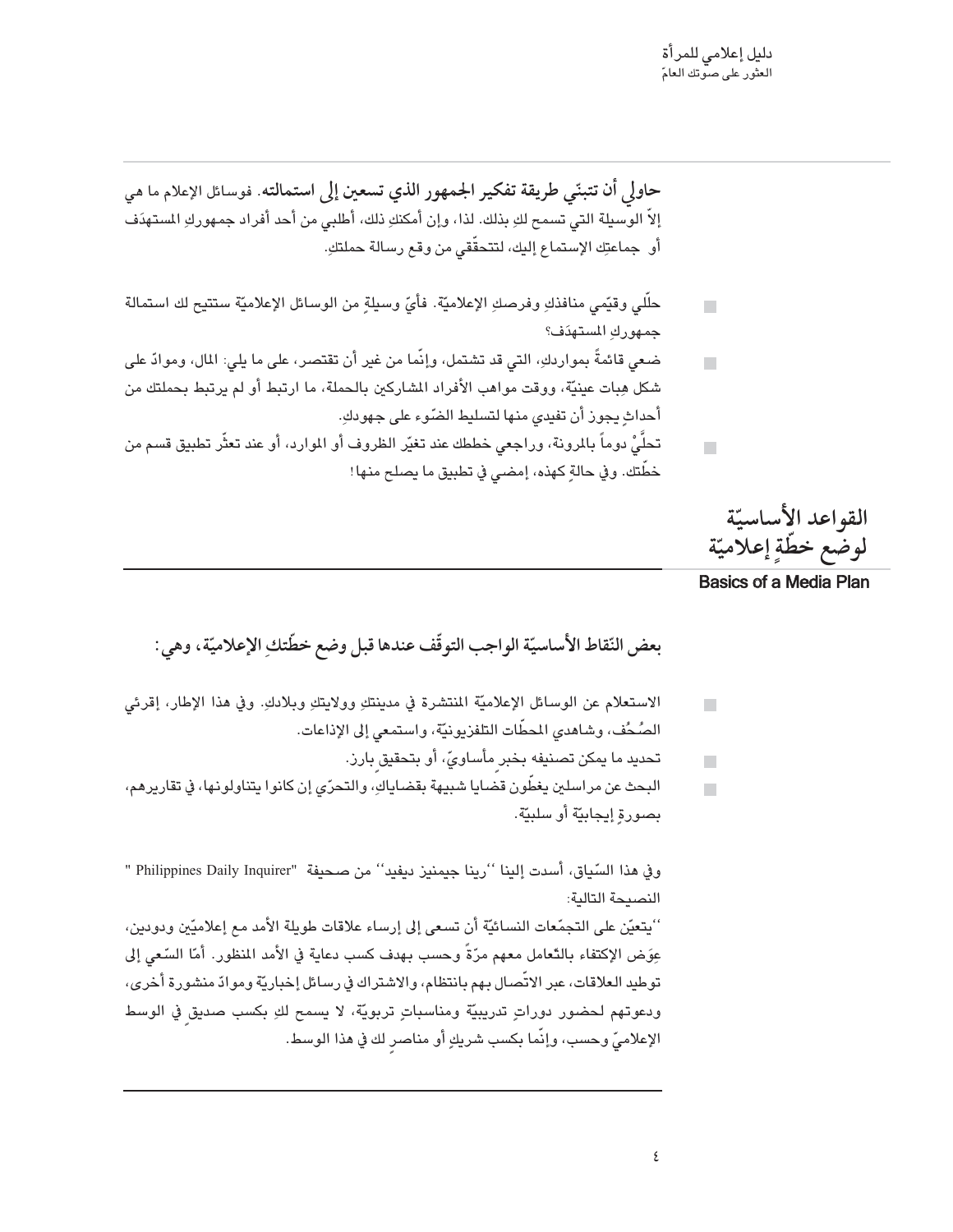**حاولي أن تتبنّي طريقة تفكير الجمهور الذي تسعين إلى استمالته.** فوسائل الإعلام ما هي إلاّ الوسيلة التي تسمح لكِ بذلك. لذا، وإن أمكنكِ ذلك، أطلبي من أحد أفراد جمهوركِ المستهدَف أو جماعتِك الإستماع إليك، لتتحقّقي من وقع رسالة حملتكِ.

- حلّلي وقيّمي منافذكِ وفرصكِ الإعلاميّة. فأيّ وسيلةٍ من الوسائل الإعلاميّة ستتيح لك استمالة جمهوركِ المستهدَف؟
- ضعي قائمةً بمواردكِ، التي قد تشتمل، وإنّما من غير أن تقتصر، على ما يلي: المال، وموادّ على شكل هِبات عينيّة، ووقت مواهب الأفراد المشاركين بالحملة، ما ارتبط أو لم يرتبط بحملتك من أحداثٍ يجوز أن تفيدي منها لتسليط الضّوء على جهودكِ.
- تحلَّيْ دوماً بالمرونة، وراجعي خططك عند تغيّر الظروف أو الموارد، أو عند تعثّر تطبيق قسم من خطّتك. وفي حالةٍ كهذه، إمضي في تطبيق ما يصلح منها!

## القواعد الأساسيّة لوضع خطّةٍ إعلاميّة

**Basics of a Media Plan**

### بعض النّقاط الأساسيّة الواجب التوقّف عندها قبل وضع خطّتكِ الإعلاميّة، وهي:

- الاستعلام عن الوسائل الإعلاميّة المنتشرة في مدينتكِ وولايتكِ وبلادكِ. وفي هذا الإطار، إقرئي الصُحُف، وشاهدي المحطّات التلفزيونيّة، واستمعي إلى الإذاعات.
- تحديد ما يمكن تصنيفه بخبرٍ مأساويّ، أو بتحقيقٍ بارز.
- البحث عن مراسلين يغطّون قضايا شبيهة بقضاياكِ، والتحرّي إن كانوا يتناولونها، في تقاريرهم، بصورةٍ إيجابيّة أو سلبيّة.

وفي هذا السّياق، أسدت إلينا ''رينا جيمنيز ديفيد'' من صحيفة "Philippines Daily Inquirer" النصيحة التالية:

''يتعيّن على التجمّعات النسائيّة أن تسعى إلى إرساء علاقات طويلة الأمد مع إعلاميّين ودودين، عِوَض الإكتفاء بالتّعامل معهم مرّةً وحسب بهدف كسب دعاية في الأمد المنظور. أمّا السّعي إلى توطيد العلاقات، عبر الاتّصال بهم بانتظام، والاشتراك في رسائل إخباريّة وموادّ منشورة أخرى، ودعوتهم لحضور دوراتٍ تدريبيّة ومناسباتٍ تربويّة، لا يسمح لكِ بكسب صديقٍ في الوسط الإعلاميّ وحسب، وإنّما بكسب شريكٍ أو مناصرٍ لك في هذا الوسط.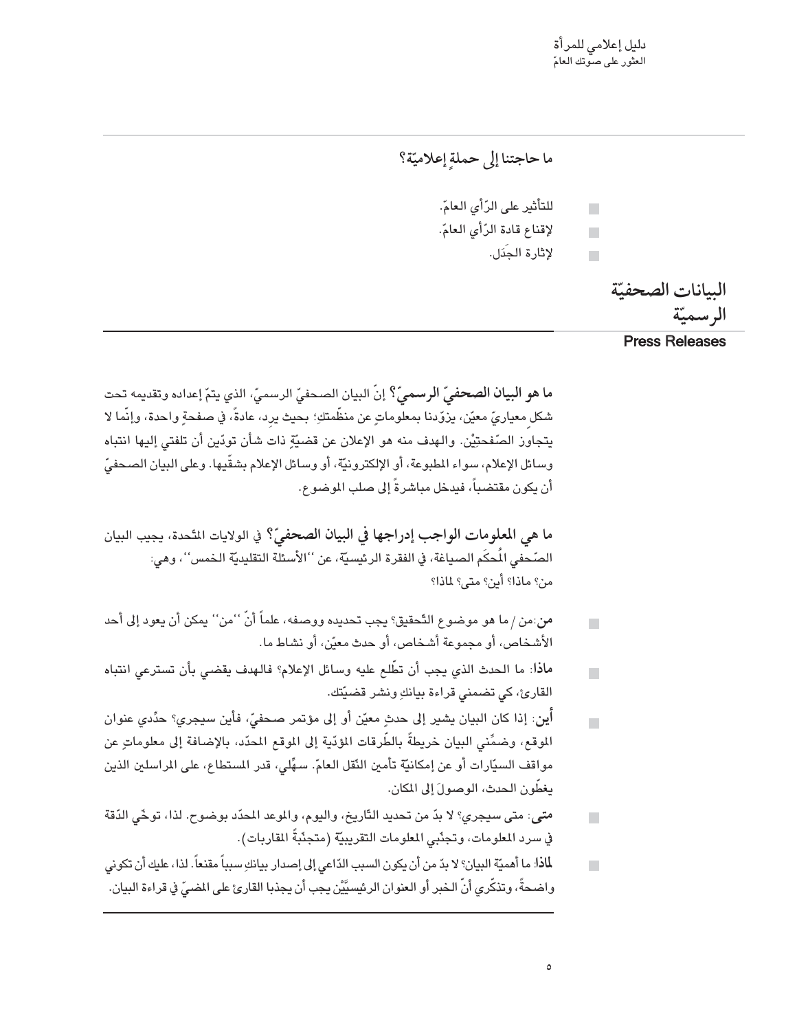### ما حاجتنا إلى حملةٍ إعلاميّة؟

- للتأثير على الرّأي العامّ.
- لإقناع قادة الرّأي العامّ.
- لإثارة الجَدَل.

## البيانات الصحفيّة الرسميّة

**Press Releases**

**ما هو البيان الصحفيّ الرسميّ؟** إنّ البيان الصحفيّ الرسميّ، الذي يتمّ إعداده وتقديمه تحت شكلٍ معياريّ معيّن، يزوّدنا بمعلوماتٍ عن منظّمتكِ؛ بحيث يرد، عادةً، في صفحةٍ واحدة، وإنّما لا يتجاوز الصّفحتَيْن. والهدف منه هو الإعلان عن قضيّةٍ ذات شأن تودّين أن تلفتي إليها انتباه وسائل الإعلام، سواء المطبوعة، أو الإلكترونيّة، أو وسائل الإعلام بشقّيها. وعلى البيان الصحفيّ أن يكون مقتضباً، فيدخل مباشرةً إلى صلب الموضوع.

**ما هي المعلومات الواجب إدراجها في البيان الصحفيّ؟** في الولايات المتّحدة، يجيب البيان الصّحفي المُحكَم الصياغة، في الفقرة الرئيسيّة، عن ''الأسئلة التقليديّة الخمس''، وهي: من؟ ماذا؟ أين؟ متى؟ لماذا؟

- **من**:من / ما هو موضوع التّحقيق؟ يجب تحديده ووصفه، علماً أنّ ''من'' يمكن أن يعود إلى أحد الأشخاص، أو مجموعة أشخاص، أو حدث معيّن، أو نشاط ما.
- **ماذا**: ما الحدث الذي يجب أن تطّلع عليه وسائل الإعلام؟ فالهدف يقضي بأن تسترعي انتباه القارئ، كي تضمني قراءة بيانكِ ونشر قضيّتك.
- **أين**: إذا كان البيان يشير إلى حدثٍ معيّن أو إلى مؤتمر صحفيّ، فأين سيجري؟ حدّدي عنوان الموقع، وضمِّني البيان خريطةً بالطّرقات المؤدّية إلى الموقع المحدّد، بالإضافة إلى معلوماتٍ عن مواقف السيّارات أو عن إمكانيّة تأمين النّقل العامّ. سهّلي، قدر المستطاع، على المراسلين الذين يغطّون الحدث، الوصولَ إلى المكان.
- **متى**: متى سيجري؟ لا بدّ من تحديد التّاريخ، واليوم، والموعد المحدّد بوضوح. لذا، توخّي الدّقة في سرد المعلومات، وتجنّبي المعلومات التقريبيّة (متجنّبةً المقاربات).
- **لماذا**: ما أهميّة البيان؟ لا بدّ من أن يكون السبب الدّاعي إلى إصدار بيانكِ سبباً مقنعاً. لذا، عليك أن تكوني واضحةً، وتذكّري أنّ الخبر أو العنوان الرئيسيَّيْن يجب أن يجذبا القارئ على المضيّ في قراءة البيان.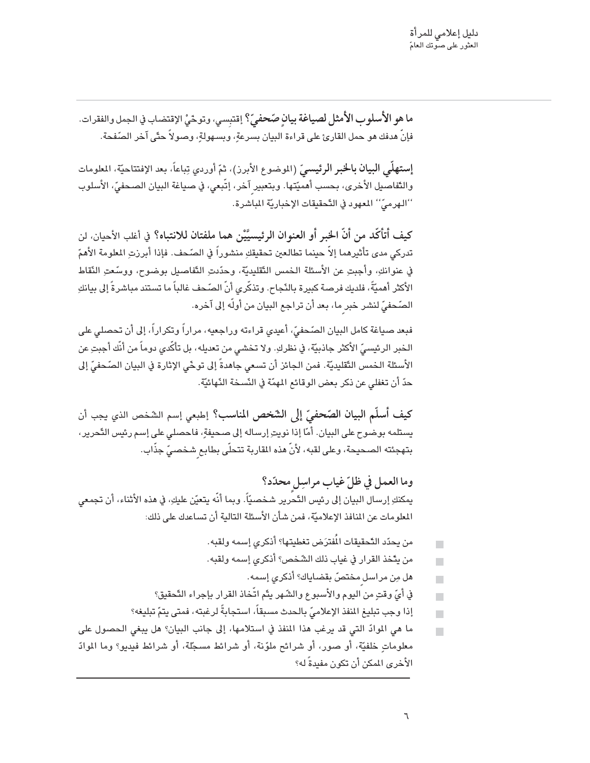**ما هو الأسلوب الأمثل لصياغة بيانٍ صّحفيّ؟** إقتبِسي، وتوخّيْ الإقتضاب في الجمل والفقرات. فإنّ هدفك هو حمل القارئ على قراءة البيان بسرعةٍ، وبسهولةٍ، وصولاً حتّى آخر الصّفحة.

**إستهلّي البيان بالخبر الرئيسيّ** (الموضوع الأبرز)، ثمّ أوردي تِباعاً، بعد الإفتتاحيّة، المعلومات والتّفاصيل الأخرى، بحسب أهميّتها. وبتعبيرٍ آخر، إتّبعي، في صياغة البيان الصحفيّ، الأسلوب ''الهرميّ'' المعهود في التّحقيقات الإخباريّة المباشرة.

**كيف أتأكّد من أنّ الخبر أو العنوان الرئيسيَّيْن هما ملفتان للانتباه؟** في أغلب الأحيان، لن تدركي مدى تأثيرهما إلاّ حينما تطالعين تحقيقكِ منشوراً في الصّحف. فإذا أبرزتِ المعلومة الأهمّ في عنوانكِ، وأجبتِ عن الأسئلة الخمس التّقليديّة، وحدّدتِ التّفاصيل بوضوح، ووسّعتِ النّقاط الأكثر أهميّةً، فلديكِ فرصة كبيرة بالنّجاح. وتذكّري أنّ الصّحف غالباً ما تستند مباشرةً إلى بيانكِ الصّحفيّ لنشر خبرٍ ما، بعد أن تراجع البيان من أوّله إلى آخره.

فبعد صياغة كامل البيان الصّحفيّ، أعيدي قراءته وراجعيه، مراراً وتكراراً، إلى أن تحصلي على الخبر الرئيسيّ الأكثر جاذبيّة، في نظرِك. ولا تخشي من تعديله، بل تأكّدي دوماً من أنّك أجبتِ عن الأسئلة الخمس التّقليديّة. فمن الجائز أن تسعي جاهدةً إلى توخّي الإثارة في البيان الصّحفيّ إلى حدّ أن تغفلي عن ذكر بعض الوقائع المهمّة في النّسخة النّهائيّة.

**كيف أسلّم البيان الصّحفيّ إلى الشّخص المناسب؟** إطبعي إسم الشّخص الذي يجب أن يستلمه بوضوح على البيان. أمّا إذا نويتِ إرساله إلى صحيفةٍ، فاحصلي على إسم رئيس التّحرير، بتهجئته الصحيحة، وعلى لقبه، لأنّ هذه المقاربة تتحلّى بطابعٍ شخصيّ جذّاب.

**وما العمل في ظلّ غياب مراسلٍ محدّد؟**
يمكنكِ إرسال البيان إلى رئيس التّحرير شخصيّاً. وبما أنّه يتعيّن عليكِ، في هذه الأثناء، أن تجمعي المعلومات عن المنافذ الإعلاميّة، فمن شأن الأسئلة التالية أن تساعدك على ذلك:

- من يحدّد التّحقيقات المُفترَض تغطيتها؟ أذكري إسمه ولقبه.
- من يتّخذ القرار في غياب ذلك الشّخص؟ أذكري إسمه ولقبه.
- هل مِن مراسلٍ مختصّ بقضاياك؟ أذكري إسمه.
- في أيّ وقتٍ من اليوم والأسبوع والشّهر يتّم اتّخاذ القرار بإجراء التّحقيق؟
- إذا وجب تبليغ المنفذ الإعلاميّ بالحدث مسبقاً، استجابةً لرغبته، فمتى يتمّ تبليغه؟
- ما هي الموادّ التي قد يرغب هذا المنفذ في استلامها، إلى جانب البيان؟ هل يبغي الحصول على معلوماتٍ خلفيّة، أو صور، أو شرائح ملوّنة، أو شرائط مسجّلة، أو شرائط فيديو؟ وما الموادّ الأخرى الممكن أن تكون مفيدةً له؟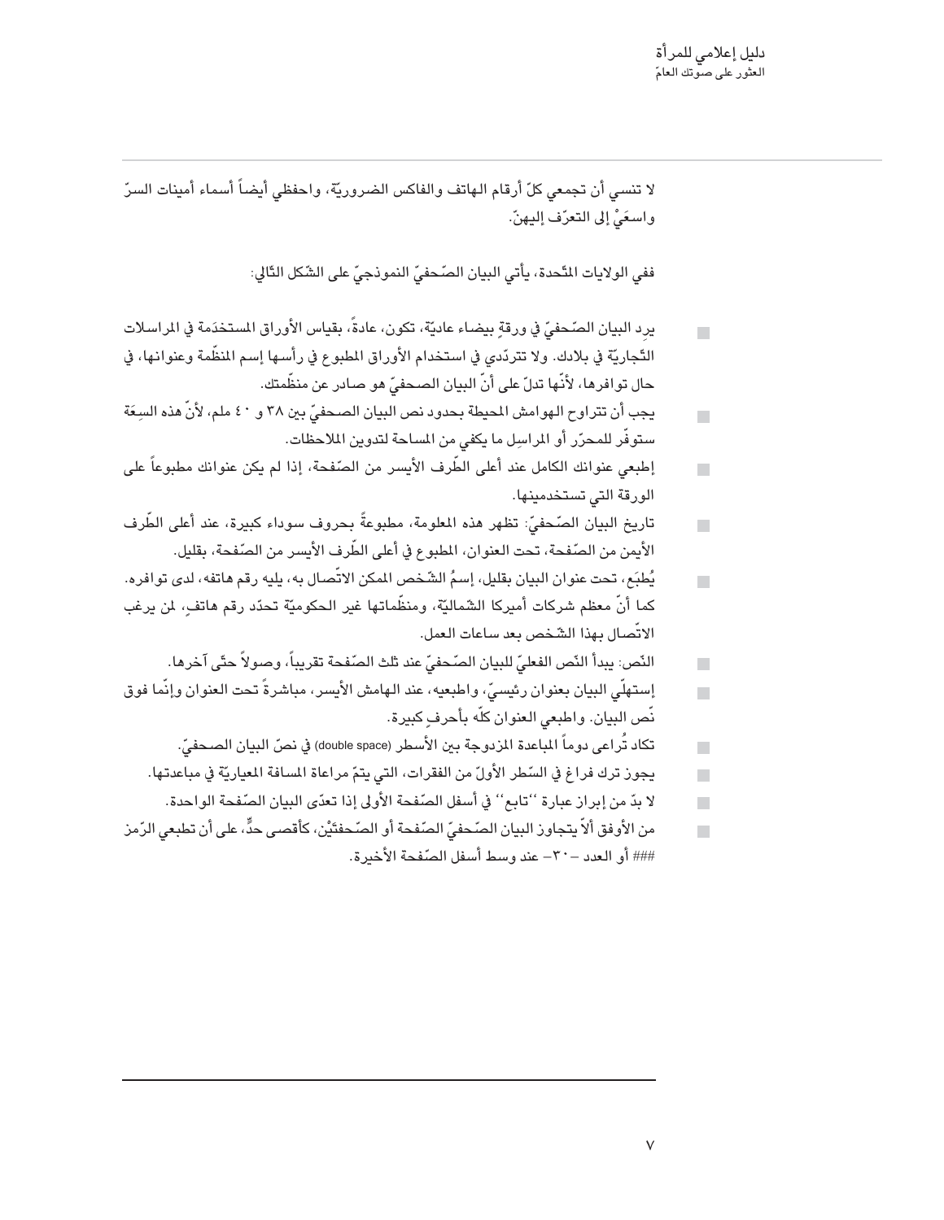لا تنسي أن تجمعي كلّ أرقام الهاتف والفاكس الضروريّة، واحفظي أيضاً أسماء أمينات السرّ واسعَيْ إلى التعرّف إليهنّ.

ففي الولايات المتّحدة، يأتي البيان الصّحفيّ النموذجيّ على الشّكل التّالي:

- يرِد البيان الصّحفيّ في ورقةٍ بيضاء عاديّة، تكون، عادةً، بقياس الأوراق المستخدَمة في المراسلات التّجاريّة في بلادك. ولا تتردّدي في استخدام الأوراق المطبوع في رأسها إسم المنظّمة وعنوانها، في حال توافرها، لأنّها تدلّ على أنّ البيان الصحفيّ هو صادر عن منظّمتك.
- يجب أن تتراوح الهوامش المحيطة بحدود نص البيان الصحفيّ بين ٣٨ و ٤٠ ملم، لأنّ هذه السِعَة ستوفّر للمحرّر أو المراسِل ما يكفي من المساحة لتدوين الملاحظات.
- إطبعي عنوانك الكامل عند أعلى الطّرف الأيسر من الصّفحة، إذا لم يكن عنوانك مطبوعاً على الورقة التي تستخدمينها.
- تاريخ البيان الصّحفيّ: تظهر هذه المعلومة، مطبوعةً بحروف سوداء كبيرة، عند أعلى الطّرف الأيمن من الصّفحة، تحت العنوان، المطبوع في أعلى الطّرف الأيسر من الصّفحة، بقليل.
- يُطبَع، تحت عنوان البيان بقليل، إسمُ الشّخص الممكن الاتّصال به، يليه رقم هاتفه، لدى توافره. كما أنّ معظم شركات أميركا الشماليّة، ومنظّماتها غير الحكوميّة تحدّد رقم هاتفٍ، لمن يرغب الاتّصال بهذا الشّخص بعد ساعات العمل.
- النّص: يبدأ النّص الفعليّ للبيان الصّحفيّ عند ثلث الصّفحة تقريباً، وصولاً حتّى آخرها.
- إستهلّي البيان بعنوان رئيسيّ، واطبعيه، عند الهامش الأيسر، مباشرةً تحت العنوان وإنّما فوق نّص البيان. واطبعي العنوان كلّه بأحرفٍ كبيرة.
- تكاد تُراعى دوماً المباعدة المزدوجة بين الأسطر (double space) في نصّ البيان الصحفيّ.
- يجوز ترك فراغ في السّطر الأولّ من الفقرات، التي يتمّ مراعاة المسافة المعياريّة في مباعدتها.
- لا بدّ من إبراز عبارة ''تابع'' في أسفل الصّفحة الأولى إذا تعدّى البيان الصّفحة الواحدة.
- من الأوفق ألاّ يتجاوز البيان الصّحفيّ الصّفحة أو الصّحفتيْن، كأقصى حدٍّ، على أن تطبعي الرّمز ### أو العدد –٣٠– عند وسط أسفل الصّفحة الأخيرة.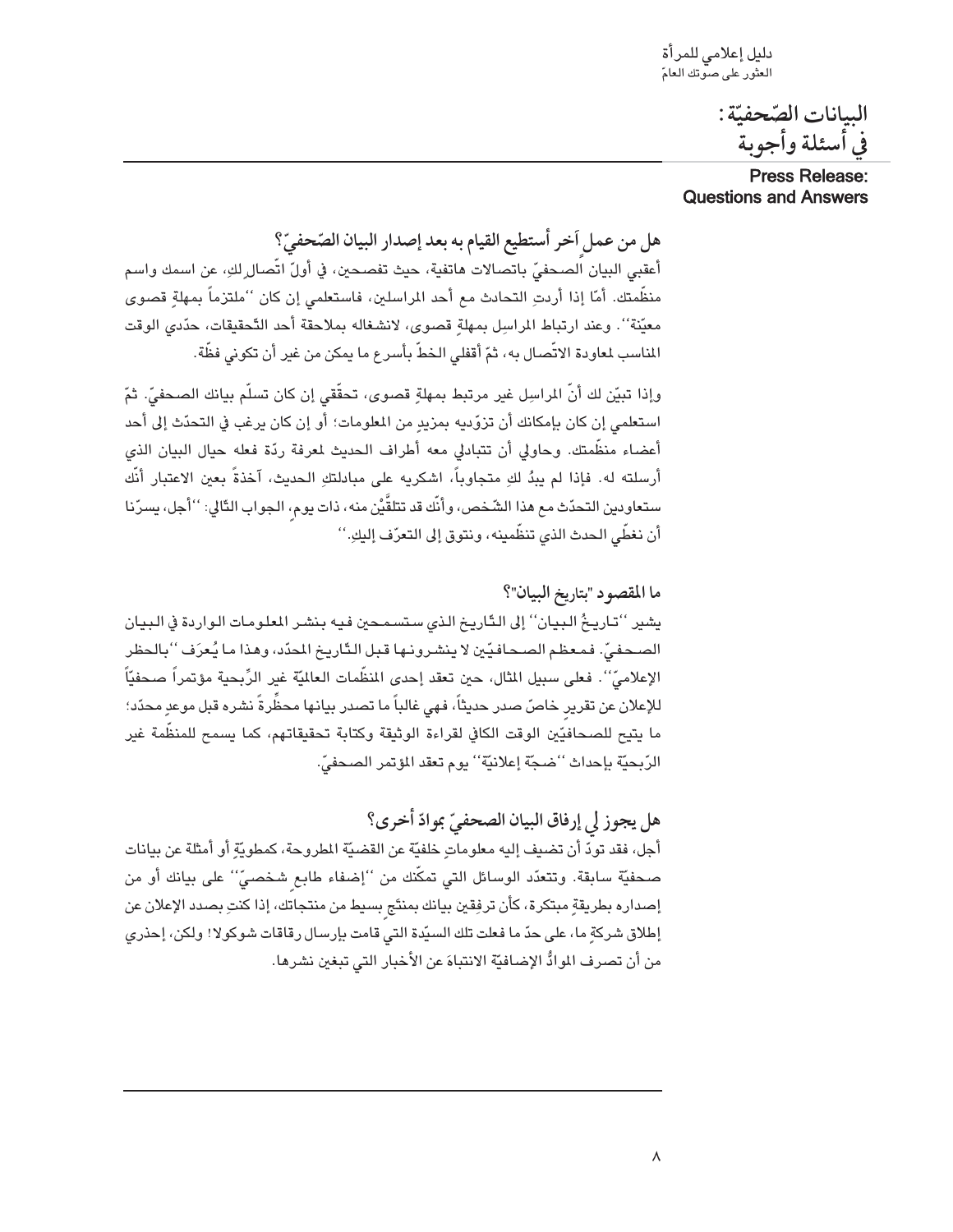# البيانات الصّحفيّة: في أسئلة وأجوبة

**Press Release: Questions and Answers**

### هل من عملٍ آخر أستطيع القيام به بعد إصدار البيان الصّحفيّ؟

أعقبي البيان الصحفيّ باتصالات هاتفية، حيث تفصحين، في أولّ اتّصالِكِ، عن اسمك واسم منظّمتك. أمّا إذا أردتِ التحادث مع أحد المراسلين، فاستعلمي إن كان ''ملتزماً بمهلةٍ قصوى معيّنة''. وعند ارتباط المراسِل بمهلةٍ قصوى، لانشغاله بملاحقة أحد التّحقيقات، حدّدي الوقت المناسب لمعاودة الاتّصال به، ثمّ أقفلي الخطّ بأسرع ما يمكن من غير أن تكوني فظّة.

وإذا تبيّن لك أنّ المراسِل غير مرتبط بمهلةٍ قصوى، تحقّقي إن كان تسلّم بيانك الصحفيّ. ثمّ استعلمي إن كان بإمكانك أن تزوّديه بمزيدٍ من المعلومات؛ أو إن كان يرغب في التحدّث إلى أحد أعضاء منظّمتك. وحاولي أن تتبادلي معه أطراف الحديث لمعرفة ردّة فعله حيال البيان الذي أرسلته له. فإذا لم يبدُ لكِ متجاوباً، اشكريه على مبادلتكِ الحديث، آخذةً بعين الاعتبار أنّك ستعاودين التحدّث مع هذا الشّخص، وأنّك قد تتلقّيْن منه، ذات يومٍ، الجواب التّالي: ''أجل، يسرّنا أن نغطّي الحدث الذي تنظّمينه، ونتوق إلى التعرّف إليكِ.''

### ما المقصود "بتاريخ البيان"؟

يشير ''تاريخُ البيان'' إلى التّاريخ الذي ستسمحين فيه بنشر المعلومات الواردة في البيان الصحفيّ. فمعظم الصحافيّين لا ينشرونها قبل التّاريخ المحدّد، وهذا ما يُعرَف ''بالحظر الإعلاميّ''. فعلى سبيل المثال، حين تعقد إحدى المنظّمات العالميّة غير الرِّبحية مؤتمراً صحفيّاً للإعلان عن تقريرٍ خاصّ صدر حديثاً، فهي غالباً ما تصدر بيانها محظّرةً نشره قبل موعدٍ محدّد؛ ما يتيح للصحافيّين الوقت الكافي لقراءة الوثيقة وكتابة تحقيقاتهم، كما يسمح للمنظّمة غير الرّبحيّة بإحداث ''ضجّة إعلانيّة'' يوم تعقد المؤتمر الصحفيّ.

### هل يجوز لي إرفاق البيان الصحفيّ بموادّ أخرى؟

أجل، فقد تودّ أن تضيف إليه معلوماتٍ خلفيّة عن القضيّة المطروحة، كمطويّةٍ أو أمثلة عن بيانات صحفيّة سابقة. وتتعدّد الوسائل التي تمكّنك من ''إضفاء طابعٍ شخصيّ'' على بيانك أو من إصداره بطريقةٍ مبتكرة، كأن ترفقين بيانك بمنتَجٍ بسيط من منتجاتك، إذا كنتِ بصدد الإعلان عن إطلاق شركةٍ ما، على حدّ ما فعلت تلك السيّدة التي قامت بإرسال رقاقات شوكولا! ولكن، إحذري من أن تصرف الموادُّ الإضافيّة الانتباهَ عن الأخبار التي تبغين نشرها.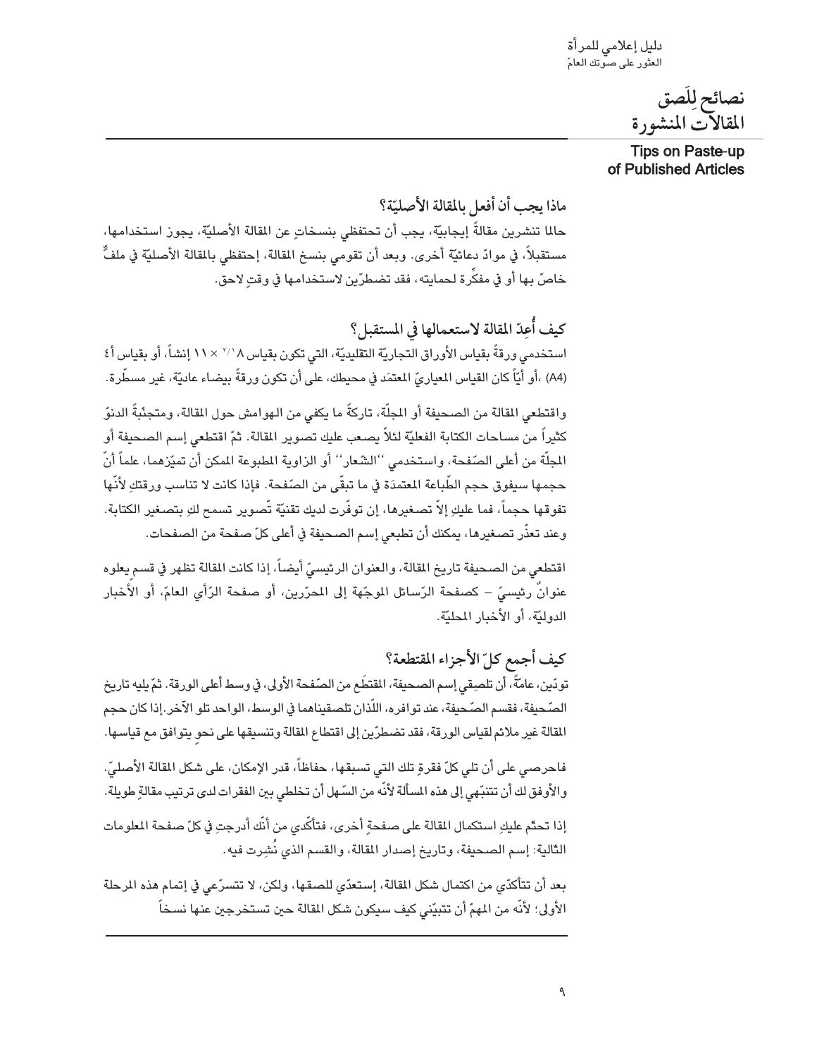# نصائح لِلَصق المقالات المنشورة

Tips on Paste-up of Published Articles

## ماذا يجب أن أفعل بالمقالة الأصليّة؟

حالما تنشرين مقالةً إيجابيّة، يجب أن تحتفظي بنسخاتٍ عن المقالة الأصليّة، يجوز استخدامها، مستقبلاً، في موادّ دعائيّة أخرى. وبعد أن تقومي بنسخ المقالة، إحتفظي بالمقالة الأصليّة في ملفٍّ خاصّ بها أو في مفكّرة لحمايته، فقد تضطرّين لاستخدامها في وقتٍ لاحق.

## كيف أُعِدّ المقالة لاستعمالها في المستقبل؟

استخدمي ورقةً بقياس الأوراق التجاريّة التقليديّة، التي تكون بقياس ٨ ١/٢ × ١١ إنشاً، أو بقياس أ٤ (A4)، أو أيّاً كان القياس المعياريّ المعتمَد في محيطك، على أن تكون ورقةً بيضاء عاديّة، غير مسطّرة.

واقتطعي المقالة من الصحيفة أو المجلّة، تاركةً ما يكفي من الهوامش حول المقالة، ومتجنّبةً الدنوّ كثيراً من مساحات الكتابة الفعليّة لئلاّ يصعب عليك تصوير المقالة. ثمّ اقتطعي إسم الصحيفة أو المجلّة من أعلى الصّفحة، واستخدمي "الشّعار" أو الزاوية المطبوعة الممكن أن تميّزهما، علماً أنّ حجمها سيفوق حجم الطّباعة المعتمدَة في ما تبقّى من الصّفحة. فإذا كانت لا تناسب ورقتكِ لأنّها تفوقها حجماً، فما عليكِ إلاّ تصغيرها، إن توفّرت لديك تقنيّة تّصوير تسمح لكِ بتصغير الكتابة. وعند تعذّر تصغيرها، يمكنك أن تطبعي إسم الصحيفة في أعلى كلّ صفحة من الصفحات.

اقتطعي من الصحيفة تاريخ المقالة، والعنوان الرئيسيّ أيضاً، إذا كانت المقالة تظهر في قسم يعلوه عنوانٌ رئيسيّ – كصفحة الرّسائل الموجّهة إلى المحرّرين، أو صفحة الرّأي العامّ، أو الأخبار الدوليّة، أو الأخبار المحليّة.

## كيف أجمع كلّ الأجزاء المقتطعة؟

تودّين، عامّةً، أن تلصِقي إسم الصحيفة، المقتطَع من الصّفحة الأولى، في وسط أعلى الورقة. ثمّ يليه تاريخ الصّحيفة، فقسم الصّحيفة، عند توافره، اللّذان تلصقيناهما في الوسط، الواحد تلو الآخر. إذا كان حجم المقالة غير ملائم لقياس الورقة، فقد تضطرّين إلى اقتطاع المقالة وتنسيقها على نحوٍ يتوافق مع قياسها.

فاحرصي على أن تلي كلّ فقرةٍ تلك التي تسبقها، حفاظاً، قدر الإمكان، على شكل المقالة الأصليّ. والأوفق لك أن تتنبّهي إلى هذه المسألة لأنّه من السّهل أن تخلطي بين الفقرات لدى ترتيب مقالةٍ طويلة.

إذا تحتّم عليكِ استكمال المقالة على صفحةٍ أخرى، فتأكّدي من أنّك أدرجتِ في كلّ صفحة المعلومات التّالية: إسم الصحيفة، وتاريخ إصدار المقالة، والقسم الذي نُشِرت فيه.

بعد أن تتأكّدي من اكتمال شكل المقالة، إستعدّي للصقها، ولكن، لا تتسرّعي في إتمام هذه المرحلة الأولى؛ لأنّه من المهمّ أن تتبيّني كيف سيكون شكل المقالة حين تستخرجين عنها نسخاً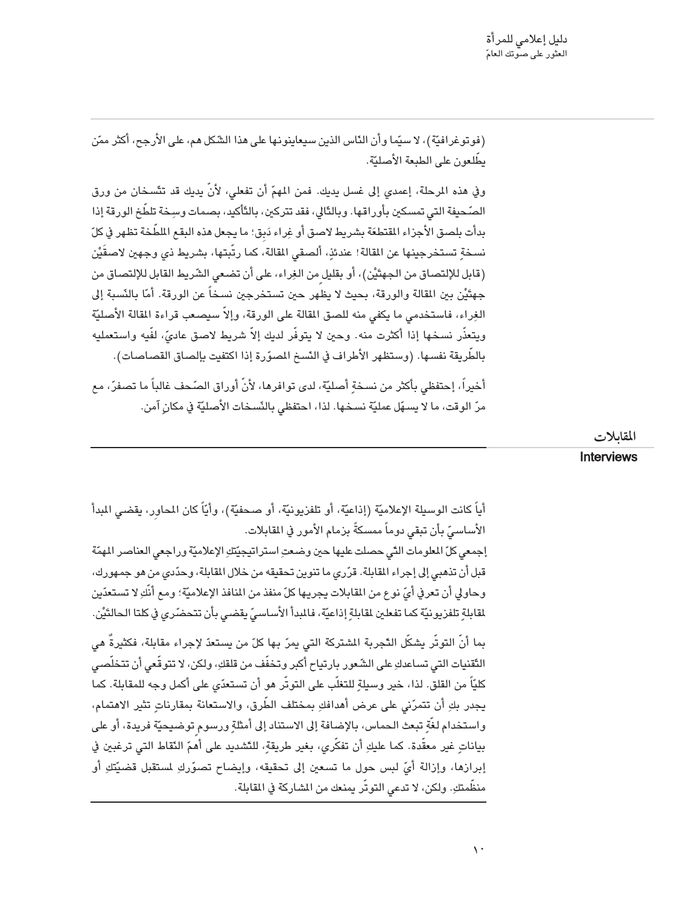(فوتوغرافيّة)، لا سيّما وأن النّاس الذين سيعاينونها على هذا الشكل هم، على الأرجح، أكثر ممّن يطّلعون على الطبعة الأصليّة.

وفي هذه المرحلة، إعمدي إلى غسل يديك. فمن المهمّ أن تفعلي، لأنّ يديك قد تتّسخان من ورق الصّحيفة التي تمسكين بأوراقها. وبالتّالي، فقد تتركين، بالتّأكيد، بصمات وسخة تلطّخ الورقة إذا بدأت بلصق الأجزاء المقتطعَة بشريط لاصق أو غِراء دَبِق؛ ما يجعل هذه البقع الملطّخة تظهر في كلّ نسخةٍ تستخرجينها عن المقالة! عندئذٍ، ألصقي المقالة، كما رتّبتها، بشريط ذي وجهين لاصقَيْن (قابل للإلتصاق من الجهتَيْن)، أو بقليل من الغِراء، على أن تضعي الشّريط القابل للإلتصاق من جهتَيْن بين المقالة والورقة، بحيث لا يظهر حين تستخرجين نسخاً عن الورقة. أمّا بالنّسبة إلى الغِراء، فاستخدمي ما يكفي منه للصق المقالة على الورقة، وإلاّ سيصعب قراءة المقالة الأصليّة ويتعذّر نسخها إذا أكثرت منه. وحين لا يتوفّر لديك إلاّ شريط لاصق عاديّ، لفّيه واستعمليه بالطّريقة نفسها. (وستظهر الأطراف في النّسخ المصوّرة إذا اكتفيت بإلصاق القصاصات).

أخيراً، إحتفظي بأكثر من نسخةٍ أصليّة، لدى توافرها، لأنّ أوراق الصّحف غالباً ما تصفرّ، مع مرّ الوقت، ما لا يسهّل عمليّة نسخها. لذا، احتفظي بالنّسخات الأصليّة في مكانٍ آمن.

## المقابلات
## Interviews

أيّاً كانت الوسيلة الإعلاميّة (إذاعيّة، أو تلفزيونيّة، أو صحفيّة)، وأيّاً كان المحاور، يقضي المبدأ الأساسيّ بأن تبقي دوماً ممسكةً بزمام الأمور في المقابلات.

إجمعي كلّ المعلومات التي حصلت عليها حين وضعتِ استراتيجيّتكِ الإعلاميّة وراجعي العناصر المهمّة قبل أن تذهبي إلى إجراء المقابلة. قرّري ما تنوين تحقيقه من خلال المقابلة، وحدّدي من هو جمهورك، وحاولي أن تعرفي أيّ نوع من المقابلات يجريها كلّ منفذ من المنافذ الإعلاميّة؛ ومع أنّكِ لا تستعدّين لمقابلةٍ تلفزيونيّة كما تفعلين لمقابلةٍ إذاعيّة، فالمبدأ الأساسيّ يقضي بأن تتحضّري في كلتا الحالتَيْن.

بما أنّ التوتّر يشكّل التّجربة المشتركة التي يمرّ بها كلّ من يستعدّ لإجراء مقابلة، فكثيرةٌ هي التّقنيات التي تساعدكِ على الشّعور بارتياحٍ أكبر وتخفّف من قلقكِ، ولكن، لا تتوقّعي أن تتخلّصي كليّاً من القلق. لذا، خير وسيلةٍ للتغلّب على التوتّر هو أن تستعدّي على أكمل وجه للمقابلة. كما يجدر بكِ أن تتمرّني على عرض أهدافكِ بمختلف الطّرق، والاستعانة بمقارناتٍ تثير الاهتمام، واستخدام لغةٍ تبعث الحماس، بالإضافة إلى الاستناد إلى أمثلةٍ ورسومٍ توضيحيّة فريدة، أو على بياناتٍ غير معقّدة. كما عليكِ أن تفكّري، بغير طريقةٍ، للتّشديد على أهمّ النّقاط التي ترغبين في إبرازها، وإزالة أيّ لبس حول ما تسعين إلى تحقيقه، وإيضاح تصوّركِ لمستقبل قضيّتكِ أو منظّمتكِ. ولكن، لا تدعي التوتّر يمنعك من المشاركة في المقابلة.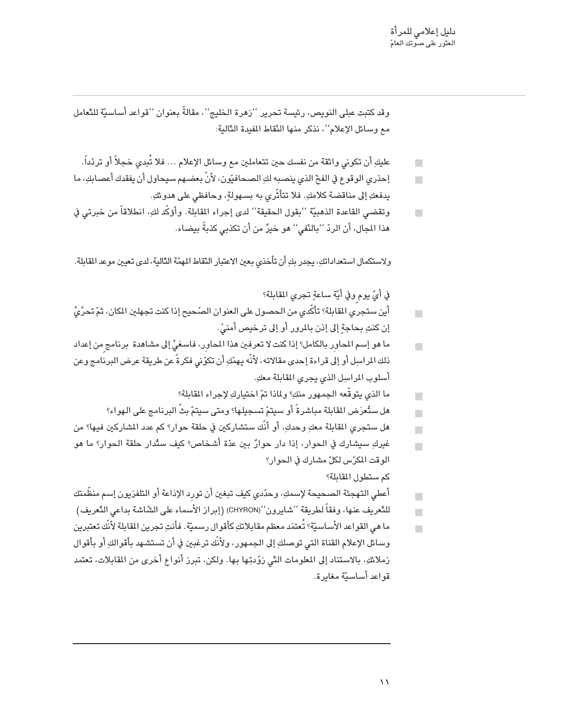وقد كتبت عبلى النويص، رئيسة تحرير ''زهرة الخليج''، مقالةً بعنوان ''قواعد أساسيّة للتّعامل مع وسائل الإعلام''، نذكر منها النّقاط المفيدة التّالية:

- عليكِ أن تكوني واثقة من نفسك حين تتعاملين مع وسائل الإعلام ... فلا تُبدي خجلاً أو تردّداً.
- إحذري الوقوع في الفخّ الذي ينصبه لكِ الصحافيّون، لأنّ بعضهم سيحاول أن يفقدك أعصابكِ، ما يدفعكِ إلى مناقضة كلامكِ. فلا تتأثّري به بسهولةٍ، وحافظي على هدوئكِ.
- وتقضي القاعدة الذهبيّة ''بقول الحقيقة'' لدى إجراء المقابلة. وأؤكّد لكِ، انطلاقاً من خبرتي في هذا المجال، أن الردّ ''بالنّفي'' هو خيرٌ من أن تكذبي كذبةً بيضاء.

ولاستكمال استعداداتكِ، يجدر بكِ أن تأخذي بعين الاعتبار النّقاط المهمّة التّالية، لدى تعيين موعد المقابلة.

في أيّ يومٍ وفي أيّة ساعةٍ تجري المقابلة؟

- أين ستجري المقابلة؟ تأكّدي من الحصول على العنوان الصّحيح إذا كنت تجهلين المكان، ثمّ تحرَّيْ إن كنتِ بحاجةٍ إلى إذن بالمرور أو إلى ترخيص أمنيّ.
- ما هو إسم المحاور بالكامل؟ إذا كنت لا تعرفين هذا المحاور، فاسعَيْ إلى مشاهدة برنامجٍ من إعداد ذلك المراسِل أو إلى قراءة إحدى مقالاته، لأنّه يهمّكِ أن تكوّني فكرةً عن طريقة عرض البرنامج وعن أسلوب المراسِل الذي يجري المقابلة معكِ.
- ما الذي يتوقّعه الجمهور منكِ؟ ولماذا تمّ اختياركِ لإجراء المقابلة؟
- هل ستُعرَض المقابلة مباشرةً أو سيتمّ تسجيلها؟ ومتى سيتمّ بثّ البرنامج على الهواء؟
- هل ستجري المقابلة معكِ وحدكِ، أو أنّكِ ستشاركين في حلقة حوار؟ كم عدد المشاركين فيها؟ من
- غيركِ سيشارك في الحوار، إذا دار حوارٌ بين عدّة أشخاص؟ كيف ستُدار حلقة الحوار؟ ما هو الوقت المكرّس لكلّ مشارك في الحوار؟

كم ستطول المقابلة؟

- أعطي التهجئة الصحيحة لإسمكِ، وحدّدي كيف تبغين أن تورِد الإذاعة أو التلفزيون إسم منظّمتك
- للتّعريف عنها، وفقاً لطريقة ''شايرون''(CHYRON) (إبراز الأسماء على الشّاشة بداعي التّعريف)
- ما هي القواعد الأساسيّة؟ تُعتمَد معظم مقابلاتكِ كأقوال رسميّة. فأنتِ تجرين المقابلة لأنّكِ تعتبرين وسائل الإعلام القناة التي توصلكِ إلى الجمهور، ولأنّكِ ترغبين في أن تستشهد بأقوالكِ أو بأقوال زملائكِ، بالاستناد إلى المعلومات التّي زوّدتِها بها. ولكن، تبرز أنواع أخرى من المقابلات، تعتمد قواعد أساسيّة مغايرة.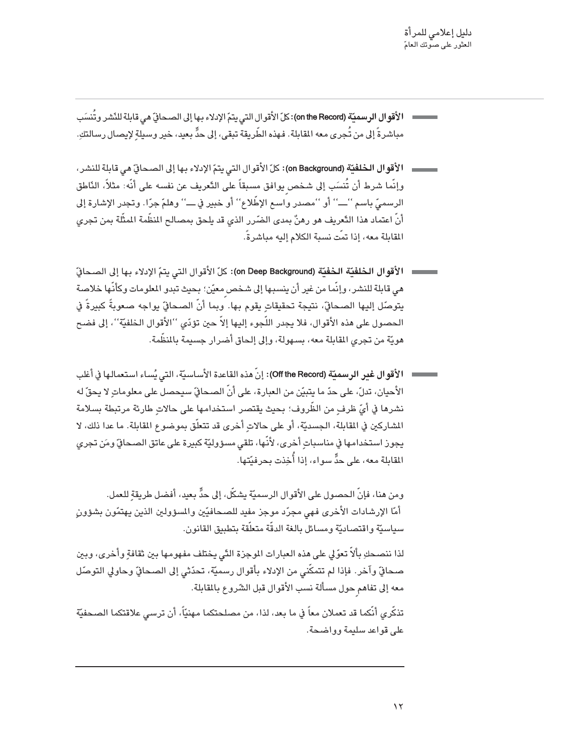- **الأقوال الرسميّة (on the Record):** كلّ الأقوال التي يتمّ الإدلاء بها إلى الصحافيّ هي قابلة للنّشر وتُنسَب مباشرةً إلى من تُجرى معه المقابلة. فهذه الطّريقة تبقى، إلى حدٍّ بعيد، خير وسيلةٍ لإيصال رسالتكِ.

- **الأقوال الخلفيّة (on Background):** كلّ الأقوال التي يتمّ الإدلاء بها إلى الصحافيّ هي قابلة للنشر، وإنّما شرط أن تُنسَب إلى شخص يوافق مسبقاً على التّعريف عن نفسه على أنّه: مثلاً، النّاطق الرسميّ باسم ''ـــ'' أو ''مصدر واسع الإطّلاع'' أو خبير في ـــ'' وهلمّ جرّا. وتجدر الإشارة إلى أنّ اعتماد هذا التّعريف هو رهنٌ بمدى الضّرر الذي قد يلحق بمصالح المنظّمة الممثّلة بمن تجري المقابلة معه، إذا تمّت نسبة الكلام إليه مباشرةً.

- **الأقوال الخلفيّة الخفيّة (on Deep Background):** كلّ الأقوال التي يتمّ الإدلاء بها إلى الصحافيّ هي قابلة للنشر، وإنّما من غير أن ينسبها إلى شخص معيّن؛ بحيث تبدو المعلومات وكأنّها خلاصة يتوصّل إليها الصحافيّ، نتيجة تحقيقاتٍ يقوم بها. وبما أنّ الصحافيّ يواجه صعوبةً كبيرةً في الحصول على هذه الأقوال، فلا يجدر اللّجوء إليها إلاّ حين تؤدّي ''الأقوال الخلفيّة''، إلى فضح هويّة من تجري المقابلة معه، بسهولة، وإلى إلحاق أضرار جسيمة بالمنظّمة.

- **الأقوال غير الرسميّة (Off the Record):** إنّ هذه القاعدة الأساسيّة، التي يُساء استعمالها في أغلب الأحيان، تدلّ، على حدّ ما يتبيّن من العبارة، على أنّ الصحافيّ سيحصل على معلوماتٍ لا يحقّ له نشرها في أيّ ظرفٍ من الظّروف؛ بحيث يقتصر استخدامها على حالاتٍ طارئة مرتبطة بسلامة المشاركين في المقابلة، الجسديّة، أو على حالاتٍ أخرى قد تتعلّق بموضوع المقابلة. ما عدا ذلك، لا يجوز استخدامها في مناسباتٍ أخرى، لأنّها، تلقي مسؤوليّة كبيرة على عاتق الصحافيّ ومَن تجري المقابلة معه، على حدٍّ سواء، إذا أُخِذت بحرفيّتها.

ومن هنا، فإنّ الحصول على الأقوال الرسميّة يشكّل، إلى حدٍّ بعيد، أفضل طريقةٍ للعمل. أمّا الإرشادات الأخرى فهي مجرّد موجز مفيد للصحافيّين والمسؤولين الذين يهتمّون بشؤونٍ سياسيّة واقتصاديّة ومسائل بالغة الدقّة متعلّقة بتطبيق القانون.

لذا ننصحكِ بألاّ تعوّلي على هذه العبارات الموجزة التّي يختلف مفهومها بين ثقافةٍ وأخرى، وبين صحافيّ وآخر. فإذا لم تتمكّني من الإدلاء بأقوال رسميّة، تحدّثي إلى الصحافيّ وحاولي التوصّل معه إلى تفاهمٍ حول مسألة نسب الأقوال قبل الشّروع بالمقابلة.

تذكّري أنّكما قد تعملان معاً في ما بعد، لذا، من مصلحتكما مهنيّاً، أن ترسي علاقتكما الصحفيّة على قواعد سليمة وواضحة.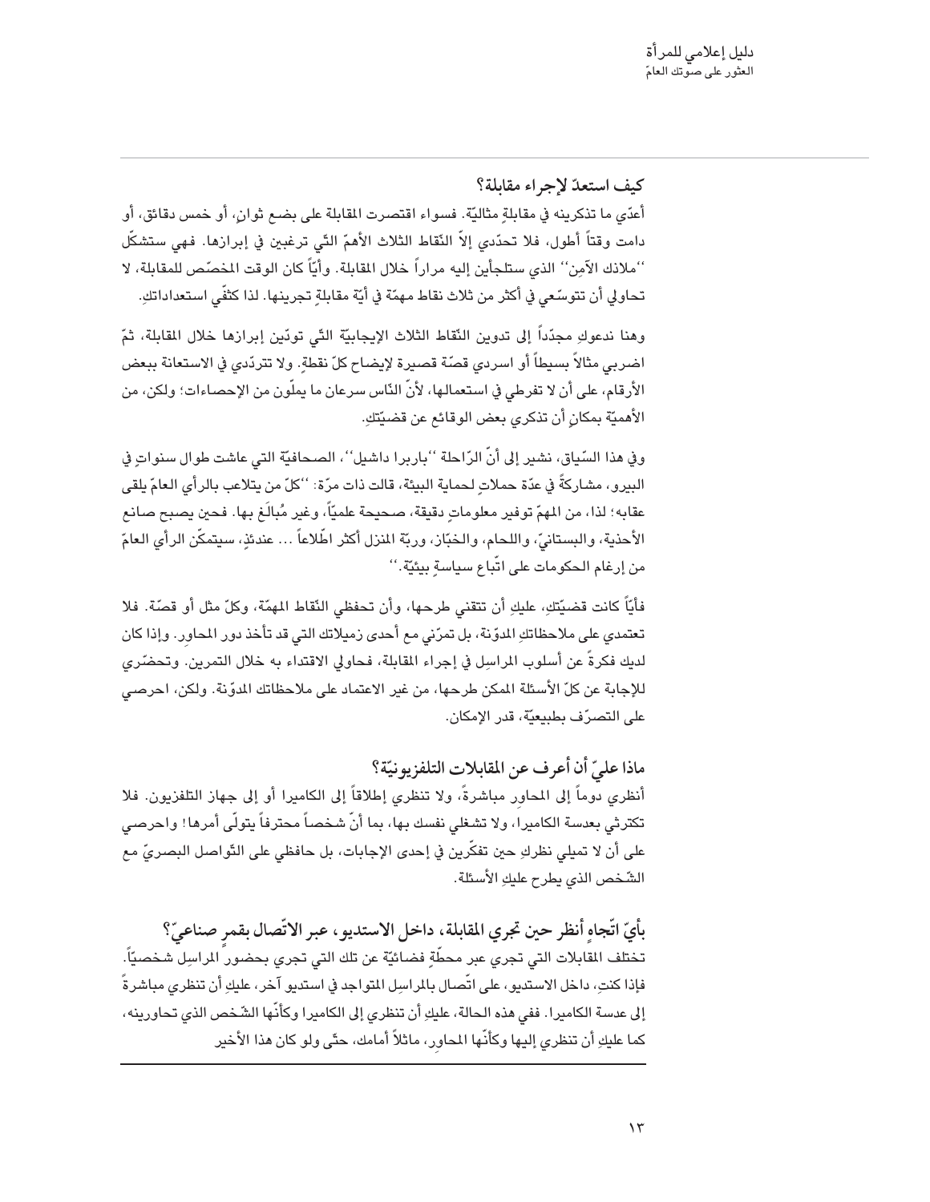## كيف استعدّ لإجراء مقابلة؟

أعدّي ما تذكرينه في مقابلةٍ مثاليّة. فسواء اقتصرت المقابلة على بضع ثوانٍ، أو خمس دقائق، أو دامت وقتاً أطول، فلا تحدّدي إلاّ النّقاط الثلاث الأهمّ التّي ترغبين في إبرازها. فهي ستشكّل ''ملاذك الآمِن'' الذي ستلجأين إليه مراراً خلال المقابلة. وأيّاً كان الوقت المخصّص للمقابلة، لا تحاولي أن تتوسّعي في أكثر من ثلاث نقاط مهمّة في أيّة مقابلةٍ تجرينها. لذا كثّفي استعداداتكِ.

وهنا ندعوكِ مجدّداً إلى تدوين النّقاط الثلاث الإيجابيّة التّي تودّين إبرازها خلال المقابلة، ثمّ اضربي مثالاً بسيطاً أو اسردي قصّة قصيرة لإيضاح كلّ نقطةٍ. ولا تتردّدي في الاستعانة ببعض الأرقام، على أن لا تفرطي في استعمالها، لأنّ النّاس سرعان ما يملّون من الإحصاءات؛ ولكن، من الأهميّة بمكانٍ أن تذكري بعض الوقائع عن قضيّتكِ.

وفي هذا السّياق، نشير إلى أنّ الرّاحلة ''باربرا داشيل''، الصحافيّة التي عاشت طوال سنواتٍ في البيرو، مشاركةً في عدّة حملاتٍ لحماية البيئة، قالت ذات مرّة: ''كلّ من يتلاعب بالرأي العامّ يلقى عقابه؛ لذا، من المهمّ توفير معلوماتٍ دقيقة، صحيحة علميّاً، وغير مُبالَغ بها. فحين يصبح صانع الأحذية، والبستانيّ، واللحام، والخبّاز، وربّة المنزل أكثر اطّلاعاً ... عندئذٍ، سيتمكّن الرأي العامّ من إرغام الحكومات على اتّباع سياسةٍ بيئيّة.''

فأيّاً كانت قضيّتكِ، عليكِ أن تتقني طرحها، وأن تحفظي النّقاط المهمّة، وكلّ مثل أو قصّة. فلا تعتمدي على ملاحظاتكِ المدوّنة، بل تمرّني مع أحدى زميلاتك التي قد تأخذ دور المحاوِر. وإذا كان لديك فكرةً عن أسلوب المراسِل في إجراء المقابلة، فحاولي الاقتداء به خلال التمرين. وتحضّري للإجابة عن كلّ الأسئلة الممكن طرحها، من غير الاعتماد على ملاحظاتك المدوّنة. ولكن، احرصي على التصرّف بطبيعيّة، قدر الإمكان.

## ماذا عليّ أن أعرف عن المقابلات التلفزيونيّة؟

أنظري دوماً إلى المحاوِر مباشرةً، ولا تنظري إطلاقاً إلى الكاميرا أو إلى جهاز التلفزيون. فلا تكترثي بعدسة الكاميرا، ولا تشغلي نفسك بها، بما أنّ شخصاً محترفاً يتولّى أمرها! واحرصي على أن لا تميلي نظركِ حين تفكّرين في إحدى الإجابات، بل حافظي على التّواصل البصريّ مع الشّخص الذي يطرح عليكِ الأسئلة.

## بأيّ اتّجاهٍ أنظر حين تجري المقابلة، داخل الاستديو، عبر الاتّصال بقمرٍ صناعيّ؟

تختلف المقابلات التي تجري عبر محطّةٍ فضائيّة عن تلك التي تجري بحضور المراسِل شخصيّاً. فإذا كنتِ، داخل الاستديو، على اتّصال بالمراسِل المتواجد في استديو آخر، عليكِ أن تنظري مباشرةً إلى عدسة الكاميرا. ففي هذه الحالة، عليكِ أن تنظري إلى الكاميرا وكأنّها الشّخص الذي تحاورينه، كما عليكِ أن تنظري إليها وكأنّها المحاوِر، ماثلاً أمامك، حتّى ولو كان هذا الأخير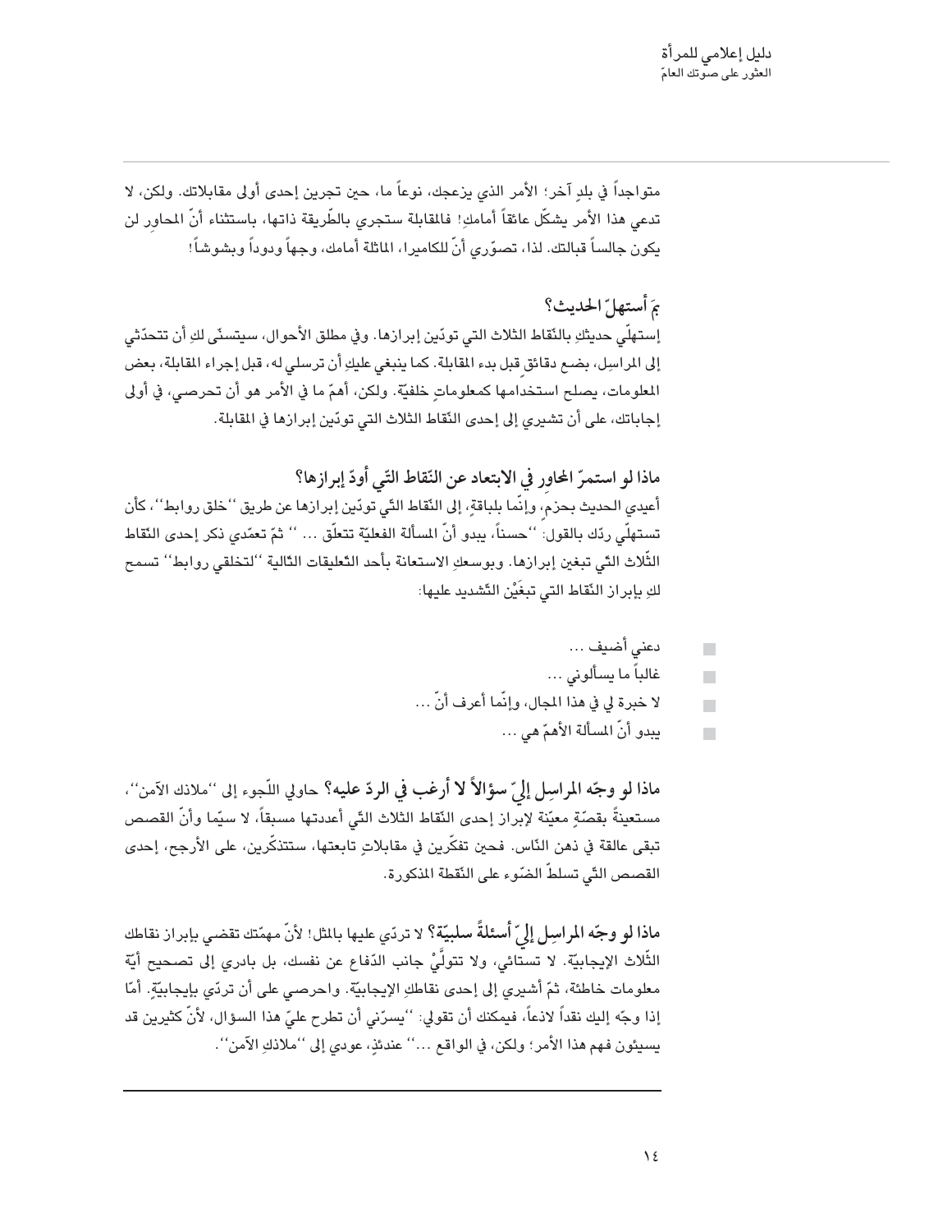متواجداً في بلدٍ آخر؛ الأمر الذي يزعجك، نوعاً ما، حين تجرين إحدى أولى مقابلاتك. ولكن، لا تدعي هذا الأمر يشكّل عائقاً أمامكِ! فالمقابلة ستجري بالطّريقة ذاتها، باستثناء أنّ المحاوِر لن يكون جالساً قبالتك. لذا، تصوّري أنّ للكاميرا، الماثلة أمامك، وجهاً ودوداً وبشوشاً!

### بمَ أستهلّ الحديث؟

إستهلّي حديثكِ بالنّقاط الثلاث التي تودّين إبرازها. وفي مطلق الأحوال، سيتسنّى لكِ أن تتحدّثي إلى المراسِل، بضع دقائق قبل بدء المقابلة. كما ينبغي عليكِ أن ترسلي له، قبل إجراء المقابلة، بعض المعلومات، يصلح استخدامها كمعلوماتٍ خلفيّة. ولكن، أهمّ ما في الأمر هو أن تحرصي، في أولى إجاباتك، على أن تشيري إلى إحدى النّقاط الثلاث التي تودّين إبرازها في المقابلة.

### ماذا لو استمرّ المحاوِر في الابتعاد عن النّقاط التّي أودّ إبرازها؟

أعيدي الحديث بحزمٍ، وإنّما بلباقةٍ، إلى النّقاط التّي تودّين إبرازها عن طريق ''خلق روابط''، كأن تستهلّي ردّك بالقول: ''حسناً، يبدو أنّ المسألة الفعليّة تتعلّق ... '' ثمّ تعمّدي ذكر إحدى النّقاط الثّلاث التّي تبغين إبرازها. وبوسعكِ الاستعانة بأحد التّعليقات التّالية ''لتخلقي روابط'' تسمح لكِ بإبراز النّقاط التي تبغَيْن التّشديد عليها:

- دعني أضيف ...
- غالباً ما يسألوني ...
- لا خبرة لي في هذا المجال، وإنّما أعرف أنّ ...
- يبدو أنّ المسألة الأهمّ هي ...

**ماذا لو وجّه المراسِل إليّ سؤالاً لا أرغب في الردّ عليه؟** حاولي اللّجوء إلى ''ملاذك الآمن''، مستعينةً بقصّةٍ معيّنة لإبراز إحدى النّقاط الثلاث التّي أعددتها مسبقاً، لا سيّما وأنّ القصص تبقى عالقة في ذهن النّاس. فحين تفكّرين في مقابلاتٍ تابعتها، ستتذكّرين، على الأرجح، إحدى القصص التّي تسلطّ الضّوء على النّقطة المذكورة.

**ماذا لو وجّه المراسِل إليّ أسئلةً سلبيّة؟** لا تردّي عليها بالمثل! لأنّ مهمّتك تقضي بإبراز نقاطك الثّلاث الإيجابيّة. لا تستائي، ولا تتولّيْ جانب الدّفاع عن نفسك، بل بادري إلى تصحيح أيّة معلومات خاطئة، ثمّ أشيري إلى إحدى نقاطكِ الإيجابيّة. واحرصي على أن تردّي بإيجابيّةٍ. أمّا إذا وجّه إليك نقداً لاذعاً، فيمكنك أن تقولي: ''يسرّني أن تطرح عليّ هذا السؤال، لأنّ كثيرين قد يسيئون فهم هذا الأمر؛ ولكن، في الواقع ...'' عندئذٍ، عودي إلى ''ملاذكِ الآمن''.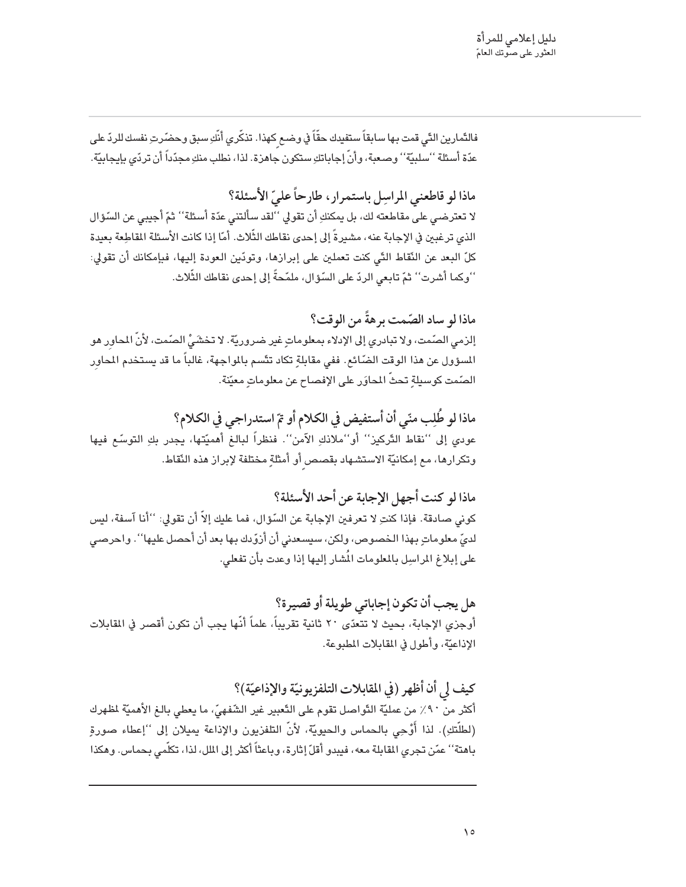فالتّمارين التّي قمت بها سابقاً ستفيدك حقّاً في وضعٍ كهذا. تذكّري أنّكِ سبق وحضّرتِ نفسك للردّ على عدّة أسئلة ''سلبيّة'' وصعبة، وأنّ إجاباتكِ ستكون جاهزة. لذا، نطلب منكِ مجدّداً أن تردّي بإيجابيّة.

### ماذا لو قاطعني المراسِل باستمرار، طارحاً عليّ الأسئلة؟

لا تعترضي على مقاطعته لك، بل يمكنكِ أن تقولي ''لقد سألتني عدّة أسئلة'' ثمّ أجيبي عن السّؤال الذي ترغبين في الإجابة عنه، مشيرةً إلى إحدى نقاطك الثّلاث. أمّا إذا كانت الأسئلة المقاطِعة بعيدة كلّ البعد عن النّقاط التّي كنت تعملين على إبرازها، وتودّين العودة إليها، فبإمكانك أن تقولي: ''وكما أشرت'' ثمّ تابعي الردّ على السّؤال، ملمّحةً إلى إحدى نقاطك الثّلاث.

### ماذا لو ساد الصّمت برهةً من الوقت؟

إلزمي الصّمت، ولا تبادري إلى الإدلاء بمعلوماتٍ غير ضروريّة. لا تخشَيْ الصّمت، لأنّ المحاوِر هو المسؤول عن هذا الوقت الضّائع. ففي مقابلةٍ تكاد تتّسم بالمواجهة، غالباً ما قد يستخدم المحاوِر الصّمت كوسيلةٍ تحثّ المحاوَر على الإفصاح عن معلوماتٍ معيّنة.

### ماذا لو طُلِب منّي أن أستفيض في الكلام أو تمّ استدراجي في الكلام؟

عودي إلى ''نقاط التّركيز'' أو''ملاذكِ الآمن''. فنظراً لبالغ أهميّتها، يجدر بكِ التوسّع فيها وتكرارها، مع إمكانيّة الاستشهاد بقصصٍ أو أمثلةٍ مختلفة لإبراز هذه النّقاط.

### ماذا لو كنت أجهل الإجابة عن أحد الأسئلة؟

كوني صادقة. فإذا كنتِ لا تعرفين الإجابة عن السّؤال، فما عليك إلاّ أن تقولي: ''أنا آسفة، ليس لديّ معلوماتٍ بهذا الخصوص، ولكن، سيسعدني أن أزوّدك بها بعد أن أحصل عليها''. واحرصي على إبلاغ المراسِل بالمعلومات المُشار إليها إذا وعدت بأن تفعلي.

### هل يجب أن تكون إجاباتي طويلة أو قصيرة؟

أوجزي الإجابة، بحيث لا تتعدّى ٢٠ ثانية تقريباً، علماً أنّها يجب أن تكون أقصر في المقابلات الإذاعيّة، وأطول في المقابلات المطبوعة.

### كيف لي أن أظهر (في المقابلات التلفزيونيّة والإذاعيّة)؟

أكثر من ٩٠٪ من عمليّة التّواصل تقوم على التّعبير غير الشّفهيّ، ما يعطي بالغ الأهميّة لمظهرك (لطلّتكِ). لذا أَوْحِي بالحماس والحيويّة، لأنّ التلفزيون والإذاعة يميلان إلى ''إعطاء صورةٍ باهتة'' عمّن تجري المقابلة معه، فيبدو أقلّ إثارة، وباعثاً أكثر إلى الملل، لذا، تكلّمي بحماس. وهكذا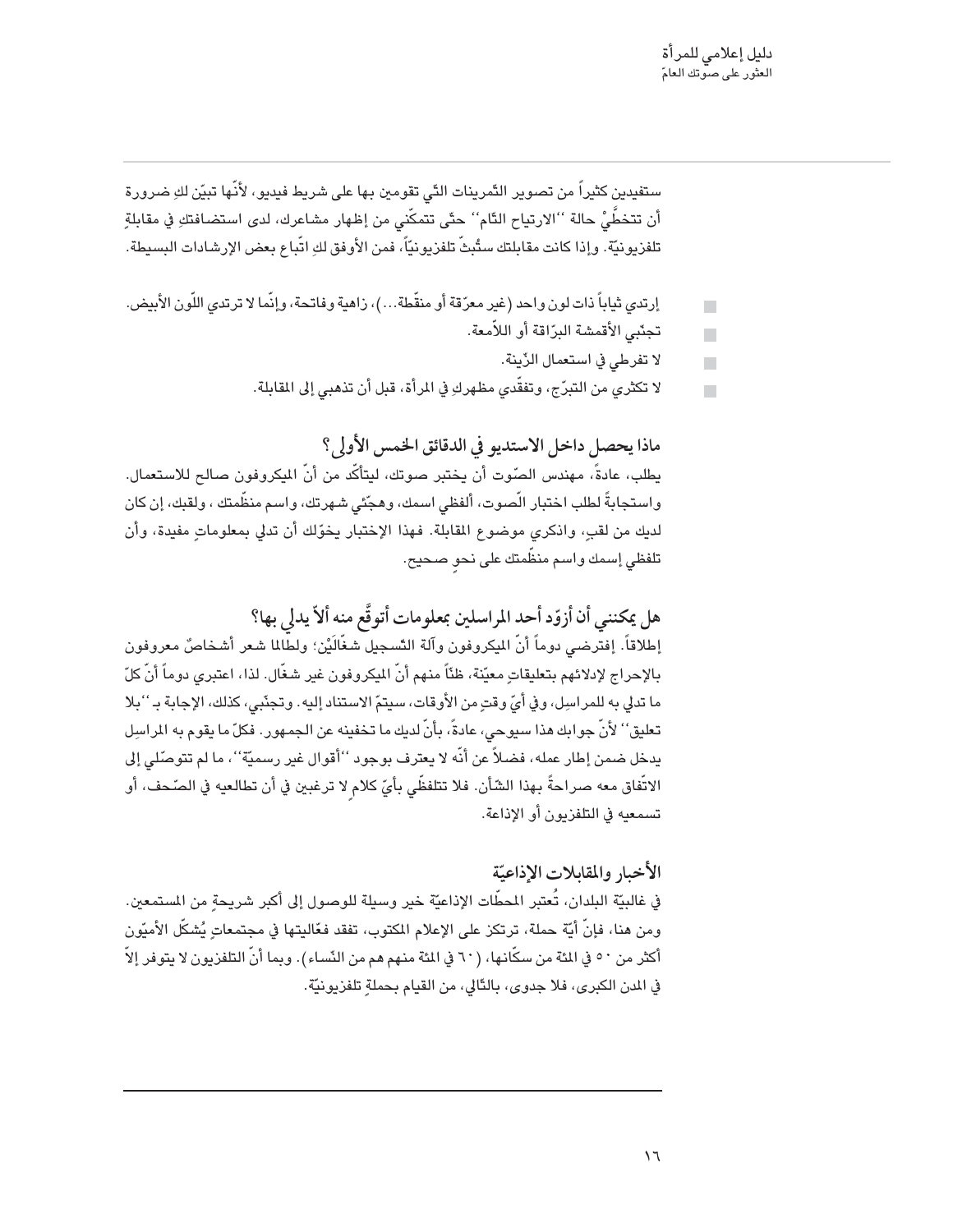ستفيدين كثيراً من تصوير التّمرينات الّتي تقومين بها على شريط فيديو، لأنّها تبيّن لكِ ضرورة أن تتخطّيْ حالة ''الارتياح التّام'' حتّى تتمكّني من إظهار مشاعرك، لدى استضافتكِ في مقابلةٍ تلفزيونيّة. وإذا كانت مقابلتك ستُبثّ تلفزيونيّاً، فمن الأوفق لكِ اتّباع بعض الإرشادات البسيطة.

- إرتدي ثياباً ذات لون واحد (غير معرّقة أو منقّطة...)، زاهية وفاتحة، وإنّما لا ترتدي اللّون الأبيض.
- تجنّبي الأقمشة البرّاقة أو اللاّمعة.
- لا تفرطي في استعمال الزّينة.
- لا تكثري من التبرّج، وتفقّدي مظهركِ في المرأة، قبل أن تذهبي إلى المقابلة.

## ماذا يحصل داخل الاستديو في الدقائق الخمس الأولى؟

يطلب، عادةً، مهندس الصّوت أن يختبر صوتك، ليتأكّد من أنّ الميكروفون صالح للاستعمال. واستجابةً لطلب اختبار الصّوت، ألفظي اسمك، وهجّئي شهرتك، واسم منظّمتك ، ولقبك، إن كان لديك من لقبٍ، واذكري موضوع المقابلة. فهذا الإختبار يخوّلك أن تدلي بمعلوماتٍ مفيدة، وأن تلفظي إسمك واسم منظّمتك على نحوٍ صحيح.

## هل يمكنني أن أزوّد أحد المراسلين بمعلومات أتوقّع منه ألاّ يدلي بها؟

إطلاقاً. إفترضي دوماً أنّ الميكروفون وآلة التّسجيل شغّالَيْن؛ ولطالما شعر أشخاصٌ معروفون بالإحراج لإدلائهم بتعليقاتٍ معيّنة، ظنّاً منهم أنّ الميكروفون غير شغّال. لذا، اعتبري دوماً أنّ كلّ ما تدلي به للمراسِل، وفي أيّ وقتٍ من الأوقات، سيتمّ الاستناد إليه. وتجنّبي، كذلك، الإجابة بـ ''بلا تعليق'' لأنّ جوابك هذا سيوحي، عادةً، بأنّ لديك ما تخفينه عن الجمهور. فكلّ ما يقوم به المراسِل يدخل ضمن إطار عمله، فضلاً عن أنّه لا يعترف بوجود ''أقوال غير رسميّة''، ما لم تتوصّلي إلى الاتّفاق معه صراحةً بهذا الشّأن. فلا تتلفظّي بأيّ كلامٍ لا ترغبين في أن تطالعيه في الصّحف، أو تسمعيه في التلفزيون أو الإذاعة.

## الأخبار والمقابلات الإذاعيّة

في غالبيّة البلدان، تُعتبر المحطّات الإذاعيّة خير وسيلة للوصول إلى أكبر شريحةٍ من المستمعين. ومن هنا، فإنّ أيّة حملة، ترتكز على الإعلام المكتوب، تفقد فعّاليتها في مجتمعاتٍ يُشكّل الأميّون أكثر من ٥٠ في المئة من سكّانها، (٦٠ في المئة منهم هم من النّساء). وبما أنّ التلفزيون لا يتوفر إلاّ في المدن الكبرى، فلا جدوى، بالتّالي، من القيام بحملةٍ تلفزيونيّة.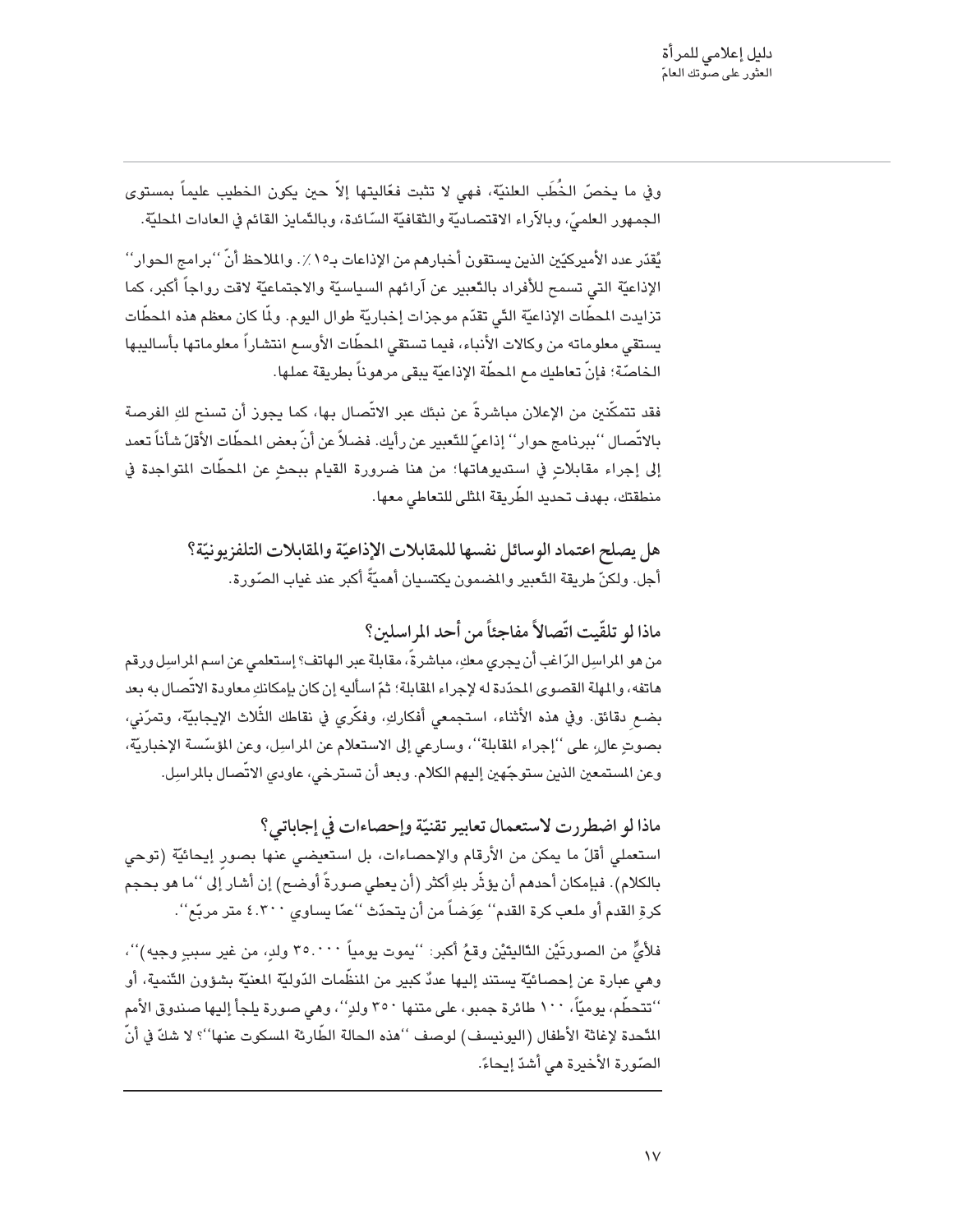وفي ما يخصّ الخُطَب العلنيّة، فهي لا تثبت فعّاليتها إلاّ حين يكون الخطيب عليماً بمستوى الجمهور العلميّ، وبالآراء الاقتصاديّة والثقافيّة السّائدة، وبالتّمايز القائم في العادات المحليّة.

يُقدّر عدد الأميركيّين الذين يستقون أخبارهم من الإذاعات بـ١٥٪. والملاحظ أنّ ''برامج الحوار'' الإذاعيّة التي تسمح للأفراد بالتّعبير عن آرائهم السياسيّة والاجتماعيّة لاقت رواجاً أكبر، كما تزايدت المحطّات الإذاعيّة التّي تقدّم موجزات إخباريّة طوال اليوم. ولمّا كان معظم هذه المحطّات يستقي معلوماته من وكالات الأنباء، فيما تستقي المحطّات الأوسع انتشاراً معلوماتها بأساليبها الخاصّة؛ فإنّ تعاطيك مع المحطّة الإذاعيّة يبقى مرهوناً بطريقة عملها.

فقد تتمكّنين من الإعلان مباشرةً عن نبئك عبر الاتّصال بها، كما يجوز أن تسنح لكِ الفرصة بالاتّصال ''ببرنامج حوار'' إذاعيّ للتّعبير عن رأيك. فضلاً عن أنّ بعض المحطّات الأقلّ شأناً تعمد إلى إجراء مقابلاتٍ في استديوهاتها؛ من هنا ضرورة القيام ببحثٍ عن المحطّات المتواجدة في منطقتك، بهدف تحديد الطّريقة المثلى للتعاطي معها.

### هل يصلح اعتماد الوسائل نفسها للمقابلات الإذاعيّة والمقابلات التلفزيونيّة؟

أجل. ولكنّ طريقة التّعبير والمضمون يكتسبان أهميّةً أكبر عند غياب الصّورة.

### ماذا لو تلقّيت اتّصالاً مفاجئاً من أحد المراسلين؟

من هو المراسِل الرّاغب أن يجري معكِ، مباشرةً، مقابلة عبر الهاتف؟ إستعلمي عن اسم المراسِل ورقم هاتفه، والمهلة القصوى المحدّدة له لإجراء المقابلة؛ ثمّ اسأليه إن كان بإمكانكِ معاودة الاتّصال به بعد بضع دقائق. وفي هذه الأثناء، استجمعي أفكارك، وفكّري في نقاطك الثّلاث الإيجابيّة، وتمرّني، بصوتٍ عالٍ، على ''إجراء المقابلة''، وسارعي إلى الاستعلام عن المراسِل، وعن المؤسّسة الإخباريّة، وعن المستمعين الذين ستوجّهين إليهم الكلام. وبعد أن تسترخي، عاودي الاتّصال بالمراسِل.

### ماذا لو اضطررت لاستعمال تعابير تقنيّة وإحصاءات في إجاباتي؟

استعملي أقلّ ما يمكن من الأرقام والإحصاءات، بل استعيضي عنها بصورٍ إيحائيّة (توحي بالكلام). فبإمكان أحدهم أن يؤثّر بكِ أكثر (أن يعطي صورةً أوضح) إن أشار إلى ''ما هو بحجم كرةِ القدم أو ملعب كرة القدم'' عِوَضاً من أن يتحدّث ''عمّا يساوي ٤.٣٠٠ متر مربّع''.

فلأيٍّ من الصورتَيْن التاليتَيْن وقعُ أكبر: ''يموت يومياً ٣٥.٠٠٠ ولدٍ، من غير سببٍ وجيه)''، وهي عبارة عن إحصائيّة يستند إليها عددٌ كبير من المنظّمات الدّوليّة المعنيّة بشؤون التّنمية، أو ''تتحطّم، يوميّاً، ١٠٠ طائرة جمبو، على متنها ٣٥٠ ولدٍ''، وهي صورة يلجأ إليها صندوق الأمم المتّحدة لإغاثة الأطفال (اليونيسف) لوصف ''هذه الحالة الطّارئة المسكوت عنها''؟ لا شكّ في أنّ الصّورة الأخيرة هي أشدّ إيحاءً.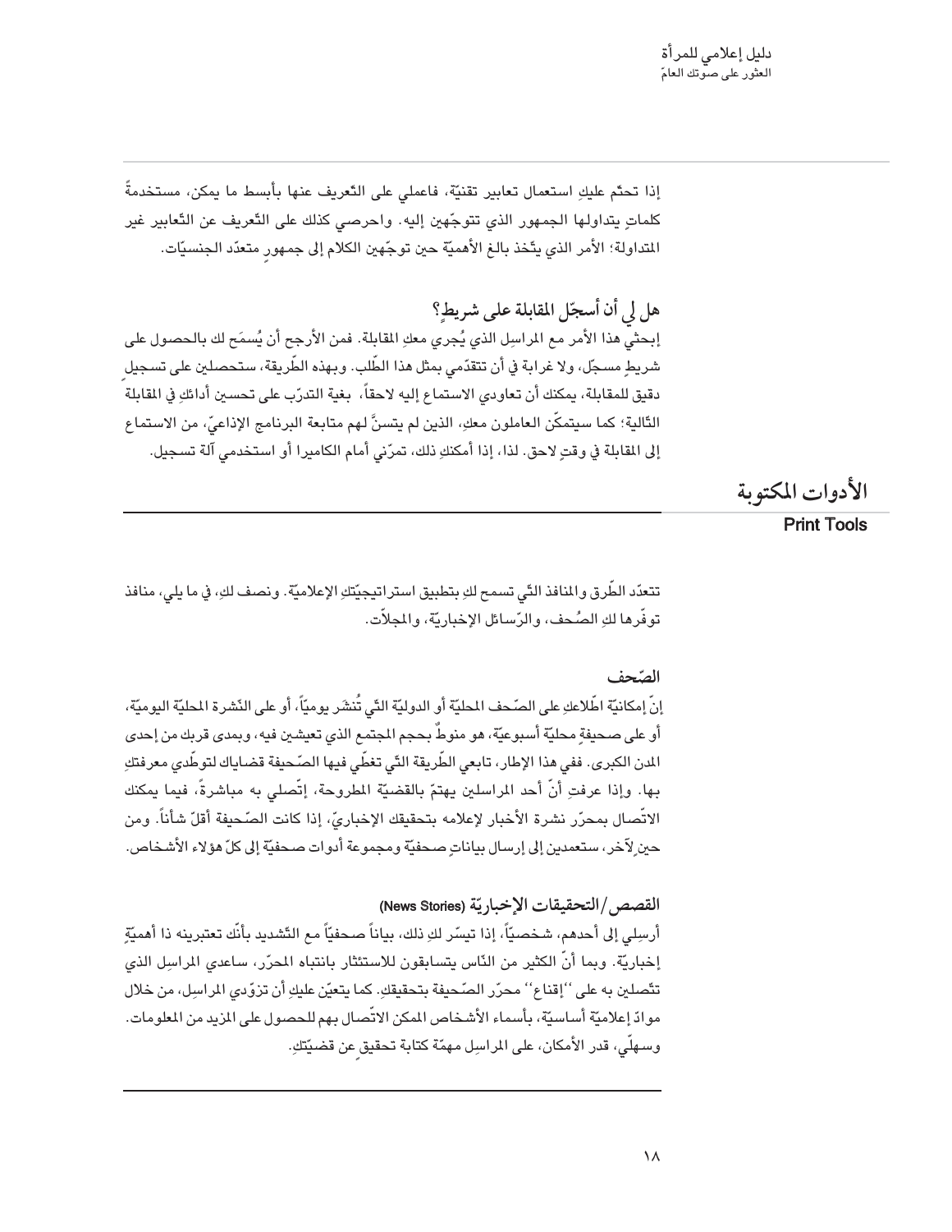إذا تحتّم عليكِ استعمال تعابير تقنيّة، فاعملي على التّعريف عنها بأبسط ما يمكن، مستخدمةً كلماتٍ يتداولها الجمهور الذي تتوجّهين إليه. واحرصي كذلك على التّعريف عن التّعابير غير المتداولة؛ الأمر الذي يتّخذ بالغ الأهميّة حين توجّهين الكلام إلى جمهورٍ متعدّد الجنسيّات.

### هل لي أن أسجّل المقابلة على شريطٍ؟

إبحثي هذا الأمر مع المراسِل الذي يُجري معكِ المقابلة. فمن الأرجح أن يُسمَح لك بالحصول على شريطٍ مسجّل، ولا غرابة في أن تتقدّمي بمثل هذا الطّلب. وبهذه الطّريقة، ستحصلين على تسجيلٍ دقيق للمقابلة، يمكنك أن تعاودي الاستماع إليه لاحقاً، بغية التدرّب على تحسين أدائكِ في المقابلة التّالية؛ كما سيتمكّن العاملون معكِ، الذين لم يتسنَّ لهم متابعة البرنامج الإذاعيّ، من الاستماع إلى المقابلة في وقتٍ لاحق. لذا، إذا أمكنكِ ذلك، تمرّني أمام الكاميرا أو استخدمي آلة تسجيل.

## الأدوات المكتوبة

**Print Tools**

تتعدّد الطّرق والمنافذ التّي تسمح لكِ بتطبيق استراتيجيّتكِ الإعلاميّة. ونصف لكِ، في ما يلي، منافذ توفّرها لكِ الصُحف، والرّسائل الإخباريّة، والمجلاّت.

### الصّحف

إنّ إمكانيّة اطّلاعكِ على الصّحف المحليّة أو الدوليّة التّي تُنشَر يوميّاً، أو على النّشرة المحليّة اليوميّة، أو على صحيفةٍ محليّةٍ أسبوعيّة، هو منوطٌ بحجم المجتمع الذي تعيشين فيه، وبمدى قربك من إحدى المدن الكبرى. ففي هذا الإطار، تابعي الطّريقة التّي تغطّي فيها الصّحيفة قضاياك لتوطّدي معرفتكِ بها. وإذا عرفتِ أنّ أحد المراسلين يهتمّ بالقضيّة المطروحة، إتّصلي به مباشرةً، فيما يمكنك الاتّصال بمحرّر نشرة الأخبار لإعلامه بتحقيقك الإخباريّ، إذا كانت الصّحيفة أقلّ شأناً. ومن حينٍ لآخر، ستعمدين إلى إرسال بياناتٍ صحفيّة ومجموعة أدوات صحفيّة إلى كلّ هؤلاء الأشخاص.

### القصص/التحقيقات الإخباريّة (News Stories)

أرسِلي إلى أحدهم، شخصيّاً، إذا تيسّر لكِ ذلك، بياناً صحفيّاً مع التّشديد بأنّك تعتبرينه ذا أهميّةٍ إخباريّة. وبما أنّ الكثير من النّاس يتسابقون للاستئثار بانتباه المحرّر، ساعدي المراسِل الذي تتّصلين به على "إقناع" محرّر الصّحيفة بتحقيقكِ. كما يتعيّن عليكِ أن تزوّدي المراسِل، من خلال موادّ إعلاميّة أساسيّة، بأسماء الأشخاص الممكن الاتّصال بهم للحصول على المزيد من المعلومات. وسهلّي، قدر الأمكان، على المراسِل مهمّة كتابة تحقيقٍ عن قضيّتكِ.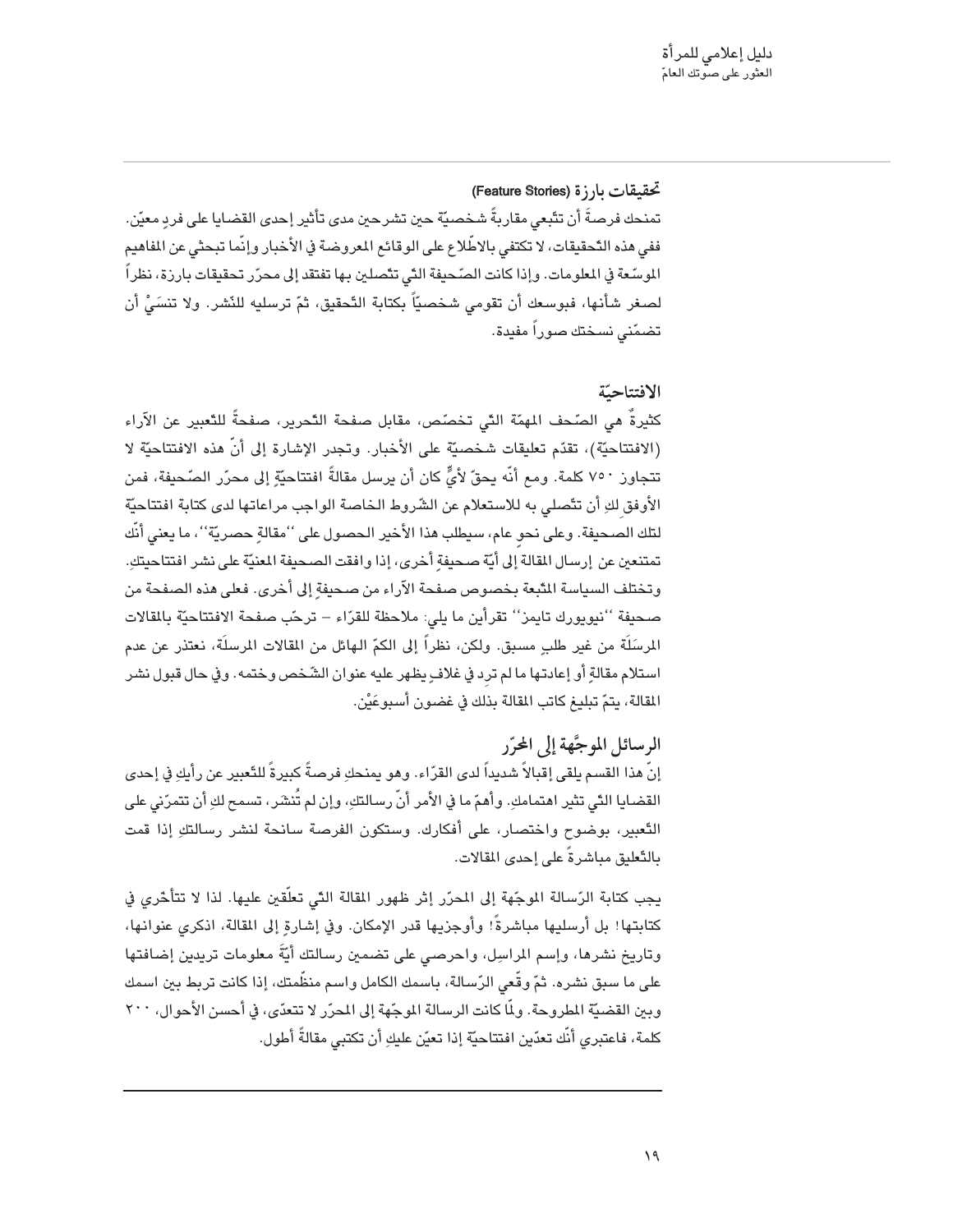### تحقيقات بارزة (Feature Stories)

تمنحك فرصةً أن تتّبعي مقاربةً شخصيّةً حين تشرحين مدى تأثير إحدى القضايا على فردٍ معيّن. ففي هذه التّحقيقات، لا تكتفي بالاطّلاع على الوقائع المعروضة في الأخبار وإنّما تبحثي عن المفاهيم الموسّعة في المعلومات. وإذا كانت الصّحيفة التي تتّصلين بها تفتقد إلى محرّر تحقيقات بارزة، نظراً لصغر شأنها، فبوسعك أن تقومي شخصيّاً بكتابة التّحقيق، ثمّ ترسليه للنّشر. ولا تنسَيْ أن تضمّني نسختك صوراً مفيدة.

### الافتتاحيّة

كثيرةٌ هي الصّحف المهمّة التي تخصّص، مقابل صفحة التّحرير، صفحةً للتّعبير عن الآراء (الافتتاحيّة)، تقدّم تعليقات شخصيّة على الأخبار. وتجدر الإشارة إلى أنّ هذه الافتتاحيّة لا تتجاوز ٧٥٠ كلمة. ومع أنّه يحقّ لأيٍّ كان أن يرسل مقالةً افتتاحيّةً إلى محرّر الصّحيفة، فمن الأوفق لكِ أن تتّصلي به للاستعلام عن الشّروط الخاصة الواجب مراعاتها لدى كتابة افتتاحيّة لتلك الصحيفة. وعلى نحوٍ عام، سيطلب هذا الأخير الحصول على ''مقالةٍ حصريّة''، ما يعني أنّك تمتنعين عن إرسال المقالة إلى أيّة صحيفةٍ أخرى، إذا وافقت الصحيفة المعنيّة على نشر افتتاحيتكِ. وتختلف السياسة المتّبعة بخصوص صفحة الآراء من صحيفةٍ إلى أخرى. فعلى هذه الصفحة من صحيفة ''نيويورك تايمز'' تقرأين ما يلي: ملاحظة للقرّاء – ترحّب صفحة الافتتاحيّة بالمقالات المرسَلَة من غير طلبٍ مسبق. ولكن، نظراً إلى الكمّ الهائل من المقالات المرسلَة، نعتذر عن عدم استلام مقالةٍ أو إعادتها ما لم ترد في غلافٍ يظهر عليه عنوان الشّخص وختمه. وفي حال قبول نشر المقالة، يتمّ تبليغ كاتب المقالة بذلك في غضون أسبوعَيْن.

## الرسائل الموجَّهة إلى المحرّر

إنّ هذا القسم يلقى إقبالاً شديداً لدى القرّاء. وهو يمنحكِ فرصةً كبيرةً للتّعبير عن رأيكِ في إحدى القضايا التي تثير اهتمامكِ. وأهمّ ما في الأمر أنّ رسالتكِ، وإن لم تُنشَر، تسمح لكِ أن تتمرّني على التّعبير، بوضوح واختصار، على أفكارك. وستكون الفرصة سانحة لنشر رسالتكِ إذا قمت بالتّعليق مباشرةً على إحدى المقالات.

يجب كتابة الرّسالة الموجّهة إلى المحرّر إثر ظهور المقالة التي تعلّقين عليها. لذا لا تتأخّري في كتابتها! بل أرسليها مباشرةً! وأوجزيها قدر الإمكان. وفي إشارةٍ إلى المقالة، اذكري عنوانها، وتاريخ نشرها، وإسم المراسِل، واحرصي على تضمين رسالتك أيّةَ معلومات تريدين إضافتها على ما سبق نشره. ثمّ وقّعي الرّسالة، باسمك الكامل واسم منظّمتك، إذا كانت تربط بين اسمك وبين القضيّة المطروحة. ولمّا كانت الرسالة الموجّهة إلى المحرّر لا تتعدّى، في أحسن الأحوال، ٢٠٠ كلمة، فاعتبري أنّك تعدّين افتتاحيّة إذا تعيّن عليكِ أن تكتبي مقالةً أطول.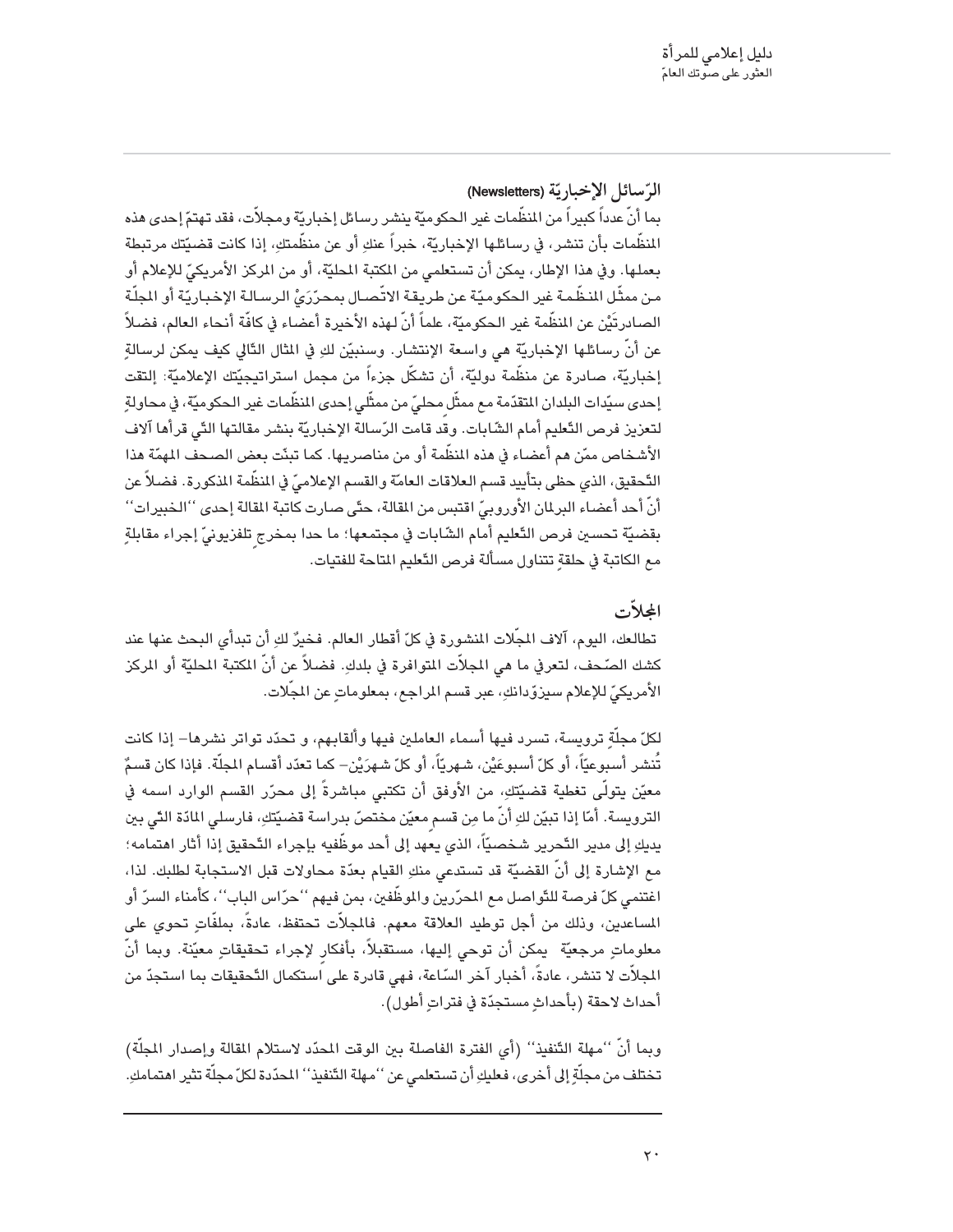### الرّسائل الإخباريّة (Newsletters)

بما أنّ عدداً كبيراً من المنظّمات غير الحكوميّة ينشر رسائل إخباريّة ومجلاّت، فقد تهتمّ إحدى هذه المنظّمات بأن تنشر، في رسائلها الإخباريّة، خبراً عنكِ أو عن منظّمتكِ، إذا كانت قضيّتك مرتبطة بعملها. وفي هذا الإطار، يمكن أن تستعلمي من المكتبة المحليّة، أو من المركز الأمريكيّ للإعلام أو من ممثّل المنظّمة غير الحكوميّة عن طريقة الاتّصال بمحرّرَيْ الرسالة الإخباريّة أو المجلّة الصادرتَيْن عن المنظّمة غير الحكوميّة، علماً أنّ لهذه الأخيرة أعضاء في كافّة أنحاء العالم، فضلاً عن أنّ رسائلها الإخباريّة هي واسعة الإنتشار. وسنبيّن لكِ في المثال التّالي كيف يمكن لرسالةٍ إخباريّة، صادرة عن منظّمة دوليّة، أن تشكّل جزءاً من مجمل استراتيجيّتك الإعلاميّة: إلتقت إحدى سيّدات البلدان المتقدّمة مع ممثّلٍ محليّ من ممثّلي إحدى المنظّمات غير الحكوميّة، في محاولةٍ لتعزيز فرص التّعليم أمام الشّابات. وقد قامت الرّسالة الإخباريّة بنشر مقالتها التّي قرأها آلاف الأشخاص ممّن هم أعضاء في هذه المنظّمة أو من مناصريها. كما تبنّت بعض الصحف المهمّة هذا التّحقيق، الذي حظى بتأييد قسم العلاقات العامّة والقسم الإعلاميّ في المنظّمة المذكورة. فضلاً عن أنّ أحد أعضاء البرلمان الأوروبيّ اقتبس من المقالة، حتّى صارت كاتبة المقالة إحدى ''الخبيرات'' بقضيّة تحسين فرص التّعليم أمام الشّابات في مجتمعها؛ ما حدا بمخرجٍ تلفزيونيّ إجراء مقابلةٍ مع الكاتبة في حلقةٍ تتناول مسألة فرص التّعليم المتاحة للفتيات.

### المجلاّت

تطالعك، اليوم، آلاف المجلّات المنشورة في كلّ أقطار العالم. فخيرٌ لكِ أن تبدأي البحث عنها عند كشك الصّحف، لتعرفي ما هي المجلاّت المتوافرة في بلدكِ. فضلاً عن أنّ المكتبة المحليّة أو المركز الأمريكيّ للإعلام سيزوّدانكِ، عبر قسم المراجع، بمعلوماتٍ عن المجّلات.

لكلّ مجلّةٍ ترويسة، تسرد فيها أسماء العاملين فيها وألقابهم، و تحدّد تواتر نشرها– إذا كانت تُنشر أسبوعيّاً، أو كلّ أسبوعَيْن، شهريّاً، أو كلّ شهرَيْن– كما تعدّد أقسام المجلّة. فإذا كان قسمٌ معيّن يتولّى تغطية قضيّتكِ، من الأوفق أن تكتبي مباشرةً إلى محرّر القسم الوارد اسمه في الترويسة. أمّا إذا تبيّن لكِ أنّ ما مِن قسمٍ معيّن مختصّ بدراسة قضيّتكِ، فارسلي المادّة التّي بين يديكِ إلى مدير التّحرير شخصيّاً، الذي يعهد إلى أحد موظّفيه بإجراء التّحقيق إذا أثار اهتمامه؛ مع الإشارة إلى أنّ القضيّة قد تستدعي منكِ القيام بعدّة محاولات قبل الاستجابة لطلبك. لذا، اغتنمي كلّ فرصة للتّواصل مع المحرّرين والموظّفين، بمن فيهم ''حرّاس الباب''، كأمناء السرّ أو المساعدين، وذلك من أجل توطيد العلاقة معهم. فالمجلاّت تحتفظ، عادةً، بملفّاتٍ تحوي على معلوماتٍ مرجعيّة يمكن أن توحي إليها، مستقبلاً، بأفكارٍ لإجراء تحقيقاتٍ معيّنة. وبما أنّ المجلاّت لا تنشر، عادةً، أخبار آخر السّاعة، فهي قادرة على استكمال التّحقيقات بما استجدّ من أحداث لاحقة (بأحداثٍ مستجدّة في فتراتٍ أطول).

وبما أنّ ''مهلة التّنفيذ'' (أي الفترة الفاصلة بين الوقت المحدّد لاستلام المقالة وإصدار المجلّة) تختلف من مجلّةٍ إلى أخرى، فعليكِ أن تستعلمي عن ''مهلة التّنفيذ'' المحدّدة لكلّ مجلّة تثير اهتمامكِ.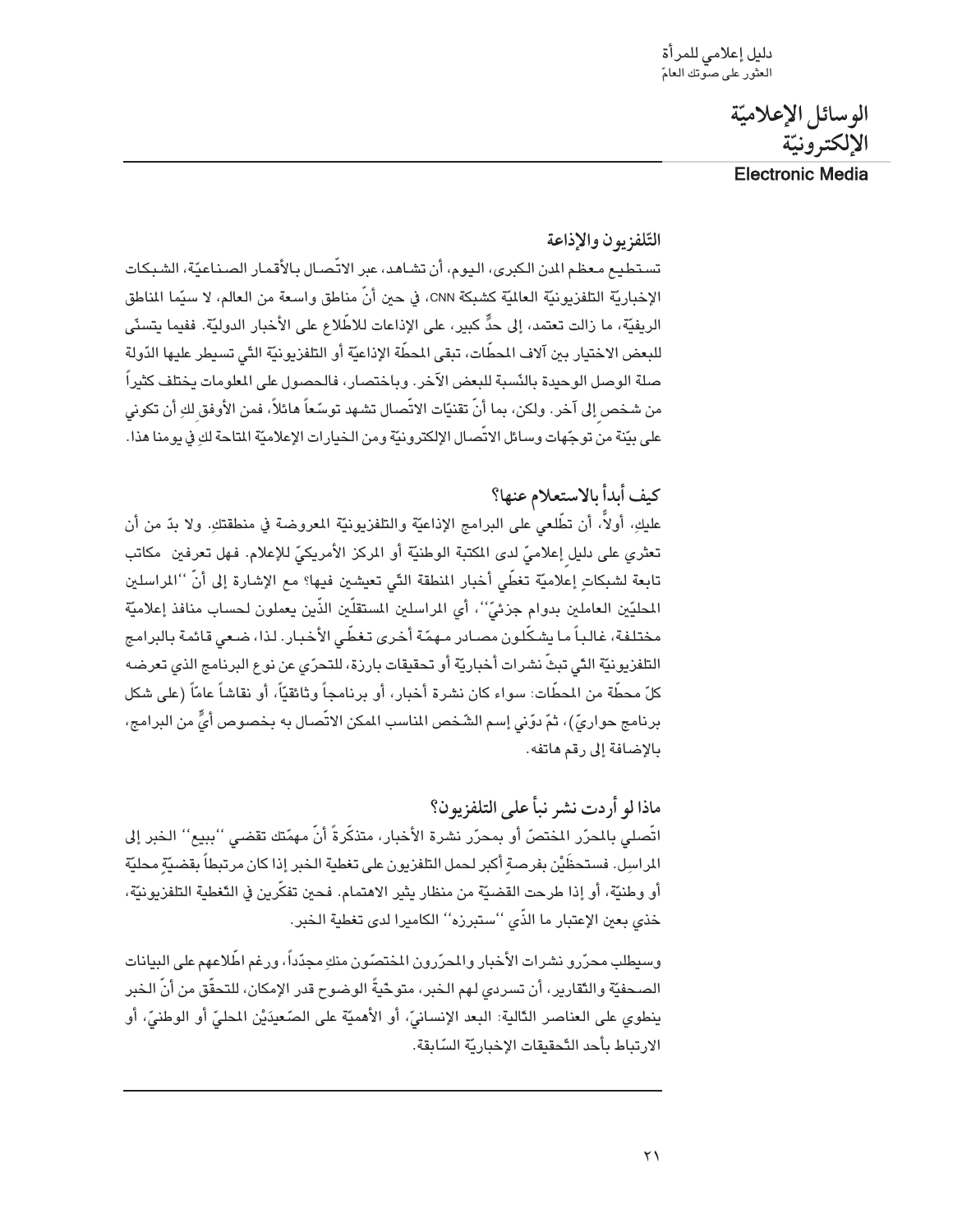# الوسائل الإعلاميّة الإلكترونيّة

**Electronic Media**

## التّلفزيون والإذاعة

تستطيع معظم المدن الكبرى، اليوم، أن تشاهد، عبر الاتّصال بالأقمار الصناعيّة، الشبكات الإخباريّة التلفزيونيّة العالميّة كشبكة CNN، في حين أنّ مناطق واسعة من العالم، لا سيّما المناطق الريفيّة، ما زالت تعتمد، إلى حدٍّ كبير، على الإذاعات للاطّلاع على الأخبار الدوليّة. ففيما يتسنّى للبعض الاختيار بين آلاف المحطّات، تبقى المحطّة الإذاعيّة أو التلفزيونيّة التّي تسيطر عليها الدّولة صلة الوصل الوحيدة بالنّسبة للبعض الآخر. وباختصار، فالحصول على المعلومات يختلف كثيراً من شخص إلى آخر. ولكن، بما أنّ تقنيّات الاتّصال تشهد توسّعاً هائلاً، فمن الأوفق لكِ أن تكوني على بيّنة من توجّهات وسائل الاتّصال الإلكترونيّة ومن الخيارات الإعلاميّة المتاحة لكِ في يومنا هذا.

## كيف أبدأ بالاستعلام عنها؟

عليكِ، أولاً، أن تطّلعي على البرامج الإذاعيّة والتلفزيونيّة المعروضة في منطقتكِ. ولا بدّ من أن تعثري على دليل إعلاميّ لدى المكتبة الوطنيّة أو المركز الأمريكيّ للإعلام. فهل تعرفين مكاتب تابعة لشبكاتٍ إعلاميّة تغطّي أخبار المنطقة التّي تعيشين فيها؟ مع الإشارة إلى أنّ ''المراسلين المحليّين العاملين بدوام جزئيّ''، أي المراسلين المستقلّين الذّين يعملون لحساب منافذ إعلاميّة مختلفة، غالباً ما يشكّلون مصادر مهمّة أخرى تغطّي الأخبار. لذا، ضعي قائمة بالبرامج التلفزيونيّة التّي تبثّ نشرات أخباريّة أو تحقيقات بارزة، للتحرّي عن نوع البرنامج الذي تعرضه كلّ محطّة من المحطّات: سواء كان نشرة أخبار، أو برنامجاً وثائقيّاً، أو نقاشاً عامّاً (على شكل برنامج حواريّ)، ثمّ دوّني إسم الشّخص المناسب الممكن الاتّصال به بخصوص أيٍّ من البرامج، بالإضافة إلى رقم هاتفه.

## ماذا لو أردت نشر نبأ على التلفزيون؟

اتّصلي بالمحرّر المختصّ أو بمحرّر نشرة الأخبار، متذكّرةً أنّ مهمّتك تقضي ''ببيع'' الخبر إلى المراسِل. فستحظَيْن بفرصةٍ أكبر لحمل التلفزيون على تغطية الخبر إذا كان مرتبطاً بقضيّةٍ محليّة أو وطنيّة، أو إذا طرحت القضيّة من منظار يثير الاهتمام. فحين تفكّرين في التّغطية التلفزيونيّة، خذي بعين الإعتبار ما الذّي ''ستبرزه'' الكاميرا لدى تغطية الخبر.

وسيطلب محرّرو نشرات الأخبار والمحرّرون المختصّون منكِ مجدّداً، ورغم اطّلاعهم على البيانات الصحفيّة والتّقارير، أن تسردي لهم الخبر، متوخّيةً الوضوح قدر الإمكان، للتحقّق من أنّ الخبر ينطوي على العناصر التّالية: البعد الإنسانيّ، أو الأهميّة على الصّعيدَيْن المحليّ أو الوطنيّ، أو الارتباط بأحد التّحقيقات الإخباريّة السّابقة.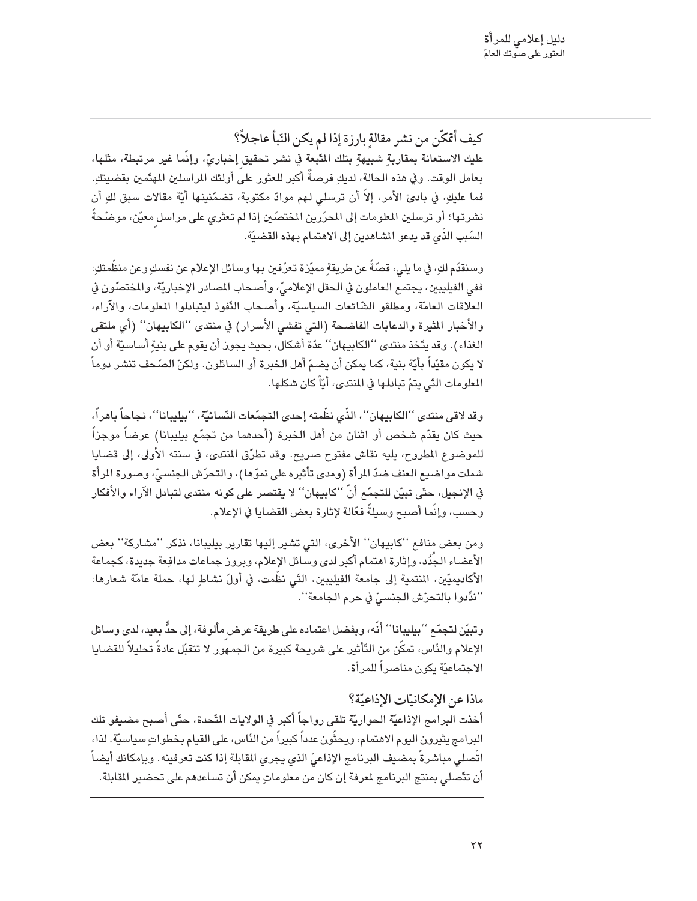## كيف أتمكّن من نشر مقالةٍ بارزة إذا لم يكن النّبأ عاجلاً؟

عليك الاستعانة بمقاربةٍ شبيهةٍ بتلك المتّبعة في نشر تحقيق إخباريّ، وإنّما غير مرتبطة، مثلها، بعامل الوقت. وفي هذه الحالة، لديكِ فرصةٌ أكبر للعثور على أولئك المراسلين المهتّمين بقضيتكِ. فما عليكِ، في بادئ الأمر، إلاّ أن ترسلي لهم موادّ مكتوبة، تضمّنينها أيّة مقالات سبق لكِ أن نشرتها؛ أو ترسلين المعلومات إلى المحرّرين المختصّين إذا لم تعثري على مراسلٍ معيّن، موضّحةً السّبب الذّي قد يدعو المشاهدين إلى الاهتمام بهذه القضيّة.

وسنقدّم لكِ، في ما يلي، قصّةً عن طريقةٍ مميّزة تعرّفين بها وسائل الإعلام عن نفسكِ وعن منظّمتكِ: ففي الفيليبين، يجتمع العاملون في الحقل الإعلاميّ، وأصحاب المصادر الإخباريّة، والمختصّون في العلاقات العامّة، ومطلقو الشّائعات السياسيّة، وأصحاب النّفوذ ليتبادلوا المعلومات، والآراء، والأخبار المثيرة والدعابات الفاضحة (التي تفشي الأسرار) في منتدى ''الكابيهان'' (أي ملتقى الغذاء). وقد يتّخذ منتدى ''الكابيهان'' عدّة أشكال، بحيث يجوز أن يقوم على بنيةٍ أساسيّة أو أن لا يكون مقيّداً بأيّة بنية، كما يمكن أن يضمّ أهل الخبرة أو السائلون. ولكنّ الصّحف تنشر دوماً المعلومات التّي يتمّ تبادلها في المنتدى، أيّاً كان شكلها.

وقد لاقى منتدى ''الكابيهان''، الذّي نظّمته إحدى التجمّعات النّسائيّة، ''بيليبانا''، نجاحاً باهراً، حيث كان يقدّم شخص أو اثنان من أهل الخبرة (أحدهما من تجمّع بيليبانا) عرضاً موجزاً للموضوع المطروح، يليه نقاش مفتوح صريح. وقد تطرّق المنتدى، في سنته الأولى، إلى قضايا شملت مواضيع العنف ضدّ المرأة (ومدى تأثيره على نموّها)، والتحرّش الجنسيّ، وصورة المرأة في الإنجيل، حتّى تبيّن للتجمّع أنّ ''كابيهان'' لا يقتصر على كونه منتدى لتبادل الآراء والأفكار وحسب، وإنّما أصبح وسيلةً فعّالة لإثارة بعض القضايا في الإعلام.

ومن بعض منافع ''كابيهان'' الأخرى، التي تشير إليها تقارير بيليبانا، نذكر ''مشاركة'' بعض الأعضاء الجُدُد، وإثارة اهتمام أكبر لدى وسائل الإعلام، وبروز جماعات مدافِعة جديدة، كجماعة الأكاديميّين، المنتمية إلى جامعة الفيليبين، التّي نظّمت، في أولّ نشاطٍ لها، حملة عامّة شعارها: ''ندِّدوا بالتحرّش الجنسيّ في حرم الجامعة''.

وتبيّن لتجمّع ''بيليبانا'' أنّه، وبفضل اعتماده على طريقة عرض مألوفة، إلى حدٍّ بعيد، لدى وسائل الإعلام والنّاس، تمكّن من التّأثير على شريحة كبيرة من الجمهور لا تتقبّل عادةً تحليلاً للقضايا الاجتماعيّة يكون مناصراً للمرأة.

## ماذا عن الإمكانيّات الإذاعيّة؟

أخذت البرامج الإذاعيّة الحواريّة تلقى رواجاً أكبر في الولايات المتّحدة، حتّى أصبح مضيفو تلك البرامج يثيرون اليوم الاهتمام، ويحثّون عدداً كبيراً من النّاس، على القيام بخطواتٍ سياسيّة. لذا، اتّصلي مباشرةً بمضيف البرنامج الإذاعيّ الذي يجري المقابلة إذا كنت تعرفينه. وبإمكانك أيضاً أن تتّصلي بمنتج البرنامج لمعرفة إن كان من معلوماتٍ يمكن أن تساعدهم على تحضير المقابلة.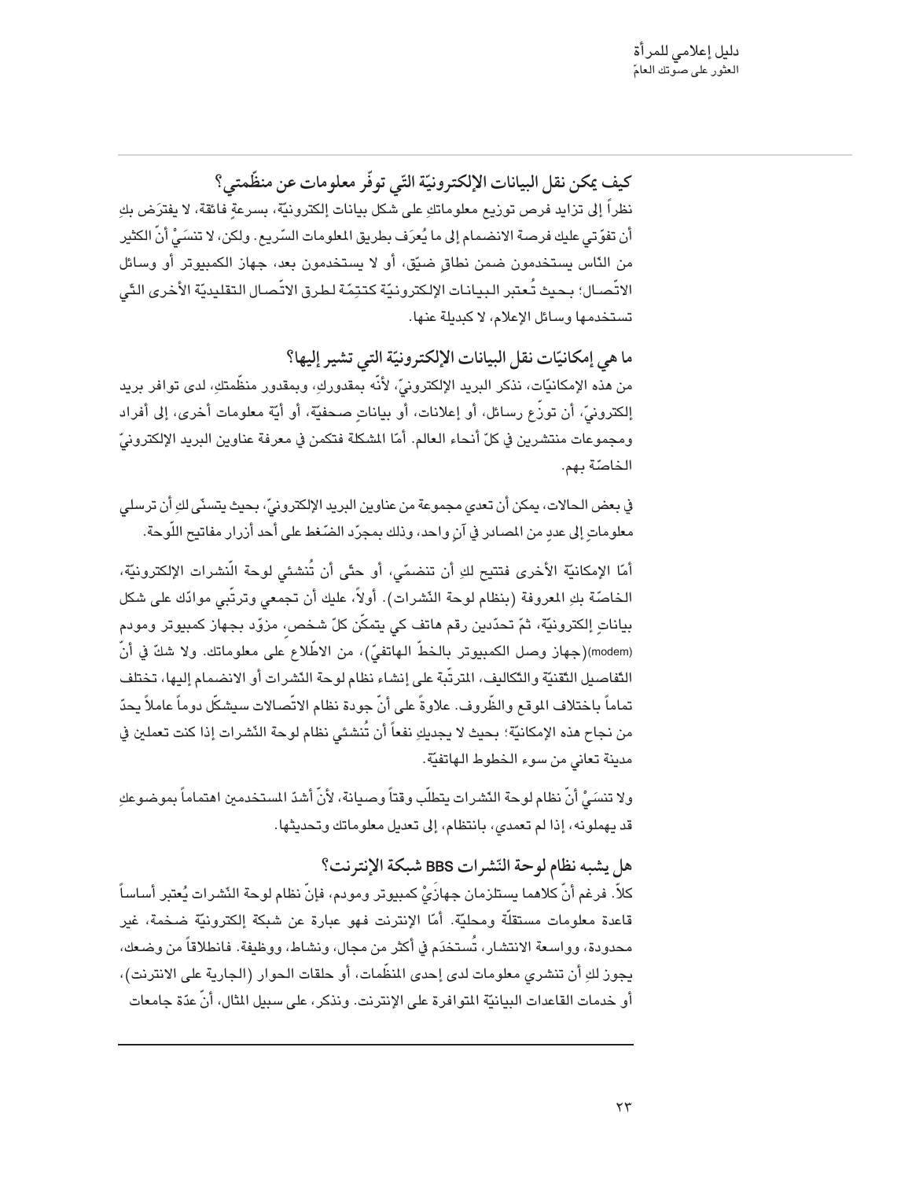## كيف يمكن نقل البيانات الإلكترونيّة التّي توفّر معلومات عن منظّمتي؟

نظراً إلى تزايد فرص توزيع معلوماتكِ على شكل بيانات إلكترونيّة، بسرعةٍ فائقة، لا يفترَض بكِ أن تفوّتي عليك فرصة الانضمام إلى ما يُعرَف بطريق المعلومات السّريع. ولكن، لا تنسَيْ أنّ الكثير من النّاس يستخدمون ضمن نطاقٍ ضيّق، أو لا يستخدمون بعد، جهاز الكمبيوتر أو وسائل الاتّصال؛ بحيث تُعتبر البيانات الإلكترونيّة كتتِمّة لطرق الاتّصال التقليديّة الأخرى التّي تستخدمها وسائل الإعلام، لا كبديلة عنها.

## ما هي إمكانيّات نقل البيانات الإلكترونيّة التي تشير إليها؟

من هذه الإمكانيّات، نذكر البريد الإلكترونيّ، لأنّه بمقدورك، وبمقدور منظّمتكِ، لدى توافر بريد إلكترونيّ، أن توزّع رسائل، أو إعلانات، أو بياناتٍ صحفيّة، أو أيّة معلومات أخرى، إلى أفراد ومجموعات منتشرين في كلّ أنحاء العالم. أمّا المشكلة فتكمن في معرفة عناوين البريد الإلكترونيّ الخاصّة بهم.

في بعض الحالات، يمكن أن تعدي مجموعة من عناوين البريد الإلكترونيّ، بحيث يتسنّى لكِ أن ترسلي معلوماتٍ إلى عددٍ من المصادر في آنٍ واحد، وذلك بمجرّد الضّغط على أحد أزرار مفاتيح اللّوحة.

أمّا الإمكانيّة الأخرى فتتيح لكِ أن تنضمّي، أو حتّى أن تُنشئي لوحة النّشرات الإلكترونيّة، الخاصّة بكِ المعروفة (بنظام لوحة النّشرات). أولاً، عليك أن تجمعي وترتّبي موادّك على شكل بياناتٍ إلكترونيّة، ثمّ تحدّدين رقم هاتف كي يتمكّن كلّ شخص، مزوّد بجهاز كمبيوتر ومودم (modem)(جهاز وصل الكمبيوتر بالخطّ الهاتفيّ)، من الاطّلاع على معلوماتك. ولا شكّ في أنّ التّفاصيل التّقنيّة والتّكاليف، المترتّبة على إنشاء نظام لوحة النّشرات أو الانضمام إليها، تختلف تماماً باختلاف الموقع والظّروف. علاوةً على أنّ جودة نظام الاتّصالات سيشكّل دوماً عاملاً يحدّ من نجاح هذه الإمكانيّة؛ بحيث لا يجديكِ نفعاً أن تُنشئي نظام لوحة النّشرات إذا كنت تعملين في مدينة تعاني من سوء الخطوط الهاتفيّة.

ولا تنسَيْ أنّ نظام لوحة النّشرات يتطلّب وقتاً وصيانة، لأنّ أشدّ المستخدمين اهتماماً بموضوعكِ قد يهملونه، إذا لم تعمدي، بانتظام، إلى تعديل معلوماتك وتحديثها.

## هل يشبه نظام لوحة النّشرات BBS شبكة الإنترنت؟

كلاّ. فرغم أنّ كلاهما يستلزمان جهازَيْ كمبيوتر ومودم، فإنّ نظام لوحة النّشرات يُعتبر أساساً قاعدة معلومات مستقلّة ومحليّة. أمّا الإنترنت فهو عبارة عن شبكة إلكترونيّة ضخمة، غير محدودة، وواسعة الانتشار، تُستخدَم في أكثر من مجال، ونشاط، ووظيفة. فانطلاقاً من وضعك، يجوز لكِ أن تنشري معلومات لدى إحدى المنظّمات، أو حلقات الحوار (الجارية على الانترنت)، أو خدمات القاعدات البيانيّة المتوافرة على الإنترنت. ونذكر، على سبيل المثال، أنّ عدّة جامعات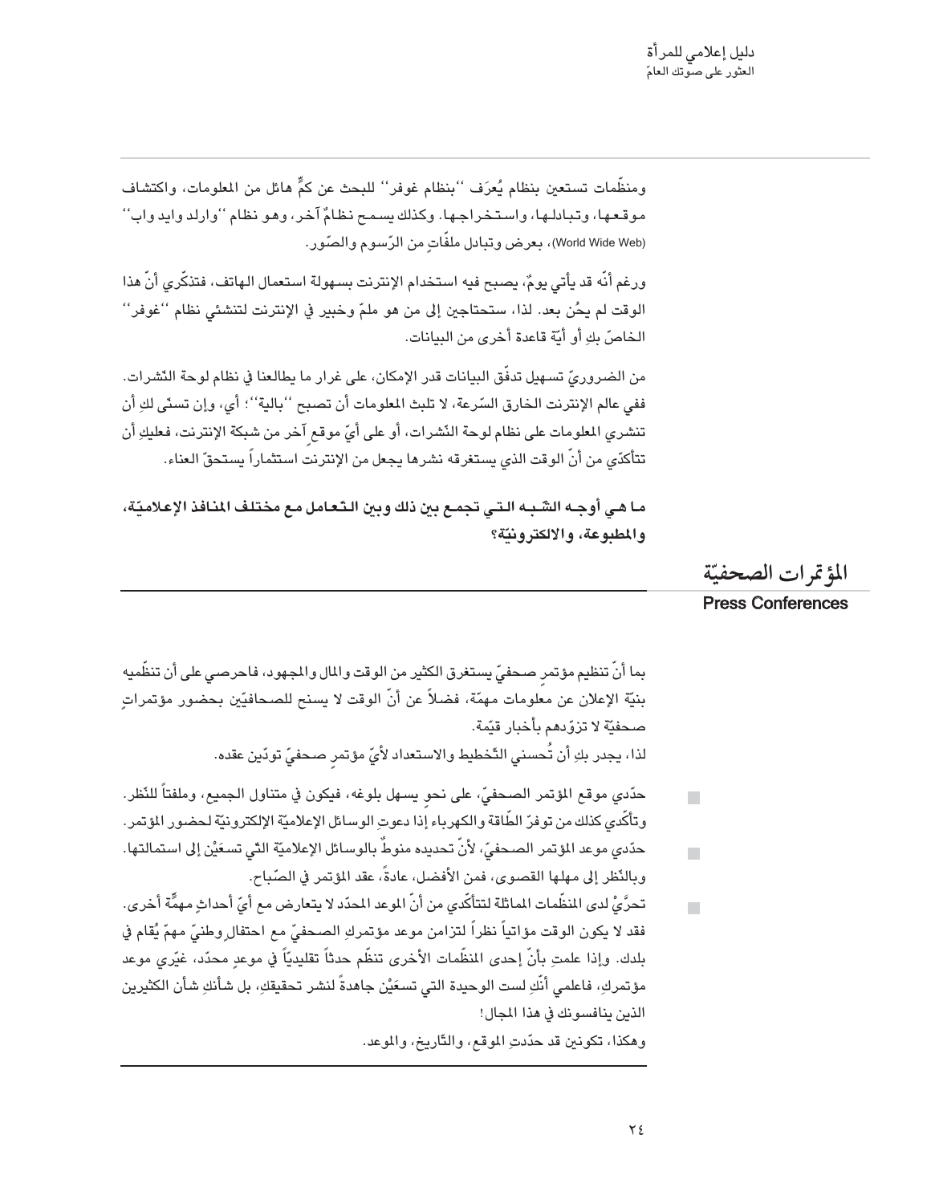ومنظّمات تستعين بنظام يُعرَف ''بنظام غوفر'' للبحث عن كمٍّ هائل من المعلومات، واكتشاف موقعها، وتبادلها، واستخراجها. وكذلك يسمح نظامٌ آخر، وهو نظام ''وارلد وايد واب'' (World Wide Web)، بعرض وتبادل ملفّاتٍ من الرّسوم والصّور.

ورغم أنّه قد يأتي يومٌ، يصبح فيه استخدام الإنترنت بسهولة استعمال الهاتف، فتذكّري أنّ هذا الوقت لم يحُن بعد. لذا، ستحتاجين إلى من هو ملمّ وخبير في الإنترنت لتنشئي نظام ''غوفر'' الخاصّ بكِ أو أيّة قاعدة أخرى من البيانات.

من الضروريّ تسهيل تدفّق البيانات قدر الإمكان، على غرار ما يطالعنا في نظام لوحة النشرات. ففي عالم الإنترنت الخارق السّرعة، لا تلبث المعلومات أن تصبح ''بالية''؛ أي، وإن تسنّى لكِ أن تنشري المعلومات على نظام لوحة النشرات، أو على أيّ موقعٍ آخر من شبكة الإنترنت، فعليكِ أن تتأكّدي من أنّ الوقت الذي يستغرقه نشرها يجعل من الإنترنت استثماراً يستحقّ العناء.

**ما هي أوجه الشّبه التي تجمع بين ذلك وبين التعامل مع مختلف المنافذ الإعلاميّة، والمطبوعة، والالكترونيّة؟**

## المؤتمرات الصحفيّة
## Press Conferences

بما أنّ تنظيم مؤتمرٍ صحفيّ يستغرق الكثير من الوقت والمال والمجهود، فاحرصي على أن تنظّميه بنيّة الإعلان عن معلومات مهمّة، فضلاً عن أنّ الوقت لا يسنح للصحافيّين بحضور مؤتمراتٍ صحفيّة لا تزوّدهم بأخبار قيّمة.

لذا، يجدر بكِ أن تُحسني التّخطيط والاستعداد لأيّ مؤتمرٍ صحفيّ تودّين عقده.

- حدّدي موقع المؤتمر الصحفيّ، على نحوٍ يسهل بلوغه، فيكون في متناول الجميع، وملفتاً للنّظر. وتأكّدي كذلك من توفرّ الطّاقة والكهرباء إذا دعوتِ الوسائل الإعلاميّة الإلكترونيّة لحضور المؤتمر.
- حدّدي موعد المؤتمر الصحفيّ، لأنّ تحديده منوطٌ بالوسائل الإعلاميّة الّتي تسعَيْن إلى استمالتها. وبالنّظر إلى مهلها القصوى، فمن الأفضل، عادةً، عقد المؤتمر في الصّباح.
- تحرَّيْ لدى المنظّمات المماثلة لتتأكّدي من أنّ الموعد المحدّد لا يتعارض مع أيّ أحداثٍ مهمَّة أخرى. فقد لا يكون الوقت مؤاتياً نظراً لتزامن موعد مؤتمركِ الصحفيّ مع احتفالٍ وطنيّ مهمّ يُقام في بلدك. وإذا علمتِ بأنّ إحدى المنظّمات الأخرى تنظّم حدثاً تقليديّاً في موعدٍ محدّد، غيّري موعد مؤتمركِ، فاعلمي أنّكِ لست الوحيدة التي تسعَيْن جاهدةً لنشر تحقيقكِ، بل شأنكِ شأن الكثيرين الذين ينافسونك في هذا المجال!

وهكذا، تكونين قد حدّدتِ الموقع، والتّاريخ، والموعد.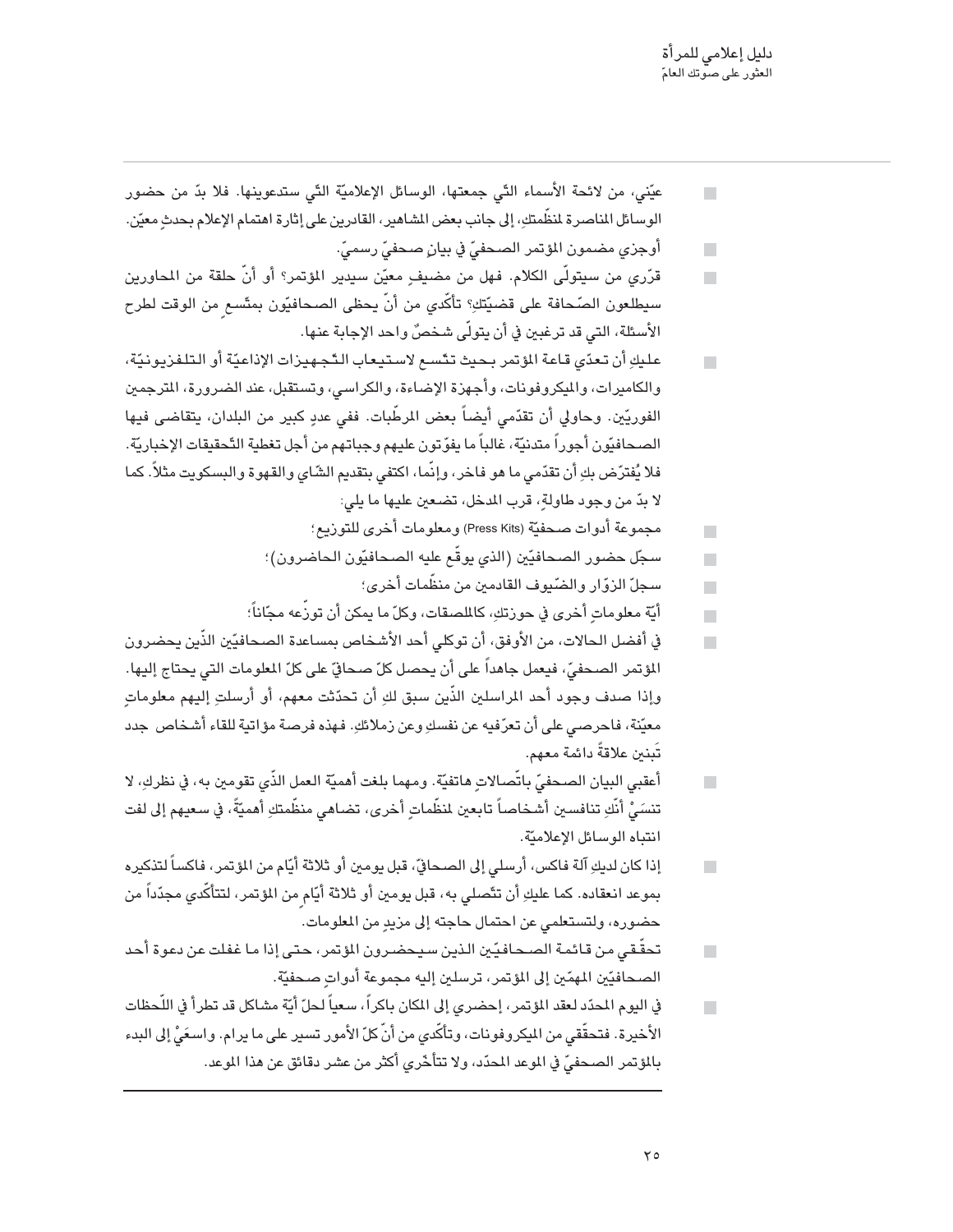- عيّني، من لائحة الأسماء التّي جمعتها، الوسائل الإعلاميّة التّي ستدعوينها. فلا بدّ من حضور الوسائل المناصرة لمنظّمتكِ، إلى جانب بعض المشاهير، القادرين على إثارة اهتمام الإعلام بحدثٍ معيّن.
- أوجزي مضمون المؤتمر الصحفيّ في بيانٍ صحفيّ رسميّ.
- قرّري من سيتولّى الكلام. فهل من مضيفٍ معيّن سيدير المؤتمر؟ أو أنّ حلقة من المحاورين سيطلعون الصّحافة على قضيّتكِ؟ تأكّدي من أنّ يحظى الصحافيّون بمتّسعٍ من الوقت لطرح الأسئلة، التي قد ترغبين في أن يتولّى شخصٌ واحد الإجابة عنها.
- عليكِ أن تعدّي قاعة المؤتمر بحيث تتّسع لاستيعاب التّجهيزات الإذاعيّة أو التلفزيونيّة، والكاميرات، والميكروفونات، وأجهزة الإضاءة، والكراسي، وتستقبل، عند الضرورة، المترجمين الفوريّين. وحاولي أن تقدّمي أيضاً بعض المرطّبات. ففي عددٍ كبير من البلدان، يتقاضى فيها الصحافيّون أجوراً متدنيّة، غالباً ما يفوّتون عليهم وجباتهم من أجل تغطية التّحقيقات الإخباريّة. فلا يُفترّض بكِ أن تقدّمي ما هو فاخر، وإنّما، اكتفي بتقديم الشّاي والقهوة والبسكويت مثلاً. كما لا بدّ من وجود طاولةٍ، قرب المدخل، تضعين عليها ما يلي:
- مجموعة أدوات صحفيّة (Press Kits) ومعلومات أخرى للتوزيع؛
- سجّل حضور الصحافيّين (الذي يوقّع عليه الصحافيّون الحاضرون)؛
- سجلّ الزوّار والضّيوف القادمين من منظّمات أخرى؛
- أيّة معلوماتٍ أخرى في حوزتكِ، كالملصقات، وكلّ ما يمكن أن توزّعه مجّاناً؛
- في أفضل الحالات، من الأوفق، أن توكلي إلى أحد الأشخاص بمساعدة الصحافيّين الذّين يحضرون المؤتمر الصحفيّ، فيعمل جاهداً على أن يحصل كلّ صحافيّ على كلّ المعلومات التي يحتاج إليها. وإذا صدف وجود أحد المراسلين الذّين سبق لكِ أن تحدّثت معهم، أو أرسلتِ إليهم معلوماتٍ معيّنة، فاحرصي على أن تعرّفيه عن نفسكِ وعن زملائكِ. فهذه فرصة مؤاتية للقاء أشخاص جدد تَبنين علاقةً دائمة معهم.
- أعقبي البيان الصحفيّ باتّصالاتٍ هاتفيّة. ومهما بلغت أهميّة العمل الذّي تقومين به، في نظركِ، لا تنسَيْ أنّكِ تنافسين أشخاصاً تابعين لمنظّماتٍ أخرى، تضاهي منظّمتكِ أهميّةً، في سعيهم إلى لفت انتباه الوسائل الإعلاميّة.
- إذا كان لديكِ آلة فاكس، أرسلي إلى الصحافيّ، قبل يومين أو ثلاثة أيّام من المؤتمر، فاكساً لتذكيره بموعد انعقاده. كما عليكِ أن تتّصلي به، قبل يومين أو ثلاثة أيّامٍ من المؤتمر، لتتأكّدي مجدّداً من حضوره، ولتستعلمي عن احتمال حاجته إلى مزيدٍ من المعلومات.
- تحقّقي من قائمة الصحافيّين الذين سيحضرون المؤتمر، حتى إذا ما غفلت عن دعوة أحد الصحافيّين المهمّين إلى المؤتمر، ترسلين إليه مجموعة أدواتٍ صحفيّة.
- في اليوم المحدّد لعقد المؤتمر، إحضري إلى المكان باكراً، سعياً لحلّ أيّة مشاكل قد تطرأ في اللّحظات الأخيرة. فتحقّقي من الميكروفونات، وتأكّدي من أنّ كلّ الأمور تسير على ما يرام. واسعَيْ إلى البدء بالمؤتمر الصحفيّ في الموعد المحدّد، ولا تتأخّري أكثر من عشر دقائق عن هذا الموعد.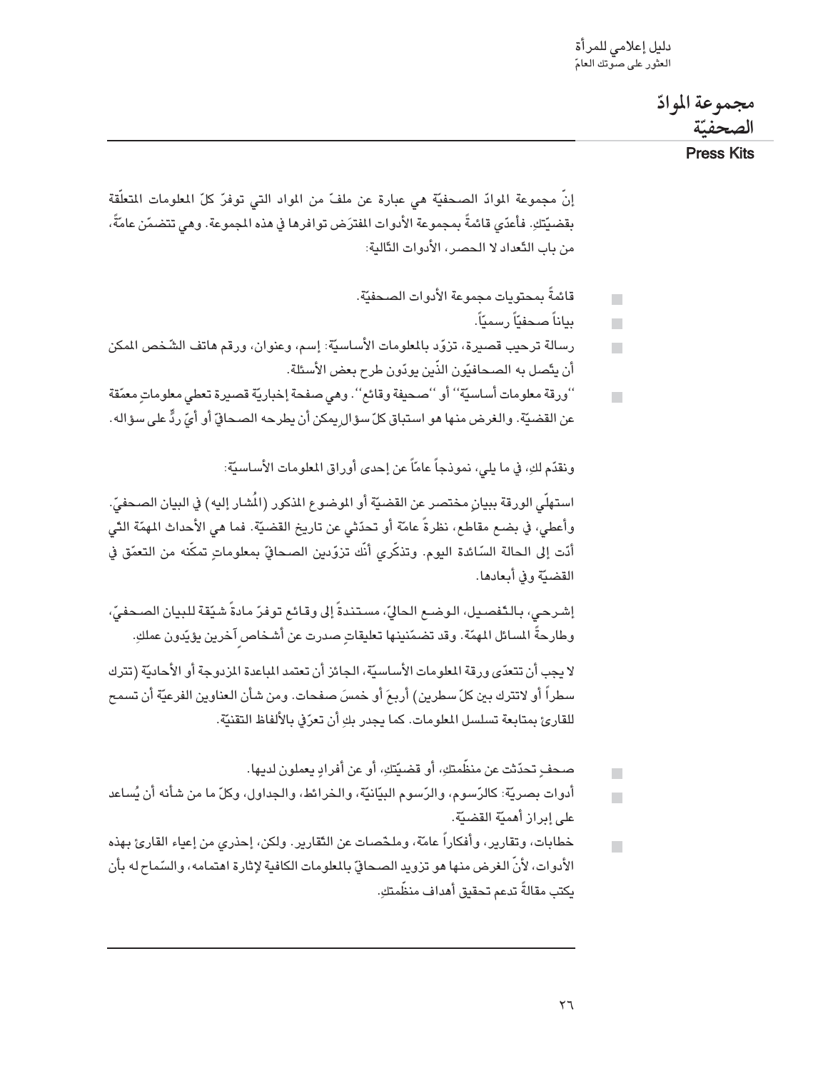# مجموعة الموادّ الصحفيّة

## Press Kits

إنّ مجموعة الموادّ الصحفيّة هي عبارة عن ملفّ من المواد التي توفرّ كلّ المعلومات المتعلّقة بقضيّتكِ. فأعدّي قائمةً بمجموعة الأدوات المفترَض توافرها في هذه المجموعة. وهي تتضمّن عامّةً، من باب التّعداد لا الحصر، الأدوات التّالية:

- قائمةً بمحتويات مجموعة الأدوات الصحفيّة.
- بياناً صحفيّاً رسميّاً.
- رسالة ترحيب قصيرة، تزوّد بالمعلومات الأساسيّة: إسم، وعنوان، ورقم هاتف الشّخص الممكن أن يتّصل به الصحافيّون الذّين يودّون طرح بعض الأسئلة.
- ''ورقة معلومات أساسيّة'' أو ''صحيفة وقائع''. وهي صفحة إخباريّة قصيرة تعطي معلوماتٍ معمّقة عن القضيّة. والغرض منها هو استباق كلّ سؤال يمكن أن يطرحه الصحافيّ أو أيّ ردٍّ على سؤاله.

ونقدّم لكِ، في ما يلي، نموذجاً عامّاً عن إحدى أوراق المعلومات الأساسيّة:

استهلّي الورقة ببيانٍ مختصر عن القضيّة أو الموضوع المذكور (المُشار إليه) في البيان الصحفيّ. وأعطي، في بضع مقاطع، نظرةً عامّة أو تحدّثي عن تاريخ القضيّة. فما هي الأحداث المهمّة الّتي أدّت إلى الحالة السّائدة اليوم. وتذكّري أنّك تزوّدين الصحافيّ بمعلوماتٍ تمكّنه من التعمّق في القضيّة وفي أبعادها.

إشرحي، بالتّفصيل، الوضع الحاليّ، مستندةً إلى وقائع توفرّ مادةً شيّقة للبيان الصحفيّ، وطارحةً المسائل المهمّة. وقد تضمّنينها تعليقاتٍ صدرت عن أشخاصٍ آخرين يؤيّدون عملكِ.

لا يجب أن تتعدّى ورقة المعلومات الأساسيّة، الجائز أن تعتمد المباعدة المزدوجة أو الأحاديّة (تترك سطراً أو لاتترك بين كلّ سطرين) أربعَ أو خمسَ صفحات. ومن شأن العناوين الفرعيّة أن تسمح للقارئ بمتابعة تسلسل المعلومات. كما يجدر بكِ أن تعرّفي بالألفاظ التقنيّة.

- صحفٍ تحدّثت عن منظّمتكِ، أو قضيّتكِ، أو عن أفرادٍ يعملون لديها.
- أدوات بصريّة: كالرّسوم، والرّسوم البيّانيّة، والخرائط، والجداول، وكلّ ما من شأنه أن يُساعد على إبراز أهميّة القضيّة.
- خطابات، وتقارير، وأفكاراً عامّة، وملخّصات عن التّقارير. ولكن، إحذري من إعياء القارئ بهذه الأدوات، لأنّ الغرض منها هو تزويد الصحافيّ بالمعلومات الكافية لإثارة اهتمامه، والسّماح له بأن يكتب مقالةً تدعم تحقيق أهداف منظّمتكِ.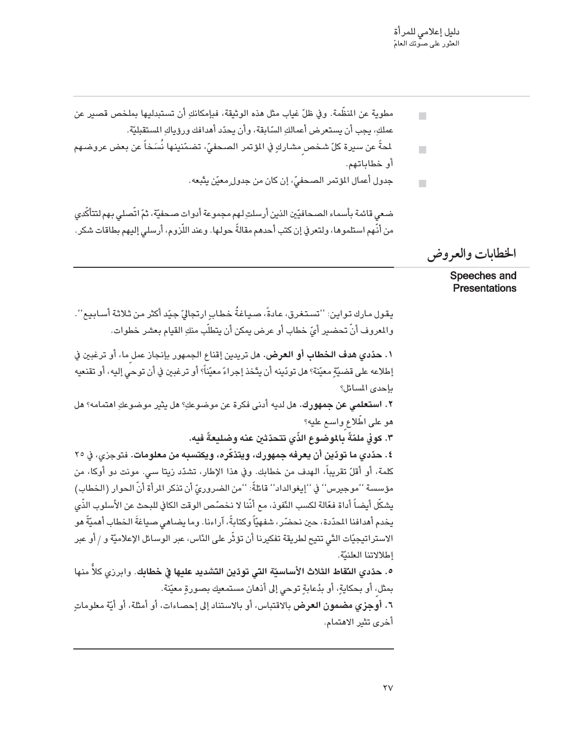- مطوية عن المنظّمة. وفي ظلّ غياب مثل هذه الوثيقة، فبإمكانكِ أن تستبدليها بملخص قصير عن عملكِ، يجب أن يستعرض أعمالكِ السّابقة، وأن يحدّد أهدافك ورؤياكِ المستقبليّة.
- لمحةً عن سيرة كلّ شخصٍ مشاركٍ في المؤتمر الصحفيّ، تضمّنينها نُسَخاً عن بعض عروضهم أو خطاباتهم.
- جدول أعمال المؤتمر الصحفيّ، إن كان من جدولٍ معيّن يتّبعه.

ضعي قائمة بأسماء الصحافيّين الذين أرسلتِ لهم مجموعة أدوات صحفيّة، ثمّ اتّصلي بهم لتتأكّدي من أنّهم استلموها، ولتعرفي إن كتب أحدهم مقالةً حولها. وعند اللّزوم، أرسلي إليهم بطاقات شكر.

## الخطابات والعروض

**Speeches and Presentations**

يقول مارك توايِن: ''تستغرق، عادةً، صياغةُ خطابٍ ارتجاليّ جيّد أكثر من ثلاثة أسابيع''. والمعروف أنّ تحضير أيّ خطاب أو عرض يمكن أن يتطلّب منكِ القيام بعشر خطوات.

١. **حدّدي هدف الخطاب أو العرض.** هل تريدين إقناع الجمهور بإنجاز عملٍ ما، أو ترغبين في إطلاعه على قضيّةٍ معيّنة؟ هل تودّينه أن يتّخذ إجراءً معيّناً؟ أو ترغبين في أن توحي إليه، أو تقنعيه بإحدى المسائل؟

٢. **استعلمي عن جمهورك.** هل لديه أدنى فكرة عن موضوعكِ؟ هل يثير موضوعكِ اهتمامه؟ هل هو على اطّلاعٍ واسع عليه؟

٣. **كوني ملمّةً بالموضوع الذّي تتحدّثين عنه وضليعةً فيه.**

٤. **حدّدي ما تودّين أن يعرفه جمهورك، ويتذكّره، ويكتسبه من معلومات.** فتوجزي، في ٢٥ كلمة، أو أقلّ تقريباً، الهدف من خطابك. وفي هذا الإطار، تشدّد زيتا سي. مونت دو أوكا، من مؤسسة ''موجيرس'' في ''إيغوالداد'' قائلةً: ''من الضروريّ أن تذكر المرأة أنّ الحوار (الخطاب) يشكّل أيضاً أداة فعّالة لكسب النّفوذ، مع أنّنا لا نخصّص الوقت الكافي للبحث عن الأسلوب الذّي يخدم أهدافنا المحدّدة، حين نحضّر، شفهيّاً وكتابةً، آراءنا. وما يضاهي صياغةَ الخطاب أهميّةً هو الاستراتيجيّات التّي تتيح لطريقة تفكيرنا أن تؤثّر على النّاس، عبر الوسائل الإعلاميّة و / أو عبر إطلالاتنا العلنيّة.

٥. **حدّدي النّقاط الثلاث الأساسيّة التي تودّين التشديد عليها في خطابك.** وابرزي كلاً منها بمثلٍ، أو بحكايةٍ، أو بدُعابةٍ توحي إلى أذهان مستمعيك بصورةٍ معيّنة.

٦. **أوجزي مضمون العرض** بالاقتباس، أو بالاستناد إلى إحصاءات، أو أمثلة، أو أيّة معلوماتٍ أخرى تثير الاهتمام.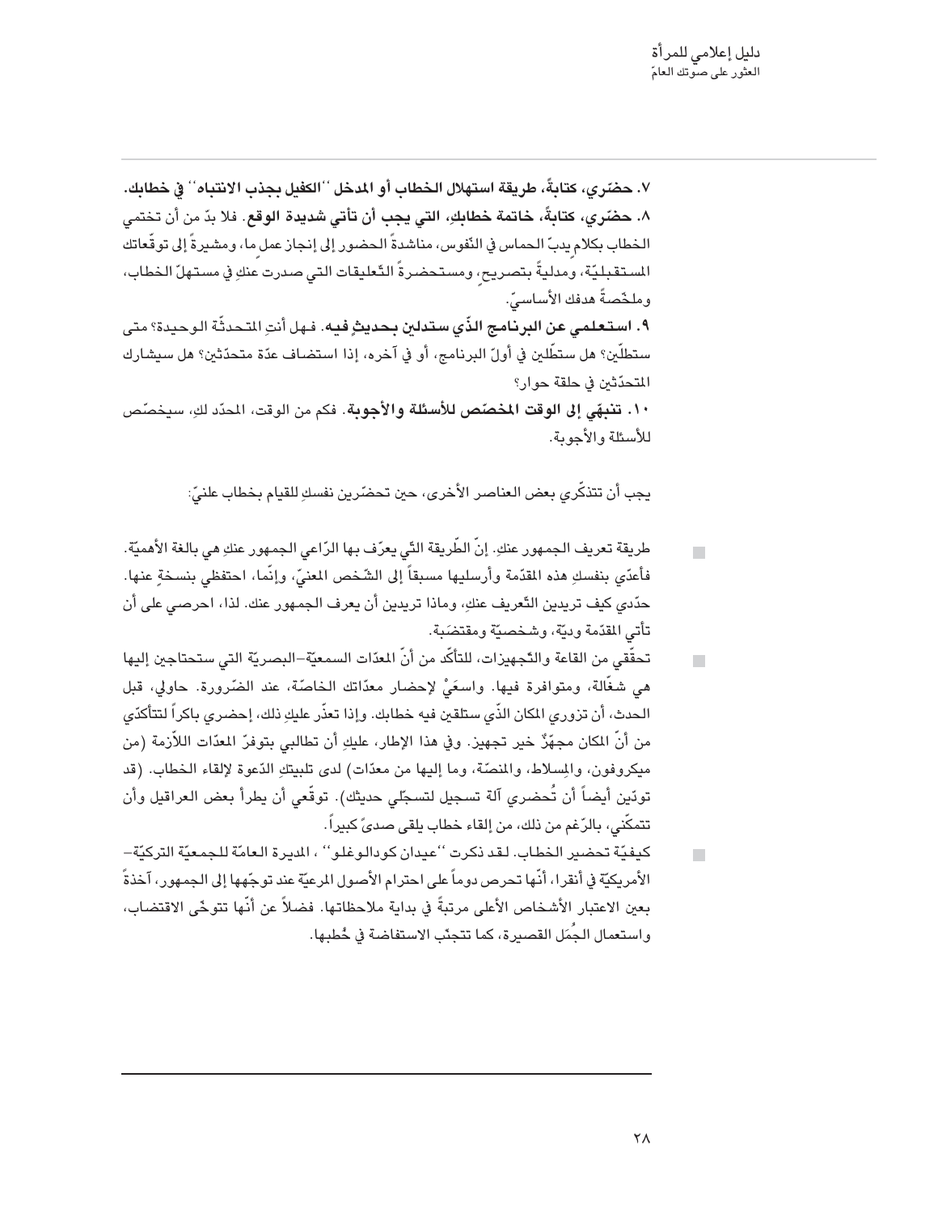**٧. حضّري، كتابةً، طريقة استهلال الخطاب أو المدخل ''الكفيل بجذب الانتباه'' في خطابك.**

**٨. حضّري، كتابةً، خاتمة خطابكِ، التي يجب أن تأتي شديدة الوقع.** فلا بدّ من أن تختمي الخطاب بكلام يدبّ الحماس في النّفوس، مناشدةً الحضور إلى إنجاز عمل ما، ومشيرةً إلى توقّعاتك المستقبليّة، ومدليةً بتصريحٍ، ومستحضرةً التّعليقات التي صدرت عنكِ في مستهلّ الخطاب، وملخّصةً هدفك الأساسيّ.

**٩. استعلمي عن البرنامج الذّي ستدلين بحديثٍ فيه.** فهل أنتِ المتحدثّة الوحيدة؟ متى ستطلّين؟ هل ستطلّين في أولّ البرنامج، أو في آخره، إذا استضاف عدّة متحدّثين؟ هل سيشارك المتحدّثين في حلقة حوار؟

**١٠. تنبهّي إلى الوقت المخصّص للأسئلة والأجوبة.** فكم من الوقت، المحدّد لكِ، سيخصّص للأسئلة والأجوبة.

يجب أن تتذكّري بعض العناصر الأخرى، حين تحضّرين نفسكِ للقيام بخطاب علنيّ:

- طريقة تعريف الجمهور عنكِ. إنّ الطّريقة التّي يعرّف بها الرّاعي الجمهور عنكِ هي بالغة الأهميّة. فأعدّي بنفسكِ هذه المقدّمة وأرسليها مسبقاً إلى الشّخص المعنيّ، وإنّما، احتفظي بنسخةٍ عنها. حدّدي كيف تريدين التّعريف عنكِ، وماذا تريدين أن يعرف الجمهور عنك. لذا، احرصي على أن تأتي المقدّمة وديّة، وشخصيّة ومقتضَبة.
- تحقّقي من القاعة والتّجهيزات، للتأكّد من أنّ المعدّات السمعيّة–البصريّة التي ستحتاجين إليها هي شغّالة، ومتوافرة فيها. واسعَيْ لإحضار معدّاتك الخاصّة، عند الضّرورة. حاولي، قبل الحدث، أن تزوري المكان الذّي ستلقين فيه خطابك. وإذا تعذّر عليكِ ذلك، إحضري باكراً لتتأكّدي من أنّ المكان مجهّزٌ خير تجهيز. وفي هذا الإطار، عليكِ أن تطالبي بتوفرّ المعدّات اللاّزمة (من ميكروفون، والمِسلاط، والمنصّة، وما إليها من معدّات) لدى تلبيتكِ الدّعوة لإلقاء الخطاب. (قد تودّين أيضاً أن تُحضري آلة تسجيل لتسجّلي حديثك). توقّعي أن يطرأ بعض العراقيل وأن تتمكّني، بالرّغم من ذلك، من إلقاء خطاب يلقى صدىً كبيراً.
- كيفيّة تحضير الخطاب. لقد ذكرت ''عيدان كودالوغلو''، المديرة العامّة للجمعيّة التركيّة–الأمريكيّة في أنقرا، أنّها تحرص دوماً على احترام الأصول المرعيّة عند توجّهها إلى الجمهور، آخذةً بعين الاعتبار الأشخاص الأعلى مرتبةً في بداية ملاحظاتها. فضلاً عن أنّها تتوخّى الاقتضاب، واستعمال الجُمَل القصيرة، كما تتجنّب الاستفاضة في خُطبها.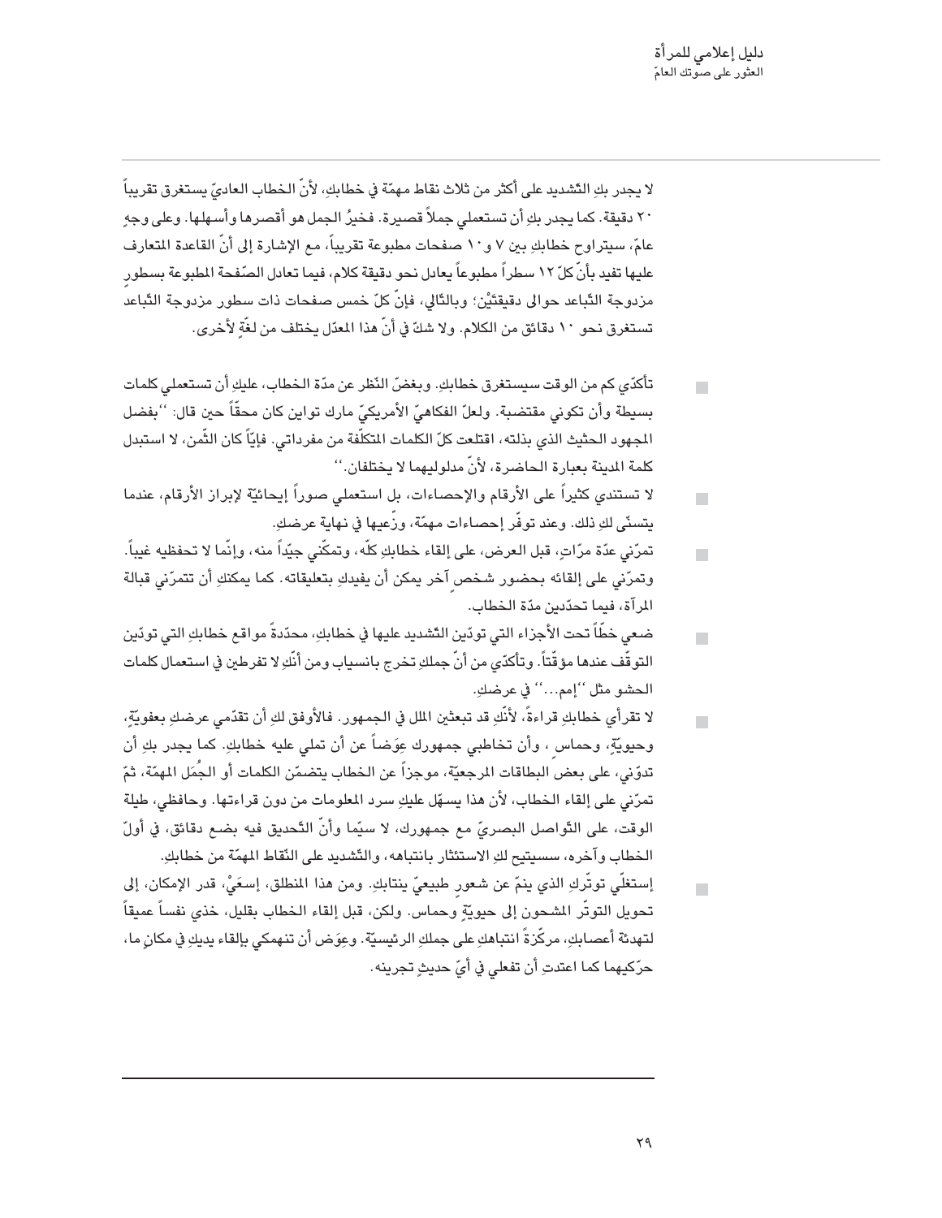لا يجدر بكِ التّشديد على أكثر من ثلاث نقاط مهمّة في خطابكِ، لأنّ الخطاب العاديّ يستغرق تقريباً ٢٠ دقيقة. كما يجدر بكِ أن تستعملي جملاً قصيرة. فخيرُ الجمل هو أقصرها وأسهلها. وعلى وجهٍ عامّ، سيتراوح خطابكِ بين ٧ و١٠ صفحات مطبوعة تقريباً، مع الإشارة إلى أنّ القاعدة المتعارف عليها تفيد بأنّ كلّ ١٢ سطراً مطبوعاً يعادل نحو دقيقة كلام، فيما تعادل الصّفحة المطبوعة بسطور مزدوجة التّباعد حوالى دقيقتَيْن؛ وبالتّالي، فإنّ كلّ خمس صفحات ذات سطور مزدوجة التّباعد تستغرق نحو ١٠ دقائق من الكلام. ولا شكّ في أنّ هذا المعدّل يختلف من لغةٍ لأخرى.

- تأكّدي كم من الوقت سيستغرق خطابكِ. وبغضّ النّظر عن مدّة الخطاب، عليكِ أن تستعملي كلمات بسيطة وأن تكوني مقتضبة. ولعلّ الفكاهيّ الأمريكيّ مارك توابن كان محقّاً حين قال: ''بفضل المجهود الحثيث الذي بذلته، اقتلعت كلّ الكلمات المتكلّفة من مفرداتي. فإيّاً كان الثّمن، لا استبدل كلمة المدينة بعبارة الحاضرة، لأنّ مدلوليهما لا يختلفان.''
- لا تستندي كثيراً على الأرقام والإحصاءات، بل استعملي صوراً إيحائيّة لإبراز الأرقام، عندما يتسنّى لكِ ذلك. وعند توفّر إحصاءات مهمّة، وزّعيها في نهاية عرضكِ.
- تمرّني عدّة مرّاتٍ، قبل العرض، على إلقاء خطابكِ كلّه، وتمكّني جيّداً منه، وإنّما لا تحفظيه غيباً. وتمرّني على إلقائه بحضور شخصٍ آخر يمكن أن يفيدكِ بتعليقاته. كما يمكنكِ أن تتمرّني قبالة المرآة، فيما تحدّدين مدّة الخطاب.
- ضعي خطّاً تحت الأجزاء التي تودّين التّشديد عليها في خطابكِ، محدّدةً مواقع خطابكِ التي تودّين التوقّف عندها مؤقّتاً. وتأكّدي من أنّ جملكِ تخرج بانسياب ومن أنّكِ لا تفرطين في استعمال كلمات الحشو مثل ''إمم...'' في عرضكِ.
- لا تقرأي خطابكِ قراءةً، لأنّكِ قد تبعثين الملل في الجمهور. فالأوفق لكِ أن تقدّمي عرضكِ بعفويّةٍ، وحيويّةٍ، وحماسٍ ، وأن تخاطبي جمهورك عوَضاً عن أن تملي عليه خطابكِ. كما يجدر بكِ أن تدوّني، على بعض البطاقات المرجعيّة، موجزاً عن الخطاب يتضمّن الكلمات أو الجُمَل المهمّة، ثمّ تمرّني على إلقاء الخطاب، لأن هذا يسهّل عليكِ سرد المعلومات من دون قراءتها. وحافظي، طيلة الوقت، على التّواصل البصريّ مع جمهورك، لا سيّما وأنّ التّحديق فيه بضع دقائق، في أولّ الخطاب وآخره، سيتيح لكِ الاستئثار بانتباهه، والتّشديد على النّقاط المهمّة من خطابكِ.
- إستغلّي توتّركِ الذي ينمّ عن شعورٍ طبيعيّ ينتابكِ. ومن هذا المنطلق، إسعَيْ، قدر الإمكان، إلى تحويل التوتّر المشحون إلى حيويّةٍ وحماس. ولكن، قبل إلقاء الخطاب بقليل، خذي نفساً عميقاً لتهدئة أعصابكِ، مركّزةً انتباهكِ على جملكِ الرئيسيّة. وعِوَض أن تنهمكي بإلقاء يديكِ في مكانٍ ما، حرّكيهما كما اعتدتِ أن تفعلي في أيّ حديثٍ تجرينه.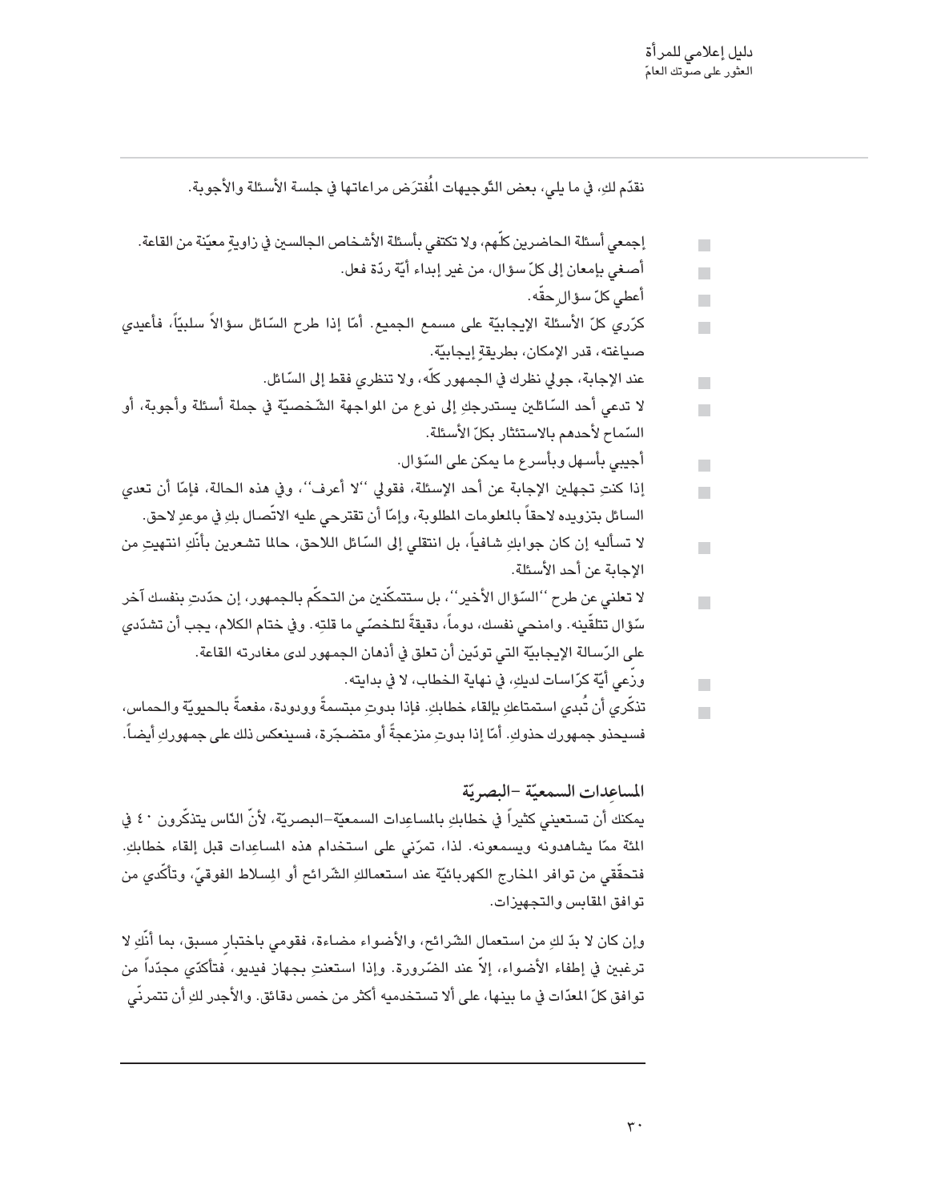نقدّم لكِ، في ما يلي، بعض التّوجيهات المُفترَض مراعاتها في جلسة الأسئلة والأجوبة.

- إجمعي أسئلة الحاضرين كلّهم، ولا تكتفي بأسئلة الأشخاص الجالسين في زاويةٍ معيّنة من القاعة.
- أصغي بإمعانٍ إلى كلّ سؤال، من غير إبداء أيّة ردّة فعل.
- أعطي كلّ سؤالٍ حقّه.
- كرّري كلّ الأسئلة الإيجابيّة على مسمع الجميع. أمّا إذا طرح السّائل سؤالاً سلبيّاً، فأعيدي صياغته، قدر الإمكان، بطريقةٍ إيجابيّة.
- عند الإجابة، جولي نظرك في الجمهور كلّه، ولا تنظري فقط إلى السّائل.
- لا تدعي أحد السّائلين يستدرجكِ إلى نوع من المواجهة الشّخصيّة في جملة أسئلة وأجوبة، أو السّماح لأحدهم بالاستئثار بكلّ الأسئلة.
- أجيبي بأسهل وبأسرع ما يمكن على السّؤال.
- إذا كنتِ تجهلين الإجابة عن أحد الإسئلة، فقولي ''لا أعرف''، وفي هذه الحالة، فإمّا أن تعدي السائل بتزويده لاحقاً بالمعلومات المطلوبة، وإمّا أن تقترحي عليه الاتّصال بكِ في موعدٍ لاحق.
- لا تسأليه إن كان جوابكِ شافياً، بل انتقلي إلى السّائل اللاحق، حالما تشعرين بأنّكِ انتهيتِ من الإجابة عن أحد الأسئلة.
- لا تعلني عن طرح ''السّؤال الأخير''، بل ستتمكّنين من التحكّم بالجمهور، إن حدّدتِ بنفسك آخر سّؤال تتلقّينه. وامنحي نفسك، دوماً، دقيقةً لتلخصّي ما قلتِه. وفي ختام الكلام، يجب أن تشدّدي على الرّسالة الإيجابيّة التي تودّين أن تعلق في أذهان الجمهور لدى مغادرته القاعة.
- وزّعي أيّة كرّاسات لديكِ، في نهاية الخطاب، لا في بدايته.
- تذكّري أن تُبدي استمتاعكِ بإلقاء خطابكِ. فإذا بدوتِ مبتسمةً وودودة، مفعمةً بالحيويّة والحماس، فسيحذو جمهورك حذوكِ. أمّا إذا بدوتِ منزعجةً أو متضجّرة، فسينعكس ذلك على جمهوركِ أيضاً.

## المساعِدات السمعيّة -البصريّة

يمكنك أن تستعيني كثيراً في خطابكِ بالمساعِدات السمعيّة-البصريّة، لأنّ النّاس يتذكّرون ٤٠ في المئة ممّا يشاهدونه ويسمعونه. لذا، تمرّني على استخدام هذه المساعِدات قبل إلقاء خطابكِ. فتحقّقي من توافر المخارج الكهربائيّة عند استعمالكِ الشّرائح أو المِسلاط الفوقيّ، وتأكّدي من توافق المقابس والتجهيزات.

وإن كان لا بدّ لكِ من استعمال الشّرائح، والأضواء مضاءة، فقومي باختبارٍ مسبق، بما أنّكِ لا ترغبين في إطفاء الأضواء، إلاّ عند الضّرورة. وإذا استعنتِ بجهاز فيديو، فتأكّدي مجدّداً من توافق كلّ المعدّات في ما بينها، على ألا تستخدميه أكثر من خمس دقائق. والأجدر لكِ أن تتمرّني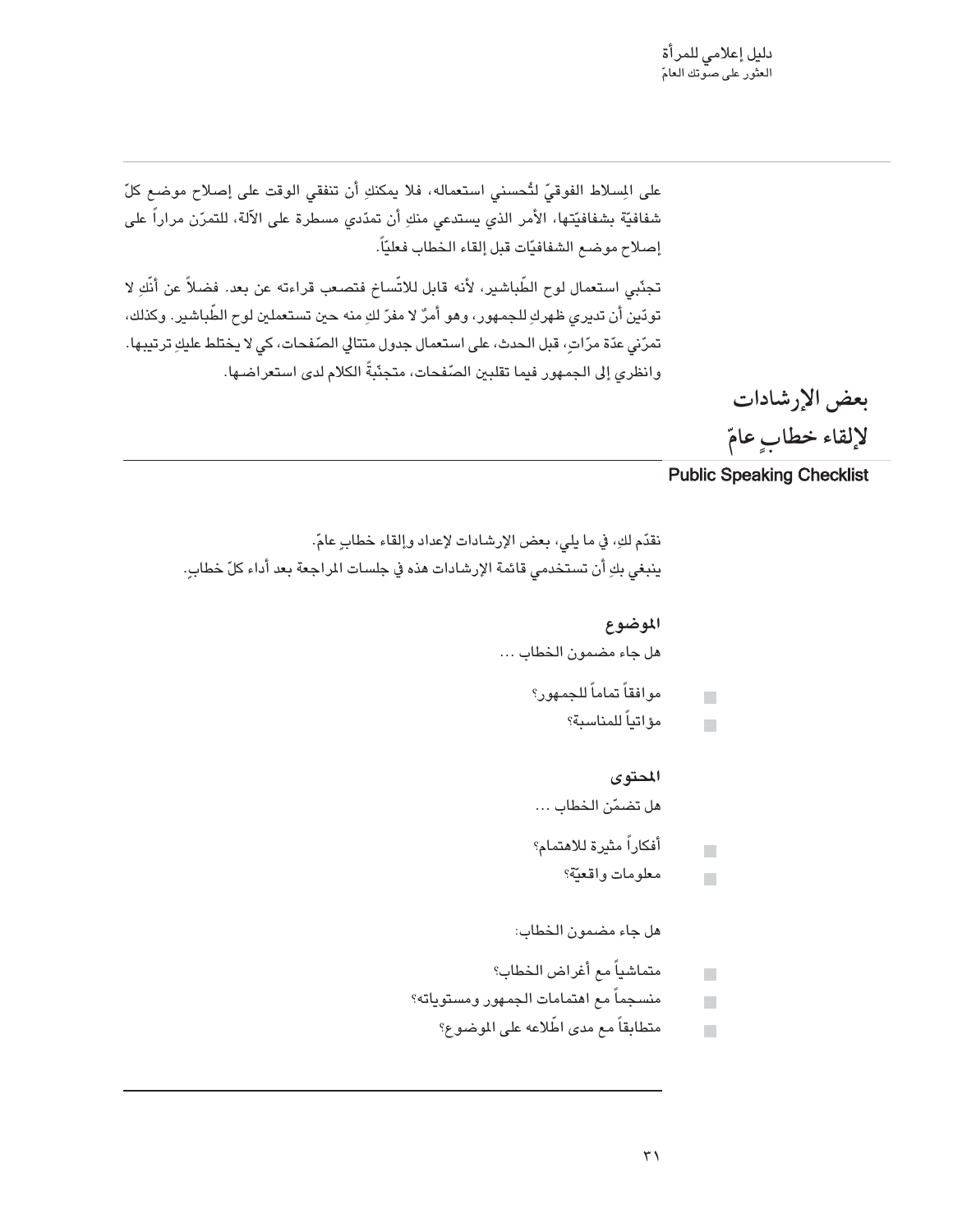على المِسلاط الفوقيّ لتُحسني استعماله، فلا يمكنكِ أن تنفقي الوقت على إصلاح موضع كلّ شفافيّة بشفافيّتها، الأمر الذي يستدعي منكِ أن تمدّي مسطرة على الآلة، للتمرّن مراراً على إصلاح موضع الشفافيّات قبل إلقاء الخطاب فعليّاً.

تجنّبي استعمال لوح الطّباشير، لأنه قابل للاتّساخ فتصعب قراءته عن بعد. فضلاً عن أنّكِ لا تودّين أن تديري ظهركِ للجمهور، وهو أمرٌ لا مفرّ لكِ منه حين تستعملين لوح الطّباشير. وكذلك، تمرّني عدّة مرّاتٍ، قبل الحدث، على استعمال جدول متتالي الصّفحات، كي لا يختلط عليكِ ترتيبها. وانظري إلى الجمهور فيما تقلبين الصّفحات، متجنّبةً الكلام لدى استعراضها.

## بعض الإرشادات لإلقاء خطابٍ عامّ

**Public Speaking Checklist**

نقدّم لكِ، في ما يلي، بعض الإرشادات لإعداد وإلقاء خطابٍ عامّ.
ينبغي بكِ أن تستخدمي قائمة الإرشادات هذه في جلسات المراجعة بعد أداء كلّ خطابٍ.

### الموضوع

هل جاء مضمون الخطاب ...

- ☐ موافقاً تماماً للجمهور؟
- ☐ مؤاتياً للمناسبة؟

### المحتوى

هل تضمّن الخطاب ...

- ☐ أفكاراً مثيرة للاهتمام؟
- ☐ معلومات واقعيّة؟

هل جاء مضمون الخطاب:

- ☐ متماشياً مع أغراض الخطاب؟
- ☐ منسجماً مع اهتمامات الجمهور ومستوياته؟
- ☐ متطابقاً مع مدى اطّلاعه على الموضوع؟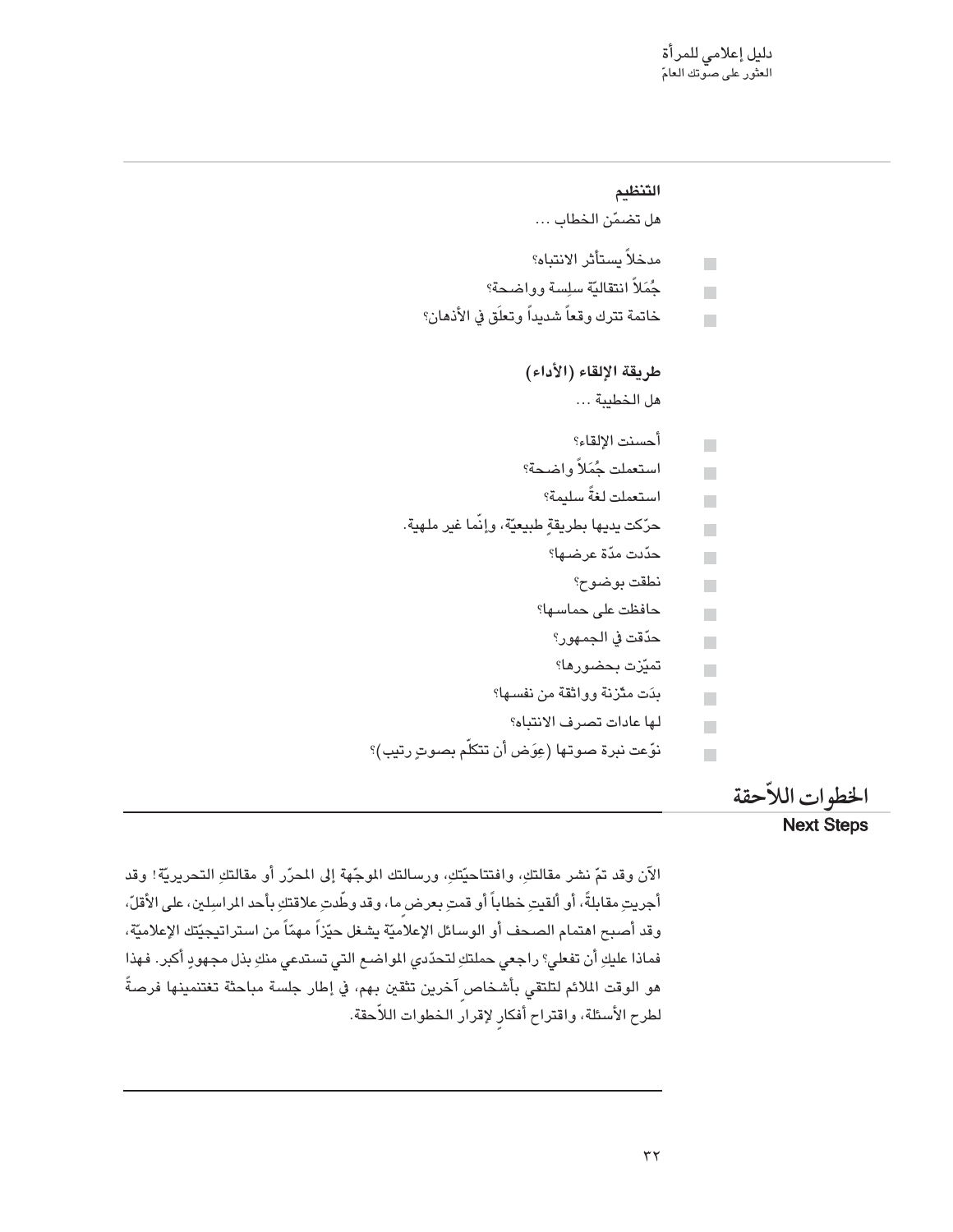**التنظيم**

هل تضمّن الخطاب ...

- مدخلاً يستأثر الانتباه؟
- جُمَلاً انتقاليّة سلِسة وواضحة؟
- خاتمة تترك وقعاً شديداً وتعلَق في الأذهان؟

**طريقة الإلقاء (الأداء)**

هل الخطيبة ...

- أحسنت الإلقاء؟
- استعملت جُمَلاً واضحة؟
- استعملت لغةً سليمة؟
- حرّكت يديها بطريقةٍ طبيعيّة، وإنّما غير ملهية.
- حدّدت مدّة عرضها؟
- نطقت بوضوح؟
- حافظت على حماسها؟
- حدّقت في الجمهور؟
- تميّزت بحضورها؟
- بدَت متّزنة وواثقة من نفسها؟
- لها عادات تصرف الانتباه؟
- نوّعت نبرة صوتها (عِوَض أن تتكلّم بصوتٍ رتيب)؟

## الخطوات اللاّحقة
## Next Steps

الآن وقد تمّ نشر مقالتكِ، وافتتاحيّتكِ، ورسالتك الموجّهة إلى المحرّر أو مقالتكِ التحريريّة! وقد أجريتِ مقابلةً، أو ألقيتِ خطاباً أو قمتِ بعرض ما، وقد وطّدتِ علاقتكِ بأحد المراسلين، على الأقلّ، وقد أصبح اهتمام الصحف أو الوسائل الإعلاميّة يشغل حيّزاً مهمّاً من استراتيجيّتك الإعلاميّة، فماذا عليكِ أن تفعلي؟ راجعي حملتكِ لتحدّدي المواضع التي تستدعي منكِ بذل مجهودٍ أكبر. فهذا هو الوقت الملائم لتلتقي بأشخاص آخرين تثقين بهم، في إطار جلسة مباحثة تغتنمينها فرصةً لطرح الأسئلة، واقتراح أفكارٍ لإقرار الخطوات اللاّحقة.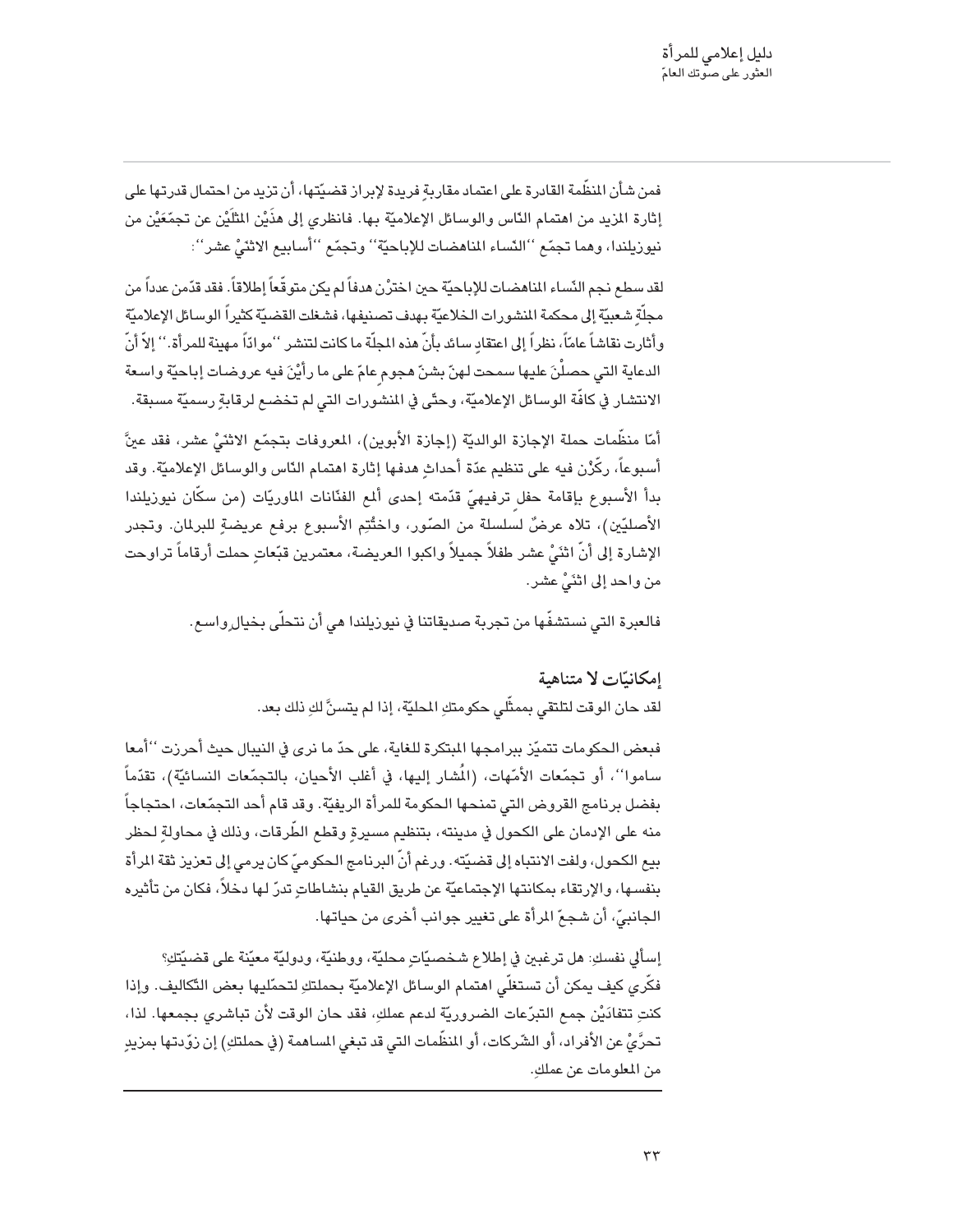فمن شأن المنظّمة القادرة على اعتماد مقاربةٍ فريدة لإبراز قضيّتها، أن تزيد من احتمال قدرتها على إثارة المزيد من اهتمام النّاس والوسائل الإعلاميّة بها. فانظري إلى هذَيْن المثَلَيْن عن تجمّعَيْن من نيوزيلندا، وهما تجمّع ''النّساء المناهضات للإباحيّة'' وتجمّع ''أسابيع الاثنَيْ عشر'':

لقد سطع نجم النّساء المناهضات للإباحيّة حين اخترْن هدفاً لم يكن متوقّعاً إطلاقاً. فقد قدّمن عدداً من مجلّةٍ شعبيّة إلى محكمة المنشورات الخلاعيّة بهدف تصنيفها، فشغلت القضيّة كثيراً الوسائل الإعلاميّة وأثارت نقاشاً عامّاً، نظراً إلى اعتقادٍ سائد بأنّ هذه المجلّة ما كانت لتنشر ''موادّاً مهينة للمرأة.'' إلاّ أنّ الدعاية التي حصلْنَ عليها سمحت لهنّ بشنّ هجومٍ عامّ على ما رأيْنَ فيه عروضات إباحيّة واسعة الانتشار في كافّة الوسائل الإعلاميّة، وحتّى في المنشورات التي لم تخضع لرقابةٍ رسميّة مسبقة.

أمّا منظّمات حملة الإجازة الوالديّة (إجازة الأبوين)، المعروفات بتجمّع الاثنَيْ عشر، فقد عينَّ أسبوعاً، ركّزْن فيه على تنظيم عدّة أحداثٍ هدفها إثارة اهتمام النّاس والوسائل الإعلاميّة. وقد بدأ الأسبوع بإقامة حفلٍ ترفيهيّ قدّمته إحدى ألمع الفنّانات الماوريّات (من سكّان نيوزيلندا الأصليّين)، تلاه عرضٌ لسلسلة من الصّور، واختُتِم الأسبوع برفع عريضةٍ للبرلمان. وتجدر الإشارة إلى أنّ اثنَيْ عشر طفلاً جميلاً واكبوا العريضة، معتمرين قبّعاتٍ حملت أرقاماً تراوحت من واحد إلى اثنَيْ عشر.

فالعبرة التي نستشفّها من تجربة صديقاتنا في نيوزيلندا هي أن نتحلّى بخيالٍ واسع.

## إمكانيّات لا متناهية

لقد حان الوقت لتلتقي بممثّلي حكومتكِ المحليّة، إذا لم يتسنَّ لكِ ذلك بعد.

فبعض الحكومات تتميّز ببرامجها المبتكرة للغاية، على حدّ ما نرى في النيبال حيث أحرزت ''أمعا ساموا''، أو تجمّعات الأمّهات، (المُشار إليها، في أغلب الأحيان، بالتجمّعات النسائيّة)، تقدّماً بفضل برنامج القروض التي تمنحها الحكومة للمرأة الريفيّة. وقد قام أحد التجمّعات، احتجاجاً منه على الإدمان على الكحول في مدينته، بتنظيم مسيرةٍ وقطع الطّرقات، وذلك في محاولةٍ لحظر بيع الكحول، ولفت الانتباه إلى قضيّته. ورغم أنّ البرنامج الحكوميّ كان يرمي إلى تعزيز ثقة المرأة بنفسها، والإرتقاء بمكانتها الإجتماعيّة عن طريق القيام بنشاطاتٍ تدرّ لها دخلاً، فكان من تأثيره الجانبيّ، أن شجعّ المرأة على تغيير جوانب أخرى من حياتها.

إسألي نفسكِ: هل ترغبين في إطلاع شخصيّاتٍ محليّة، ووطنيّة، ودوليّة معيّنة على قضيّتكِ؟ فكّري كيف يمكن أن تستغلّي اهتمام الوسائل الإعلاميّة بحملتكِ لتحمّليها بعض التّكاليف. وإذا كنتِ تتفادَيْن جمع التبرّعات الضروريّة لدعم عملكِ، فقد حان الوقت لأن تباشري بجمعها. لذا، تحرَّيْ عن الأفراد، أو الشّركات، أو المنظّمات التي قد تبغي المساهمة (في حملتكِ) إن زوّدتها بمزيدٍ من المعلومات عن عملكِ.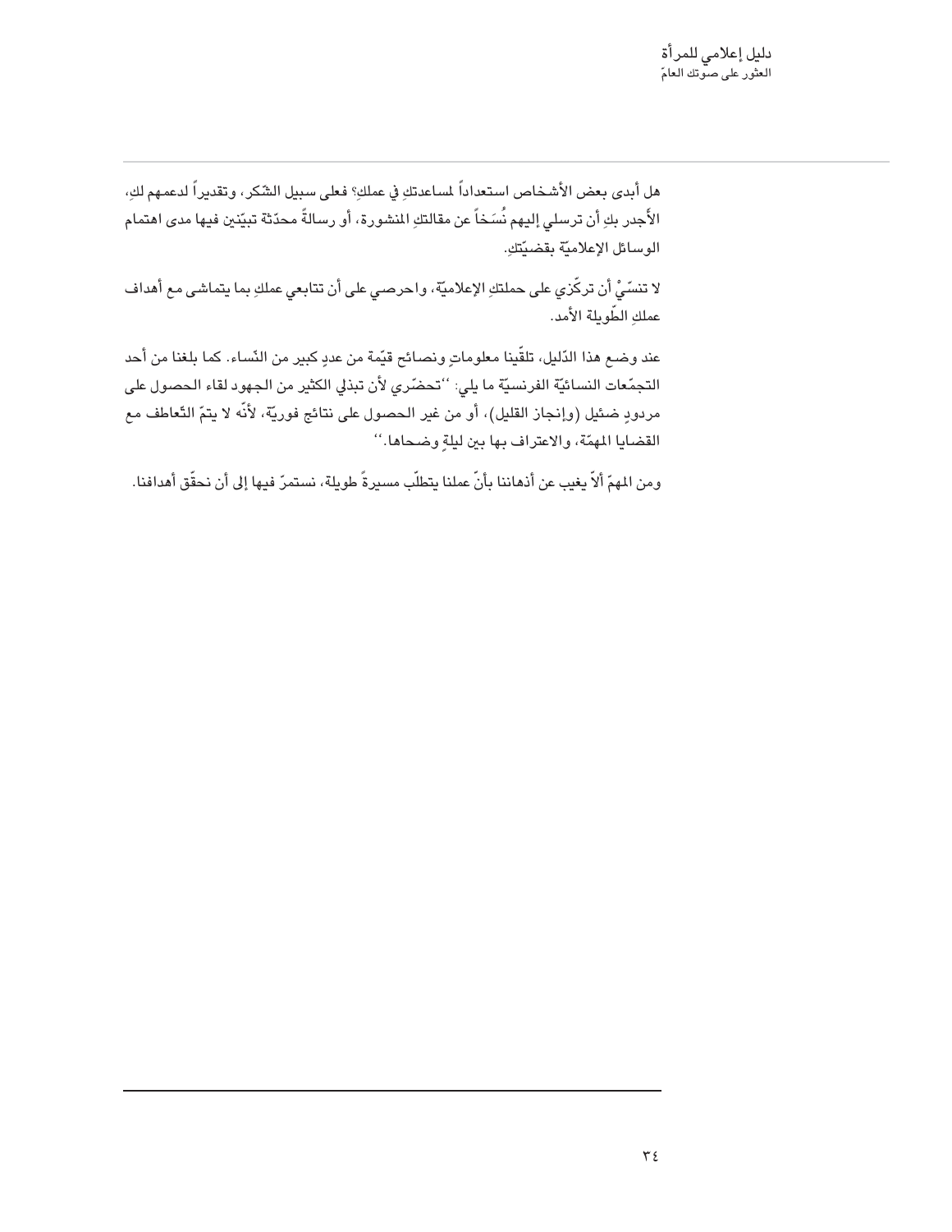هل أبدى بعض الأشخاص استعداداً لمساعدتكِ في عملكِ؟ فعلى سبيل الشّكر، وتقديراً لدعمهم لكِ، الأجدر بكِ أن ترسلي إليهم نُسَخاً عن مقالتكِ المنشورة، أو رسالةً محدّثة تبيّنين فيها مدى اهتمام الوسائل الإعلاميّة بقضيّتكِ.

لا تنسَيْ أن تركّزي على حملتكِ الإعلاميّة، واحرصي على أن تتابعي عملكِ بما يتماشى مع أهداف عملكِ الطّويلة الأمد.

عند وضع هذا الدّليل، تلقّينا معلوماتٍ ونصائح قيّمة من عددٍ كبير من النّساء. كما بلغنا من أحد التجمّعات النسائيّة الفرنسيّة ما يلي: ''تحضّري لأن تبذلي الكثير من الجهود لقاء الحصول على مردودٍ ضئيل (وإنجاز القليل)، أو من غير الحصول على نتائج فوريّة، لأنّه لا يتمّ التّعاطف مع القضايا المهمّة، والاعتراف بها بين ليلةٍ وضحاها.''

ومن المهمّ ألاّ يغيب عن أذهاننا بأنّ عملنا يتطلّب مسيرةً طويلة، نستمرّ فيها إلى أن نحقّق أهدافنا.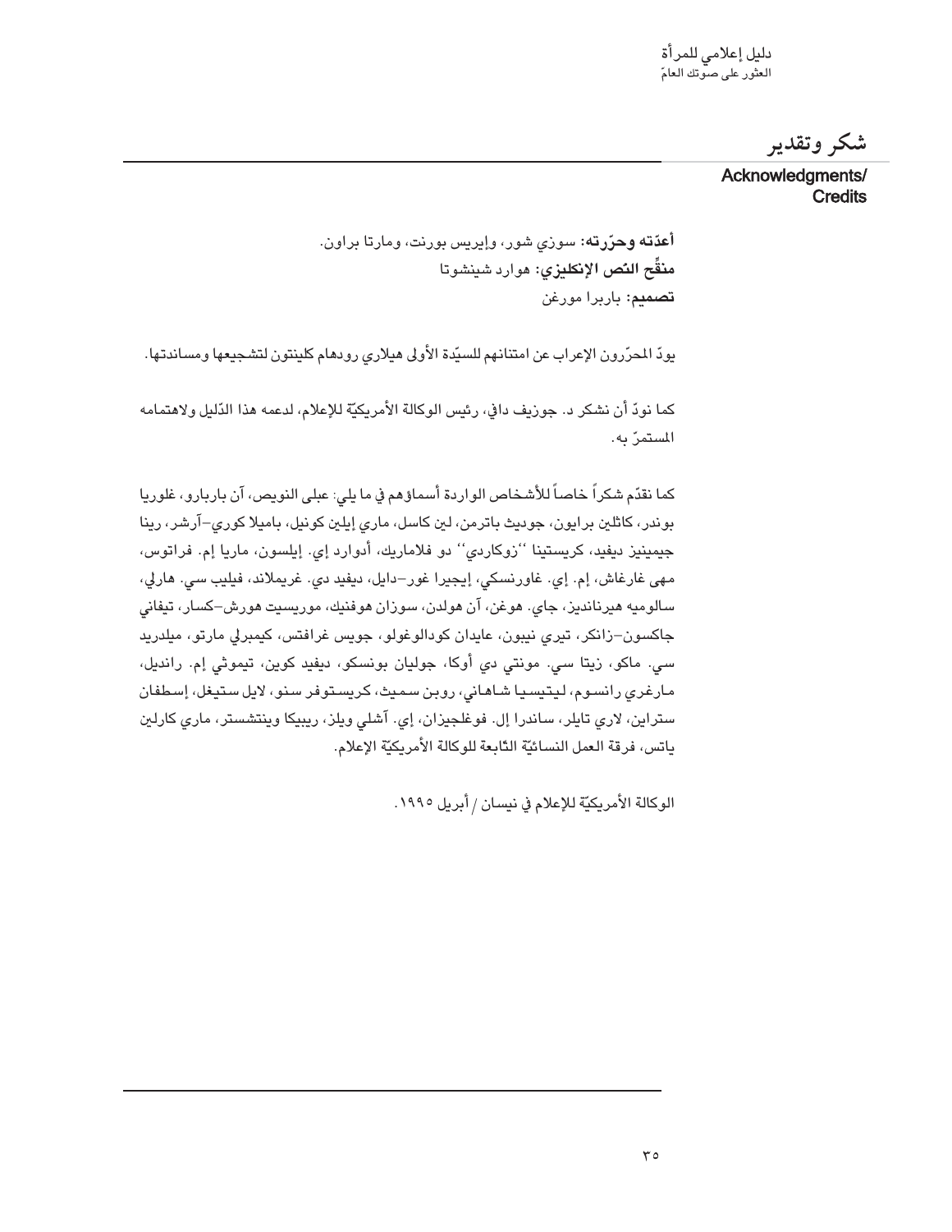# شكر وتقدير

## Acknowledgments/ Credits

**أعدّته وحرّرته:** سوزي شور، وإيريس بورنت، ومارتا براون.
**منقّح النّص الإنكليزي:** هوارد شينشوتا
**تصميم:** باربرا مورغن

يودّ المحرّرون الإعراب عن امتنانهم للسيّدة الأولى هيلاري رودهام كلينتون لتشجيعها ومساندتها.

كما نودّ أن نشكر د. جوزيف دافي، رئيس الوكالة الأمريكيّة للإعلام، لدعمه هذا الدّليل ولاهتمامه المستمرّ به.

كما نقدّم شكراً خاصاً للأشخاص الواردة أسماؤهم في ما يلي: عبلى النويص، آن باربارو، غلوريا بوندر، كاثلين برايون، جوديث باترمن، لين كاسل، ماري إيلين كونيل، باميلا كوري-آرشر، رينا جيمينيز ديفيد، كريستينا ''زوكاردي'' دو فلاماريك، أدوارد إي. إيلسون، ماريا إم. فراتوس، مهى غارغاش، إم. إي. غاورنسكي، إيجيرا غور-دايل، ديفيد دي. غريملاند، فيليب سي. هارلي، سالوميه هيرنانديز، جاي. هوغن، آن هولدن، سوزان هوفنيك، موريسيت هورش-كسار، تيفاني جاكسون-زانكر، تيري نيبون، عايدان كودالوغلو، جويس غرافتس، كيمبرلي مارتو، ميلدريد سي. ماكو، زيتا سي. مونتي دي أوكا، جوليان بونسكو، ديفيد كوين، تيموثي إم. رانديل، مارغري رانسوم، ليتيسيا شاهاني، روبن سميث، كريستوفر سنو، لايل ستيغل، إسطفان سترابن، لاري تايلر، ساندرا إل. فوغلجيزان، إي. آشلي ويلز، ريبيكا وينتشستر، ماري كارلين ياتس، فرقة العمل النسائيّة التّابعة للوكالة الأمريكيّة الإعلام.

الوكالة الأمريكيّة للإعلام في نيسان / أبريل ١٩٩٥.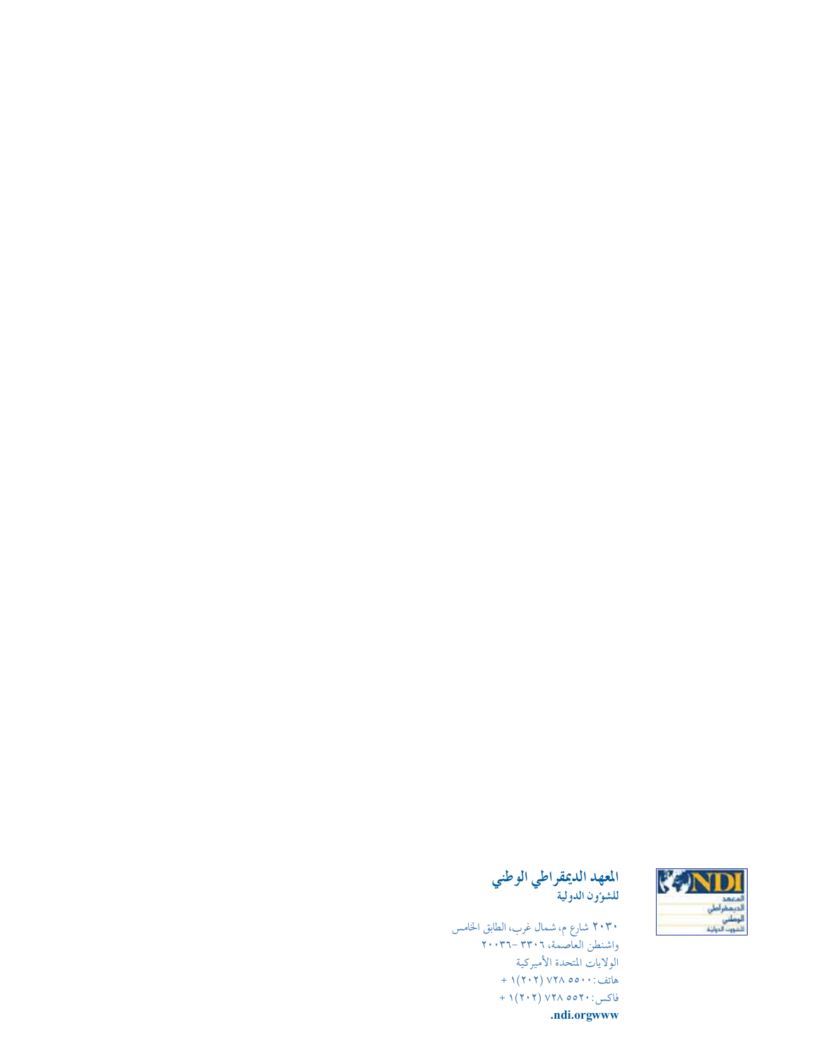**المعهد الديمقراطي الوطني**
**للشؤون الدولية**

٢٠٣٠ شارع م، شمال غرب، الطابق الخامس
واشنطن العاصمة، ٣٣٠٦-٢٠٠٣٦
الولايات المتحدة الأميركية
هاتف: ٥٥٠٠ ٧٢٨ (٢٠٢)١ +
فاكس: ٥٥٢٠ ٧٢٨ (٢٠٢)١ +
**www.ndi.org**